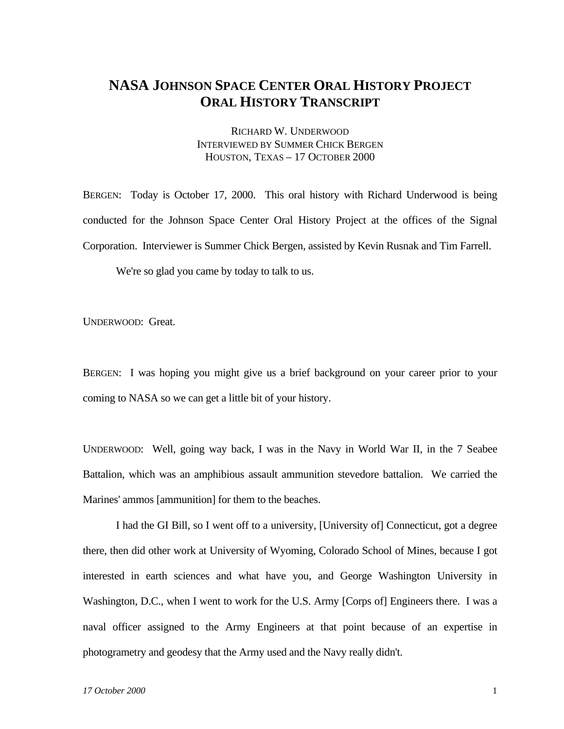# NASA Johnson Space Center Oral History Project
# Oral History Transcript

Richard W. Underwood
Interviewed by Summer Chick Bergen
Houston, Texas – 17 October 2000

Bergen: Today is October 17, 2000. This oral history with Richard Underwood is being conducted for the Johnson Space Center Oral History Project at the offices of the Signal Corporation. Interviewer is Summer Chick Bergen, assisted by Kevin Rusnak and Tim Farrell.

We're so glad you came by today to talk to us.

Underwood: Great.

Bergen: I was hoping you might give us a brief background on your career prior to your coming to NASA so we can get a little bit of your history.

Underwood: Well, going way back, I was in the Navy in World War II, in the 7 Seabee Battalion, which was an amphibious assault ammunition stevedore battalion. We carried the Marines' ammos [ammunition] for them to the beaches.

I had the GI Bill, so I went off to a university, [University of] Connecticut, got a degree there, then did other work at University of Wyoming, Colorado School of Mines, because I got interested in earth sciences and what have you, and George Washington University in Washington, D.C., when I went to work for the U.S. Army [Corps of] Engineers there. I was a naval officer assigned to the Army Engineers at that point because of an expertise in photogrametry and geodesy that the Army used and the Navy really didn't.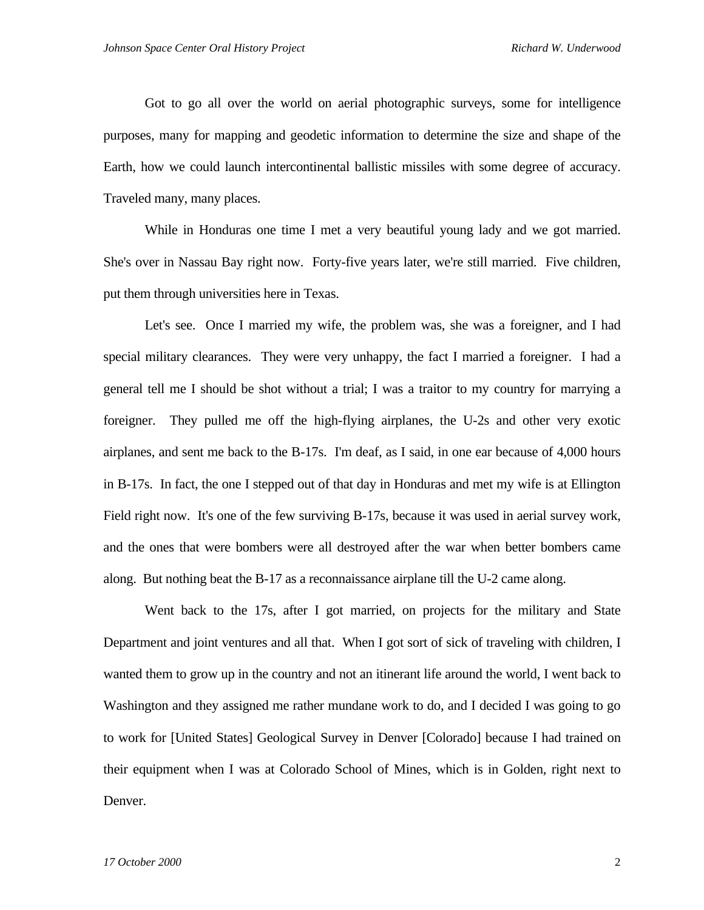Got to go all over the world on aerial photographic surveys, some for intelligence purposes, many for mapping and geodetic information to determine the size and shape of the Earth, how we could launch intercontinental ballistic missiles with some degree of accuracy. Traveled many, many places.

While in Honduras one time I met a very beautiful young lady and we got married. She's over in Nassau Bay right now. Forty-five years later, we're still married. Five children, put them through universities here in Texas.

Let's see. Once I married my wife, the problem was, she was a foreigner, and I had special military clearances. They were very unhappy, the fact I married a foreigner. I had a general tell me I should be shot without a trial; I was a traitor to my country for marrying a foreigner. They pulled me off the high-flying airplanes, the U-2s and other very exotic airplanes, and sent me back to the B-17s. I'm deaf, as I said, in one ear because of 4,000 hours in B-17s. In fact, the one I stepped out of that day in Honduras and met my wife is at Ellington Field right now. It's one of the few surviving B-17s, because it was used in aerial survey work, and the ones that were bombers were all destroyed after the war when better bombers came along. But nothing beat the B-17 as a reconnaissance airplane till the U-2 came along.

Went back to the 17s, after I got married, on projects for the military and State Department and joint ventures and all that. When I got sort of sick of traveling with children, I wanted them to grow up in the country and not an itinerant life around the world, I went back to Washington and they assigned me rather mundane work to do, and I decided I was going to go to work for [United States] Geological Survey in Denver [Colorado] because I had trained on their equipment when I was at Colorado School of Mines, which is in Golden, right next to Denver.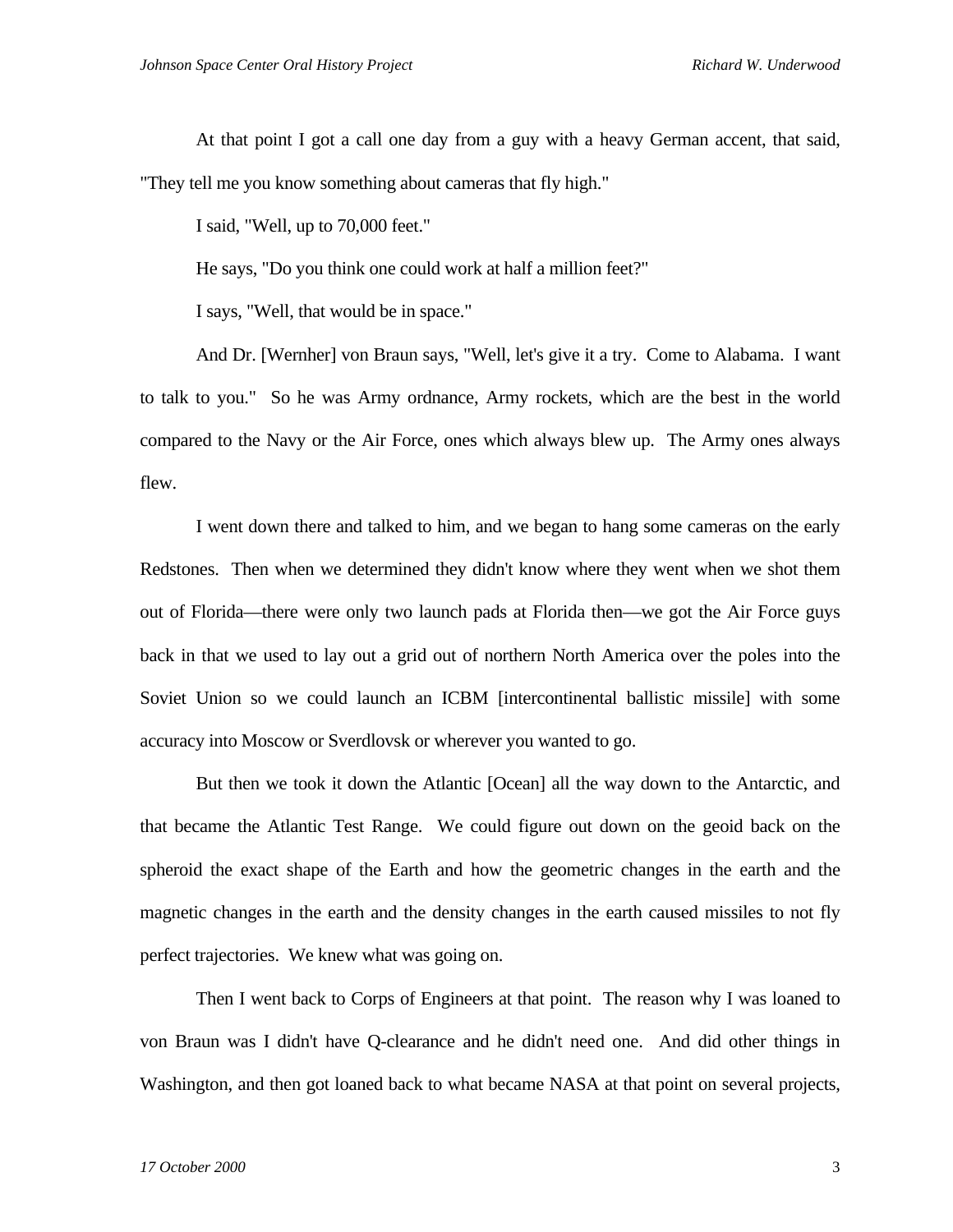At that point I got a call one day from a guy with a heavy German accent, that said, "They tell me you know something about cameras that fly high."

I said, "Well, up to 70,000 feet."

He says, "Do you think one could work at half a million feet?"

I says, "Well, that would be in space."

And Dr. [Wernher] von Braun says, "Well, let's give it a try. Come to Alabama. I want to talk to you." So he was Army ordnance, Army rockets, which are the best in the world compared to the Navy or the Air Force, ones which always blew up. The Army ones always flew.

I went down there and talked to him, and we began to hang some cameras on the early Redstones. Then when we determined they didn't know where they went when we shot them out of Florida—there were only two launch pads at Florida then—we got the Air Force guys back in that we used to lay out a grid out of northern North America over the poles into the Soviet Union so we could launch an ICBM [intercontinental ballistic missile] with some accuracy into Moscow or Sverdlovsk or wherever you wanted to go.

But then we took it down the Atlantic [Ocean] all the way down to the Antarctic, and that became the Atlantic Test Range. We could figure out down on the geoid back on the spheroid the exact shape of the Earth and how the geometric changes in the earth and the magnetic changes in the earth and the density changes in the earth caused missiles to not fly perfect trajectories. We knew what was going on.

Then I went back to Corps of Engineers at that point. The reason why I was loaned to von Braun was I didn't have Q-clearance and he didn't need one. And did other things in Washington, and then got loaned back to what became NASA at that point on several projects,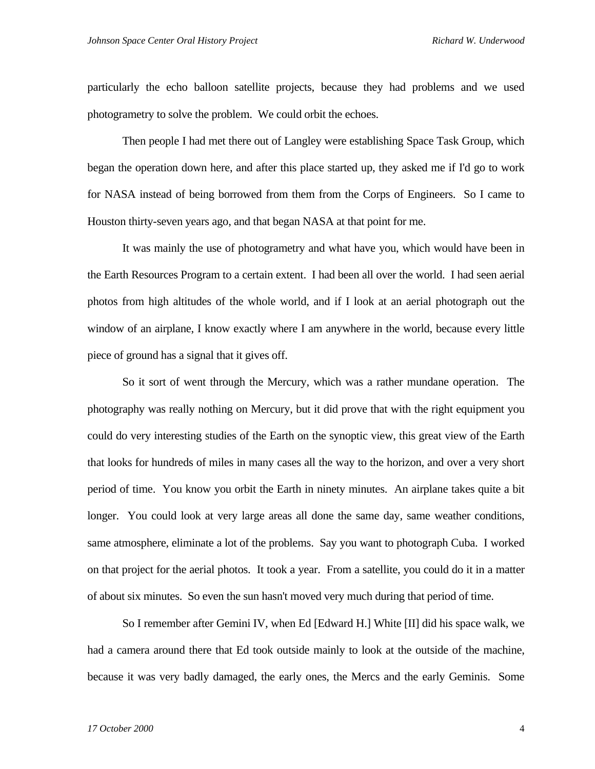particularly the echo balloon satellite projects, because they had problems and we used photogrametry to solve the problem. We could orbit the echoes.

Then people I had met there out of Langley were establishing Space Task Group, which began the operation down here, and after this place started up, they asked me if I'd go to work for NASA instead of being borrowed from them from the Corps of Engineers. So I came to Houston thirty-seven years ago, and that began NASA at that point for me.

It was mainly the use of photogrametry and what have you, which would have been in the Earth Resources Program to a certain extent. I had been all over the world. I had seen aerial photos from high altitudes of the whole world, and if I look at an aerial photograph out the window of an airplane, I know exactly where I am anywhere in the world, because every little piece of ground has a signal that it gives off.

So it sort of went through the Mercury, which was a rather mundane operation. The photography was really nothing on Mercury, but it did prove that with the right equipment you could do very interesting studies of the Earth on the synoptic view, this great view of the Earth that looks for hundreds of miles in many cases all the way to the horizon, and over a very short period of time. You know you orbit the Earth in ninety minutes. An airplane takes quite a bit longer. You could look at very large areas all done the same day, same weather conditions, same atmosphere, eliminate a lot of the problems. Say you want to photograph Cuba. I worked on that project for the aerial photos. It took a year. From a satellite, you could do it in a matter of about six minutes. So even the sun hasn't moved very much during that period of time.

So I remember after Gemini IV, when Ed [Edward H.] White [II] did his space walk, we had a camera around there that Ed took outside mainly to look at the outside of the machine, because it was very badly damaged, the early ones, the Mercs and the early Geminis. Some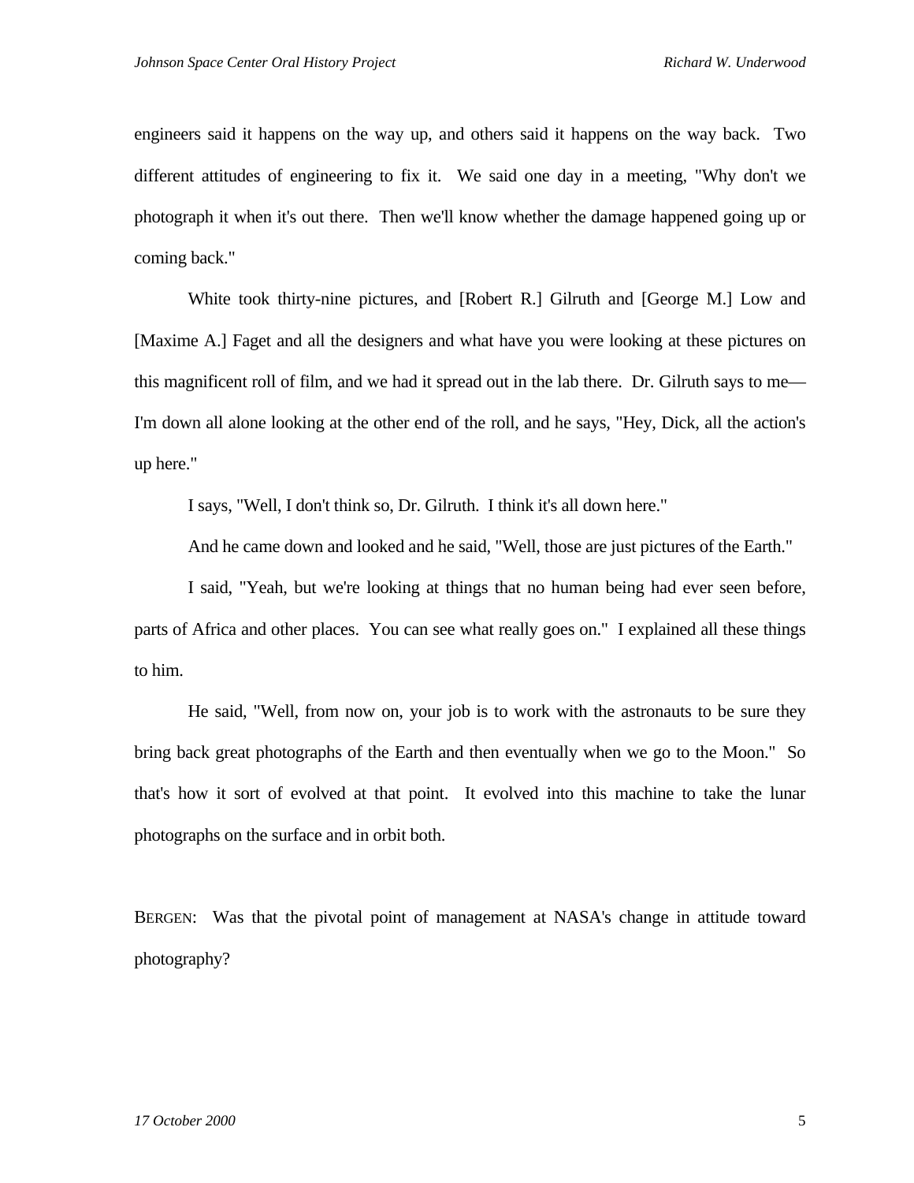engineers said it happens on the way up, and others said it happens on the way back. Two different attitudes of engineering to fix it. We said one day in a meeting, "Why don't we photograph it when it's out there. Then we'll know whether the damage happened going up or coming back."

White took thirty-nine pictures, and [Robert R.] Gilruth and [George M.] Low and [Maxime A.] Faget and all the designers and what have you were looking at these pictures on this magnificent roll of film, and we had it spread out in the lab there. Dr. Gilruth says to me—I'm down all alone looking at the other end of the roll, and he says, "Hey, Dick, all the action's up here."

I says, "Well, I don't think so, Dr. Gilruth. I think it's all down here."

And he came down and looked and he said, "Well, those are just pictures of the Earth."

I said, "Yeah, but we're looking at things that no human being had ever seen before, parts of Africa and other places. You can see what really goes on." I explained all these things to him.

He said, "Well, from now on, your job is to work with the astronauts to be sure they bring back great photographs of the Earth and then eventually when we go to the Moon." So that's how it sort of evolved at that point. It evolved into this machine to take the lunar photographs on the surface and in orbit both.

BERGEN: Was that the pivotal point of management at NASA's change in attitude toward photography?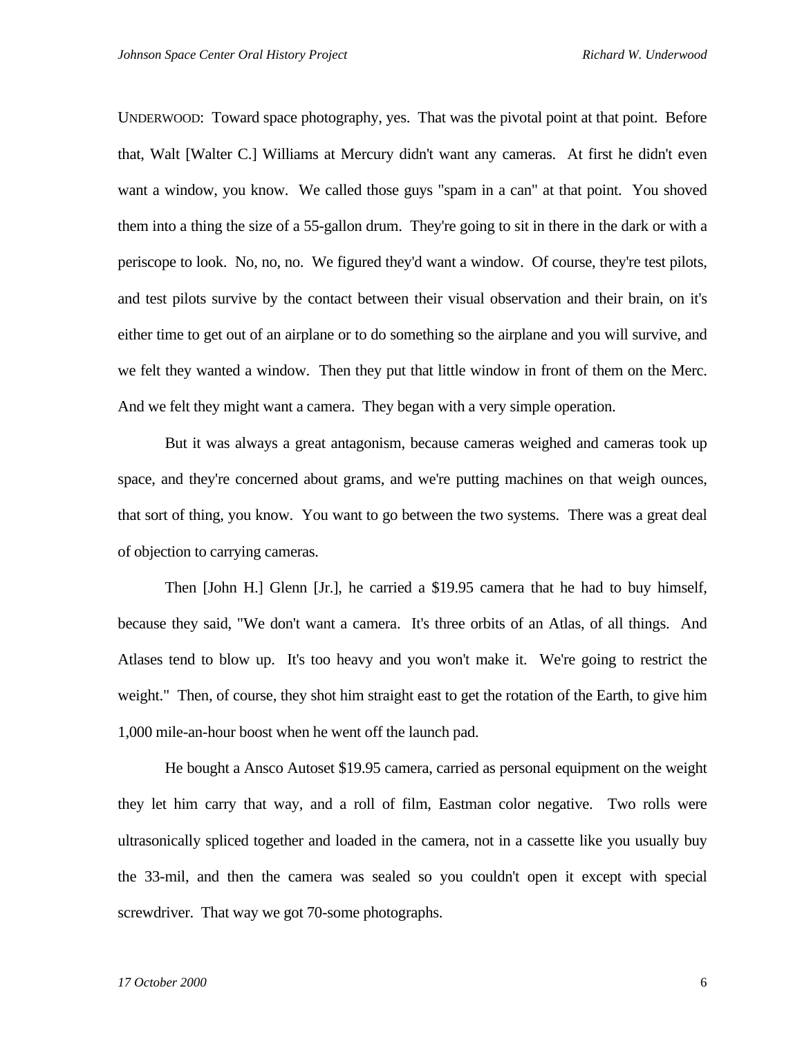UNDERWOOD: Toward space photography, yes. That was the pivotal point at that point. Before that, Walt [Walter C.] Williams at Mercury didn't want any cameras. At first he didn't even want a window, you know. We called those guys "spam in a can" at that point. You shoved them into a thing the size of a 55-gallon drum. They're going to sit in there in the dark or with a periscope to look. No, no, no. We figured they'd want a window. Of course, they're test pilots, and test pilots survive by the contact between their visual observation and their brain, on it's either time to get out of an airplane or to do something so the airplane and you will survive, and we felt they wanted a window. Then they put that little window in front of them on the Merc. And we felt they might want a camera. They began with a very simple operation.

But it was always a great antagonism, because cameras weighed and cameras took up space, and they're concerned about grams, and we're putting machines on that weigh ounces, that sort of thing, you know. You want to go between the two systems. There was a great deal of objection to carrying cameras.

Then [John H.] Glenn [Jr.], he carried a $19.95 camera that he had to buy himself, because they said, "We don't want a camera. It's three orbits of an Atlas, of all things. And Atlases tend to blow up. It's too heavy and you won't make it. We're going to restrict the weight." Then, of course, they shot him straight east to get the rotation of the Earth, to give him 1,000 mile-an-hour boost when he went off the launch pad.

He bought a Ansco Autoset $19.95 camera, carried as personal equipment on the weight they let him carry that way, and a roll of film, Eastman color negative. Two rolls were ultrasonically spliced together and loaded in the camera, not in a cassette like you usually buy the 33-mil, and then the camera was sealed so you couldn't open it except with special screwdriver. That way we got 70-some photographs.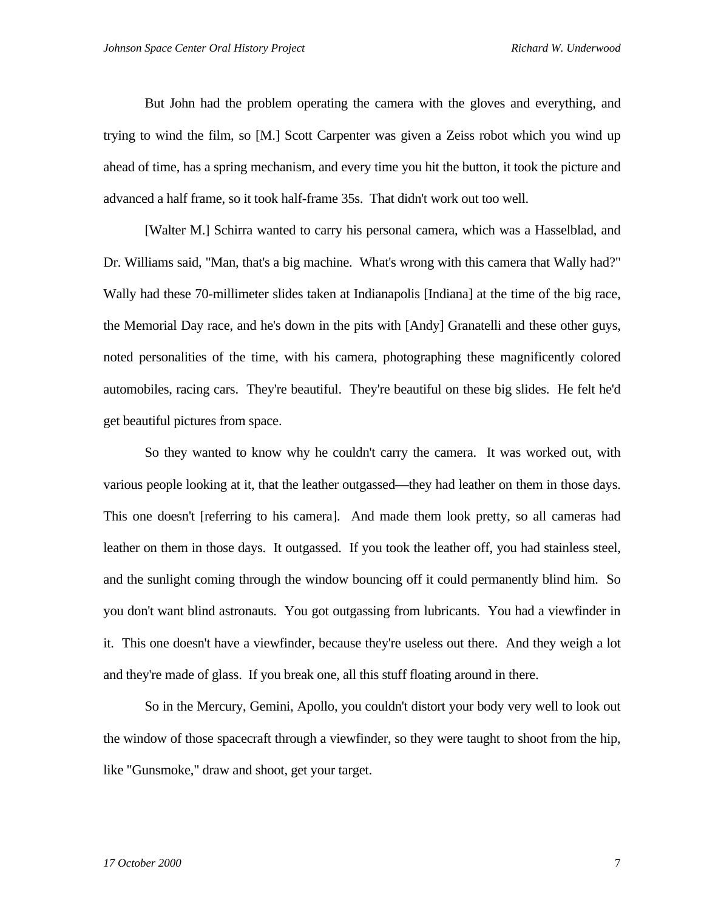But John had the problem operating the camera with the gloves and everything, and trying to wind the film, so [M.] Scott Carpenter was given a Zeiss robot which you wind up ahead of time, has a spring mechanism, and every time you hit the button, it took the picture and advanced a half frame, so it took half-frame 35s. That didn't work out too well.

[Walter M.] Schirra wanted to carry his personal camera, which was a Hasselblad, and Dr. Williams said, "Man, that's a big machine. What's wrong with this camera that Wally had?" Wally had these 70-millimeter slides taken at Indianapolis [Indiana] at the time of the big race, the Memorial Day race, and he's down in the pits with [Andy] Granatelli and these other guys, noted personalities of the time, with his camera, photographing these magnificently colored automobiles, racing cars. They're beautiful. They're beautiful on these big slides. He felt he'd get beautiful pictures from space.

So they wanted to know why he couldn't carry the camera. It was worked out, with various people looking at it, that the leather outgassed—they had leather on them in those days. This one doesn't [referring to his camera]. And made them look pretty, so all cameras had leather on them in those days. It outgassed. If you took the leather off, you had stainless steel, and the sunlight coming through the window bouncing off it could permanently blind him. So you don't want blind astronauts. You got outgassing from lubricants. You had a viewfinder in it. This one doesn't have a viewfinder, because they're useless out there. And they weigh a lot and they're made of glass. If you break one, all this stuff floating around in there.

So in the Mercury, Gemini, Apollo, you couldn't distort your body very well to look out the window of those spacecraft through a viewfinder, so they were taught to shoot from the hip, like "Gunsmoke," draw and shoot, get your target.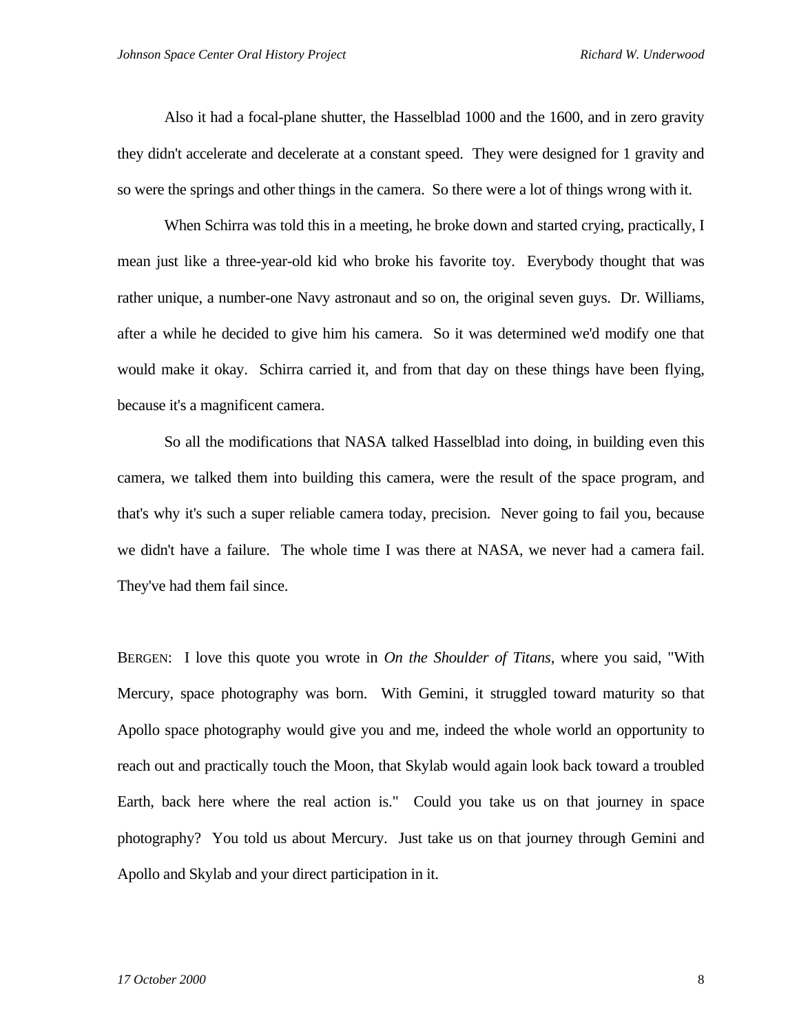Also it had a focal-plane shutter, the Hasselblad 1000 and the 1600, and in zero gravity they didn't accelerate and decelerate at a constant speed. They were designed for 1 gravity and so were the springs and other things in the camera. So there were a lot of things wrong with it.

When Schirra was told this in a meeting, he broke down and started crying, practically, I mean just like a three-year-old kid who broke his favorite toy. Everybody thought that was rather unique, a number-one Navy astronaut and so on, the original seven guys. Dr. Williams, after a while he decided to give him his camera. So it was determined we'd modify one that would make it okay. Schirra carried it, and from that day on these things have been flying, because it's a magnificent camera.

So all the modifications that NASA talked Hasselblad into doing, in building even this camera, we talked them into building this camera, were the result of the space program, and that's why it's such a super reliable camera today, precision. Never going to fail you, because we didn't have a failure. The whole time I was there at NASA, we never had a camera fail. They've had them fail since.

BERGEN: I love this quote you wrote in *On the Shoulder of Titans*, where you said, "With Mercury, space photography was born. With Gemini, it struggled toward maturity so that Apollo space photography would give you and me, indeed the whole world an opportunity to reach out and practically touch the Moon, that Skylab would again look back toward a troubled Earth, back here where the real action is." Could you take us on that journey in space photography? You told us about Mercury. Just take us on that journey through Gemini and Apollo and Skylab and your direct participation in it.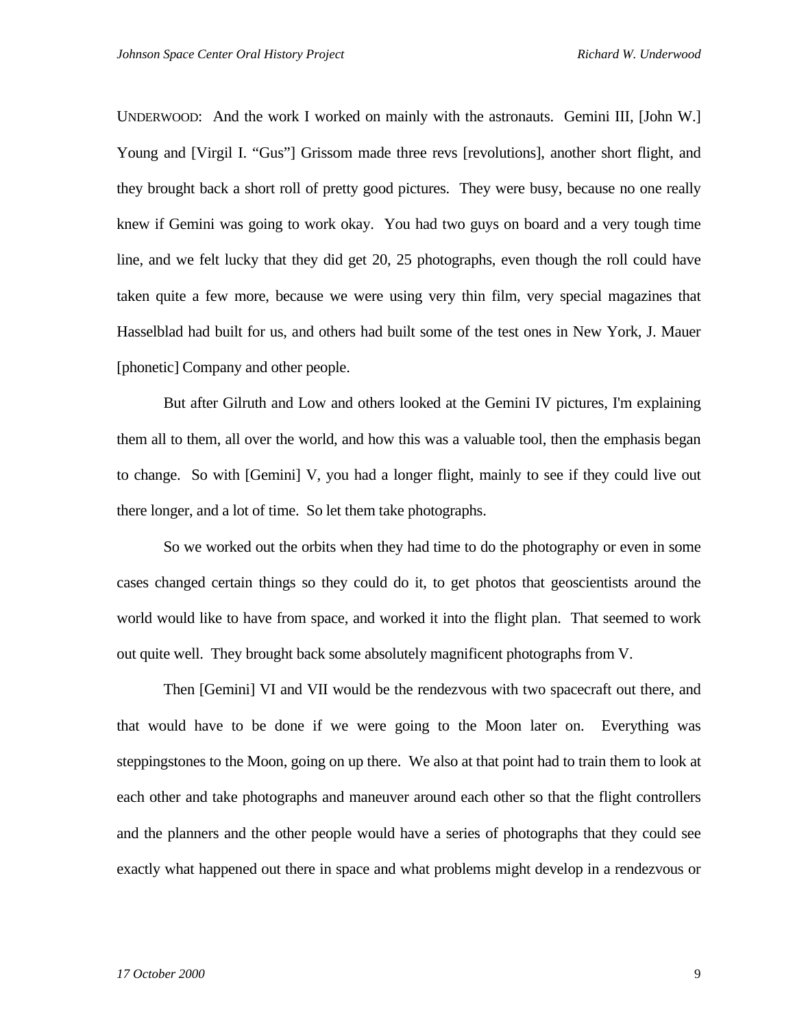UNDERWOOD: And the work I worked on mainly with the astronauts. Gemini III, [John W.] Young and [Virgil I. "Gus"] Grissom made three revs [revolutions], another short flight, and they brought back a short roll of pretty good pictures. They were busy, because no one really knew if Gemini was going to work okay. You had two guys on board and a very tough time line, and we felt lucky that they did get 20, 25 photographs, even though the roll could have taken quite a few more, because we were using very thin film, very special magazines that Hasselblad had built for us, and others had built some of the test ones in New York, J. Mauer [phonetic] Company and other people.

But after Gilruth and Low and others looked at the Gemini IV pictures, I'm explaining them all to them, all over the world, and how this was a valuable tool, then the emphasis began to change. So with [Gemini] V, you had a longer flight, mainly to see if they could live out there longer, and a lot of time. So let them take photographs.

So we worked out the orbits when they had time to do the photography or even in some cases changed certain things so they could do it, to get photos that geoscientists around the world would like to have from space, and worked it into the flight plan. That seemed to work out quite well. They brought back some absolutely magnificent photographs from V.

Then [Gemini] VI and VII would be the rendezvous with two spacecraft out there, and that would have to be done if we were going to the Moon later on. Everything was steppingstones to the Moon, going on up there. We also at that point had to train them to look at each other and take photographs and maneuver around each other so that the flight controllers and the planners and the other people would have a series of photographs that they could see exactly what happened out there in space and what problems might develop in a rendezvous or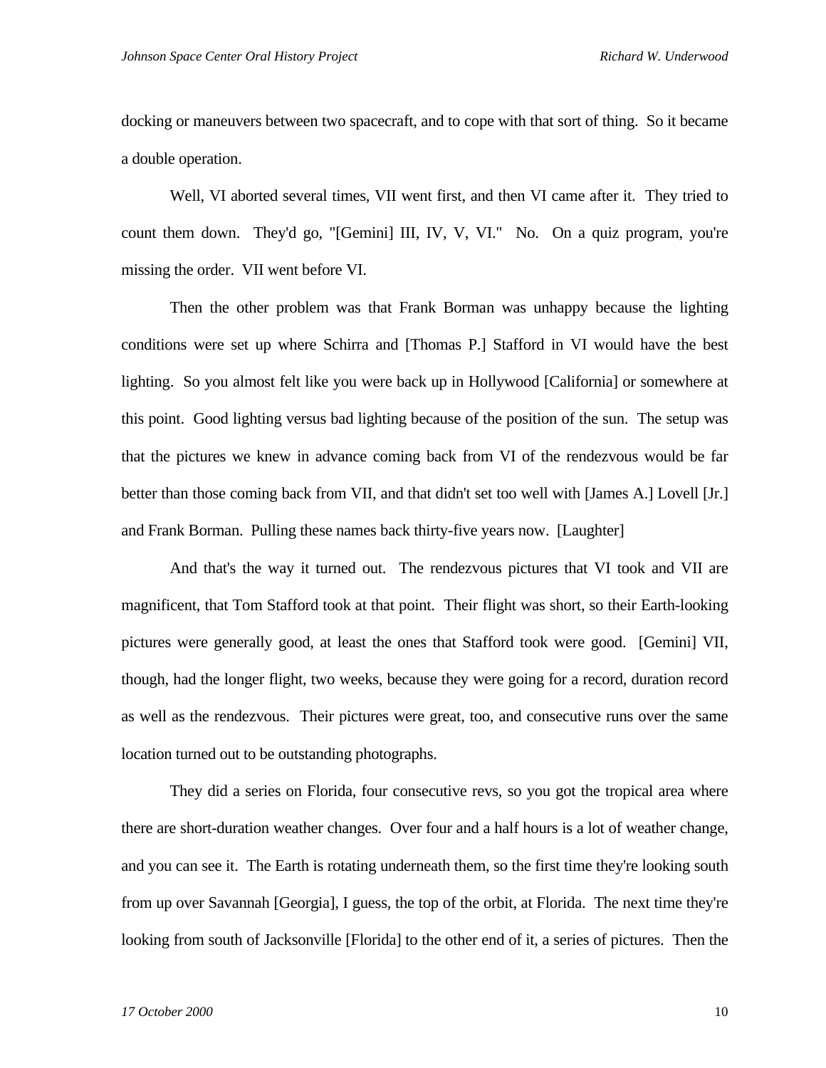docking or maneuvers between two spacecraft, and to cope with that sort of thing. So it became a double operation.

Well, VI aborted several times, VII went first, and then VI came after it. They tried to count them down. They'd go, "[Gemini] III, IV, V, VI." No. On a quiz program, you're missing the order. VII went before VI.

Then the other problem was that Frank Borman was unhappy because the lighting conditions were set up where Schirra and [Thomas P.] Stafford in VI would have the best lighting. So you almost felt like you were back up in Hollywood [California] or somewhere at this point. Good lighting versus bad lighting because of the position of the sun. The setup was that the pictures we knew in advance coming back from VI of the rendezvous would be far better than those coming back from VII, and that didn't set too well with [James A.] Lovell [Jr.] and Frank Borman. Pulling these names back thirty-five years now. [Laughter]

And that's the way it turned out. The rendezvous pictures that VI took and VII are magnificent, that Tom Stafford took at that point. Their flight was short, so their Earth-looking pictures were generally good, at least the ones that Stafford took were good. [Gemini] VII, though, had the longer flight, two weeks, because they were going for a record, duration record as well as the rendezvous. Their pictures were great, too, and consecutive runs over the same location turned out to be outstanding photographs.

They did a series on Florida, four consecutive revs, so you got the tropical area where there are short-duration weather changes. Over four and a half hours is a lot of weather change, and you can see it. The Earth is rotating underneath them, so the first time they're looking south from up over Savannah [Georgia], I guess, the top of the orbit, at Florida. The next time they're looking from south of Jacksonville [Florida] to the other end of it, a series of pictures. Then the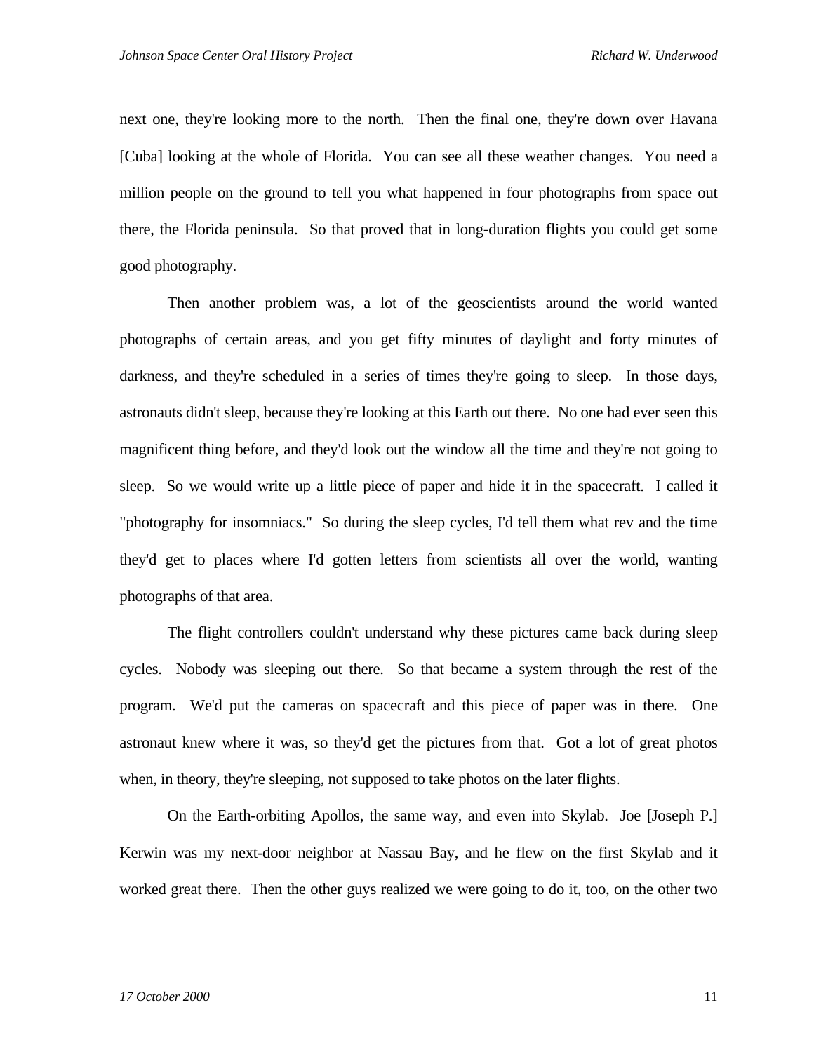next one, they're looking more to the north. Then the final one, they're down over Havana [Cuba] looking at the whole of Florida. You can see all these weather changes. You need a million people on the ground to tell you what happened in four photographs from space out there, the Florida peninsula. So that proved that in long-duration flights you could get some good photography.

Then another problem was, a lot of the geoscientists around the world wanted photographs of certain areas, and you get fifty minutes of daylight and forty minutes of darkness, and they're scheduled in a series of times they're going to sleep. In those days, astronauts didn't sleep, because they're looking at this Earth out there. No one had ever seen this magnificent thing before, and they'd look out the window all the time and they're not going to sleep. So we would write up a little piece of paper and hide it in the spacecraft. I called it "photography for insomniacs." So during the sleep cycles, I'd tell them what rev and the time they'd get to places where I'd gotten letters from scientists all over the world, wanting photographs of that area.

The flight controllers couldn't understand why these pictures came back during sleep cycles. Nobody was sleeping out there. So that became a system through the rest of the program. We'd put the cameras on spacecraft and this piece of paper was in there. One astronaut knew where it was, so they'd get the pictures from that. Got a lot of great photos when, in theory, they're sleeping, not supposed to take photos on the later flights.

On the Earth-orbiting Apollos, the same way, and even into Skylab. Joe [Joseph P.] Kerwin was my next-door neighbor at Nassau Bay, and he flew on the first Skylab and it worked great there. Then the other guys realized we were going to do it, too, on the other two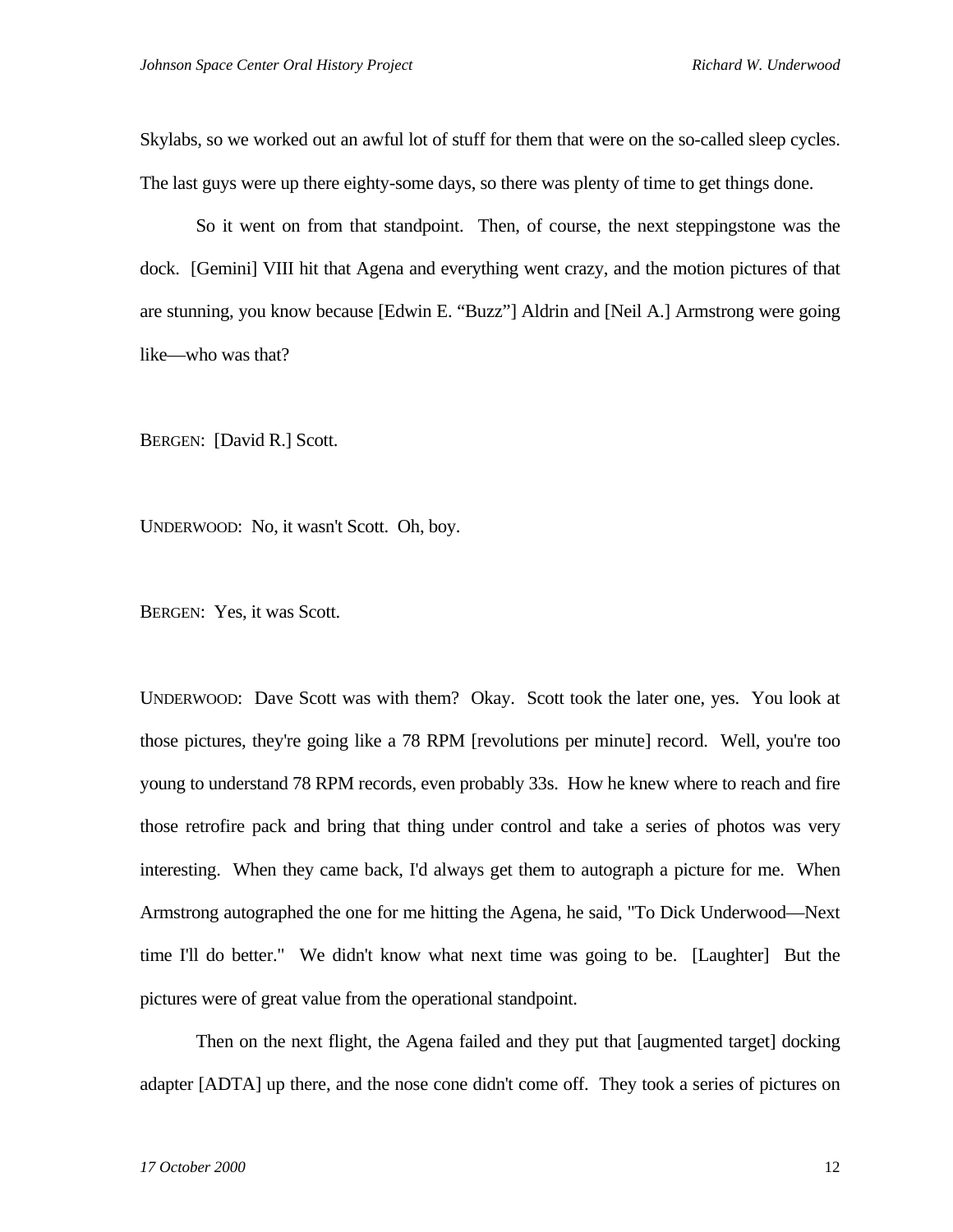Skylabs, so we worked out an awful lot of stuff for them that were on the so-called sleep cycles. The last guys were up there eighty-some days, so there was plenty of time to get things done.

So it went on from that standpoint. Then, of course, the next steppingstone was the dock. [Gemini] VIII hit that Agena and everything went crazy, and the motion pictures of that are stunning, you know because [Edwin E. “Buzz”] Aldrin and [Neil A.] Armstrong were going like—who was that?

BERGEN: [David R.] Scott.

UNDERWOOD: No, it wasn't Scott. Oh, boy.

BERGEN: Yes, it was Scott.

UNDERWOOD: Dave Scott was with them? Okay. Scott took the later one, yes. You look at those pictures, they're going like a 78 RPM [revolutions per minute] record. Well, you're too young to understand 78 RPM records, even probably 33s. How he knew where to reach and fire those retrofire pack and bring that thing under control and take a series of photos was very interesting. When they came back, I'd always get them to autograph a picture for me. When Armstrong autographed the one for me hitting the Agena, he said, "To Dick Underwood—Next time I'll do better." We didn't know what next time was going to be. [Laughter] But the pictures were of great value from the operational standpoint.

Then on the next flight, the Agena failed and they put that [augmented target] docking adapter [ADTA] up there, and the nose cone didn't come off. They took a series of pictures on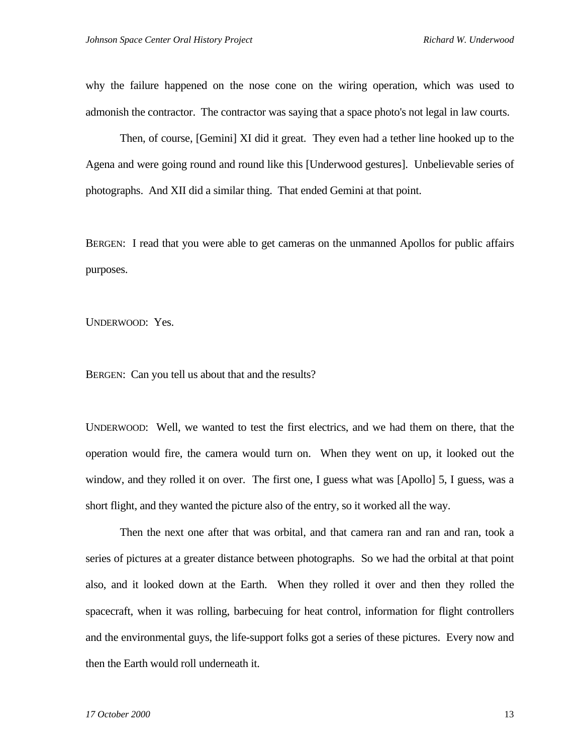why the failure happened on the nose cone on the wiring operation, which was used to admonish the contractor. The contractor was saying that a space photo's not legal in law courts.

Then, of course, [Gemini] XI did it great. They even had a tether line hooked up to the Agena and were going round and round like this [Underwood gestures]. Unbelievable series of photographs. And XII did a similar thing. That ended Gemini at that point.

BERGEN: I read that you were able to get cameras on the unmanned Apollos for public affairs purposes.

UNDERWOOD: Yes.

BERGEN: Can you tell us about that and the results?

UNDERWOOD: Well, we wanted to test the first electrics, and we had them on there, that the operation would fire, the camera would turn on. When they went on up, it looked out the window, and they rolled it on over. The first one, I guess what was [Apollo] 5, I guess, was a short flight, and they wanted the picture also of the entry, so it worked all the way.

Then the next one after that was orbital, and that camera ran and ran and ran, took a series of pictures at a greater distance between photographs. So we had the orbital at that point also, and it looked down at the Earth. When they rolled it over and then they rolled the spacecraft, when it was rolling, barbecuing for heat control, information for flight controllers and the environmental guys, the life-support folks got a series of these pictures. Every now and then the Earth would roll underneath it.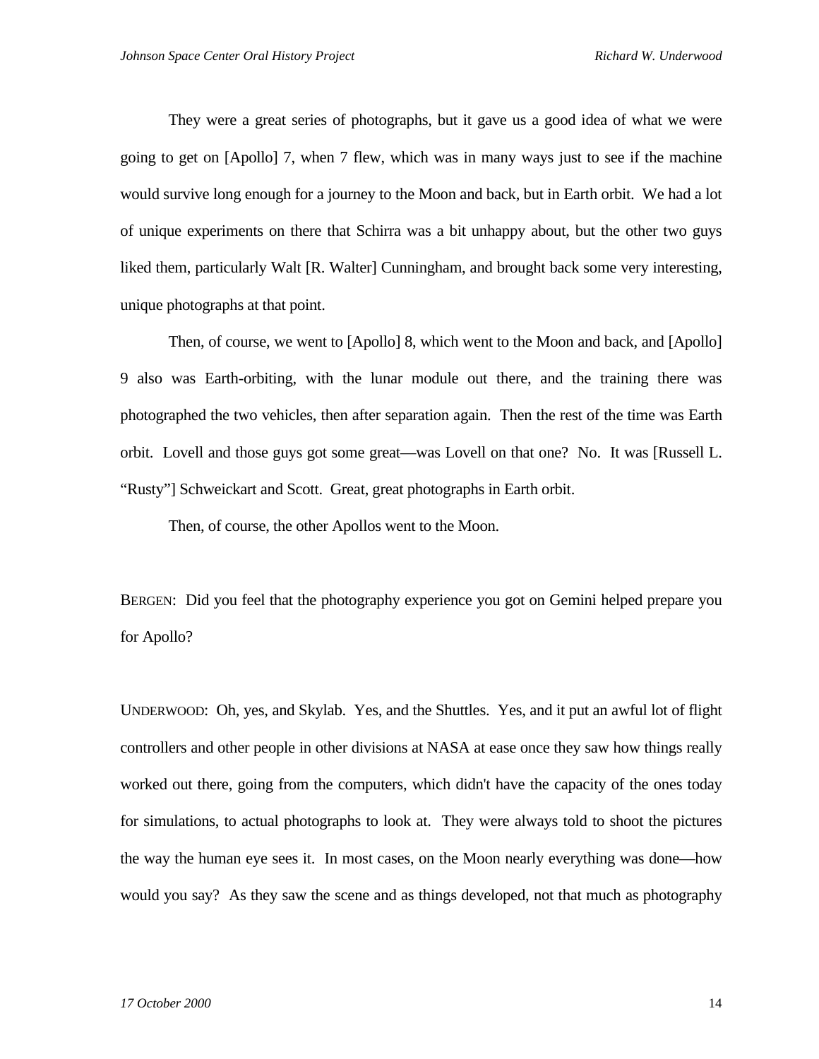They were a great series of photographs, but it gave us a good idea of what we were going to get on [Apollo] 7, when 7 flew, which was in many ways just to see if the machine would survive long enough for a journey to the Moon and back, but in Earth orbit. We had a lot of unique experiments on there that Schirra was a bit unhappy about, but the other two guys liked them, particularly Walt [R. Walter] Cunningham, and brought back some very interesting, unique photographs at that point.

Then, of course, we went to [Apollo] 8, which went to the Moon and back, and [Apollo] 9 also was Earth-orbiting, with the lunar module out there, and the training there was photographed the two vehicles, then after separation again. Then the rest of the time was Earth orbit. Lovell and those guys got some great—was Lovell on that one? No. It was [Russell L. "Rusty"] Schweickart and Scott. Great, great photographs in Earth orbit.

Then, of course, the other Apollos went to the Moon.

BERGEN: Did you feel that the photography experience you got on Gemini helped prepare you for Apollo?

UNDERWOOD: Oh, yes, and Skylab. Yes, and the Shuttles. Yes, and it put an awful lot of flight controllers and other people in other divisions at NASA at ease once they saw how things really worked out there, going from the computers, which didn't have the capacity of the ones today for simulations, to actual photographs to look at. They were always told to shoot the pictures the way the human eye sees it. In most cases, on the Moon nearly everything was done—how would you say? As they saw the scene and as things developed, not that much as photography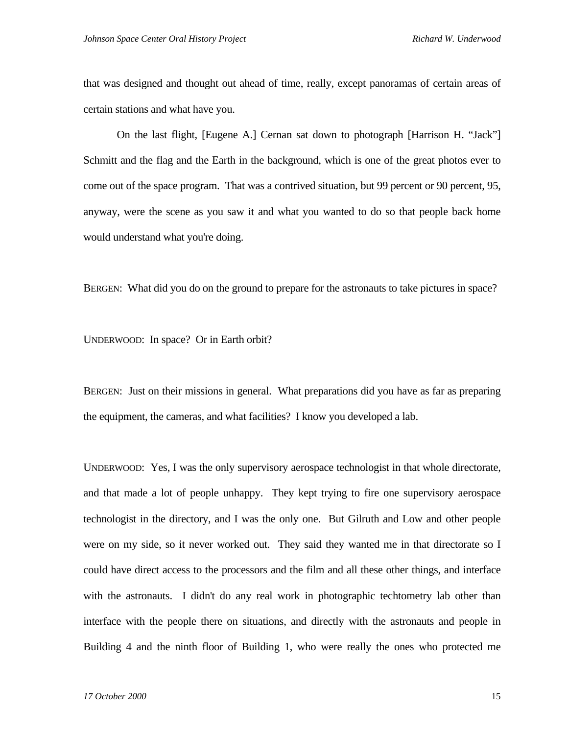that was designed and thought out ahead of time, really, except panoramas of certain areas of certain stations and what have you.

On the last flight, [Eugene A.] Cernan sat down to photograph [Harrison H. "Jack"] Schmitt and the flag and the Earth in the background, which is one of the great photos ever to come out of the space program. That was a contrived situation, but 99 percent or 90 percent, 95, anyway, were the scene as you saw it and what you wanted to do so that people back home would understand what you're doing.

BERGEN: What did you do on the ground to prepare for the astronauts to take pictures in space?

UNDERWOOD: In space? Or in Earth orbit?

BERGEN: Just on their missions in general. What preparations did you have as far as preparing the equipment, the cameras, and what facilities? I know you developed a lab.

UNDERWOOD: Yes, I was the only supervisory aerospace technologist in that whole directorate, and that made a lot of people unhappy. They kept trying to fire one supervisory aerospace technologist in the directory, and I was the only one. But Gilruth and Low and other people were on my side, so it never worked out. They said they wanted me in that directorate so I could have direct access to the processors and the film and all these other things, and interface with the astronauts. I didn't do any real work in photographic techtometry lab other than interface with the people there on situations, and directly with the astronauts and people in Building 4 and the ninth floor of Building 1, who were really the ones who protected me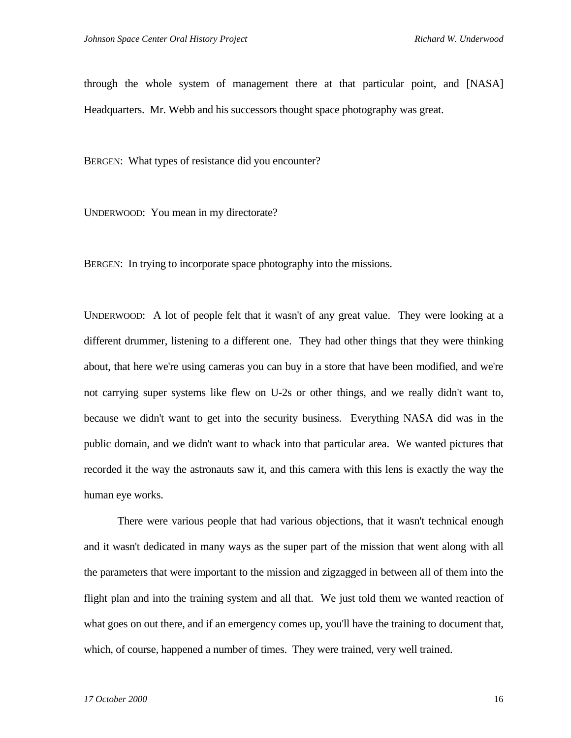through the whole system of management there at that particular point, and [NASA] Headquarters. Mr. Webb and his successors thought space photography was great.

BERGEN: What types of resistance did you encounter?

UNDERWOOD: You mean in my directorate?

BERGEN: In trying to incorporate space photography into the missions.

UNDERWOOD: A lot of people felt that it wasn't of any great value. They were looking at a different drummer, listening to a different one. They had other things that they were thinking about, that here we're using cameras you can buy in a store that have been modified, and we're not carrying super systems like flew on U-2s or other things, and we really didn't want to, because we didn't want to get into the security business. Everything NASA did was in the public domain, and we didn't want to whack into that particular area. We wanted pictures that recorded it the way the astronauts saw it, and this camera with this lens is exactly the way the human eye works.

There were various people that had various objections, that it wasn't technical enough and it wasn't dedicated in many ways as the super part of the mission that went along with all the parameters that were important to the mission and zigzagged in between all of them into the flight plan and into the training system and all that. We just told them we wanted reaction of what goes on out there, and if an emergency comes up, you'll have the training to document that, which, of course, happened a number of times. They were trained, very well trained.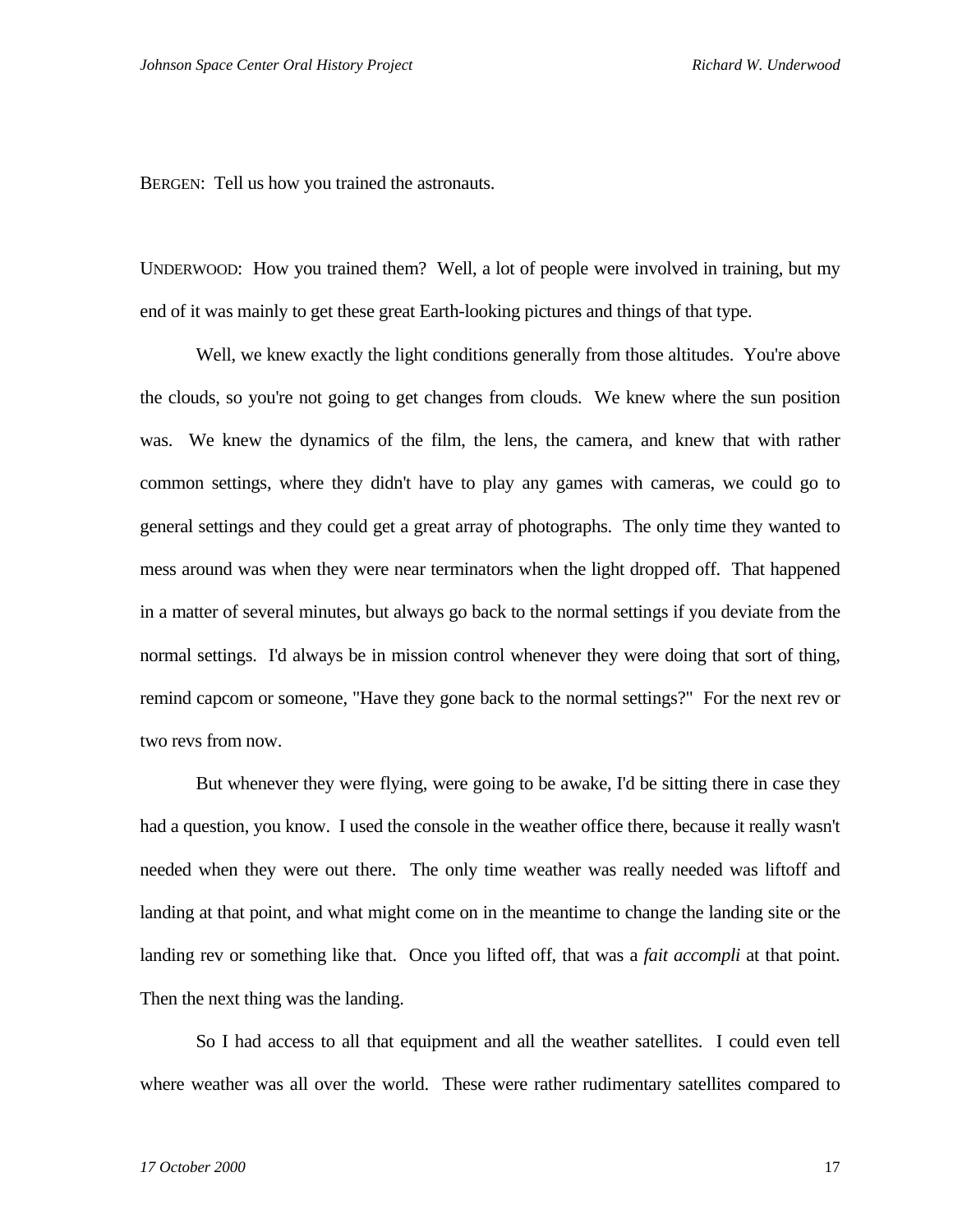BERGEN: Tell us how you trained the astronauts.

UNDERWOOD: How you trained them? Well, a lot of people were involved in training, but my end of it was mainly to get these great Earth-looking pictures and things of that type.

Well, we knew exactly the light conditions generally from those altitudes. You're above the clouds, so you're not going to get changes from clouds. We knew where the sun position was. We knew the dynamics of the film, the lens, the camera, and knew that with rather common settings, where they didn't have to play any games with cameras, we could go to general settings and they could get a great array of photographs. The only time they wanted to mess around was when they were near terminators when the light dropped off. That happened in a matter of several minutes, but always go back to the normal settings if you deviate from the normal settings. I'd always be in mission control whenever they were doing that sort of thing, remind capcom or someone, "Have they gone back to the normal settings?" For the next rev or two revs from now.

But whenever they were flying, were going to be awake, I'd be sitting there in case they had a question, you know. I used the console in the weather office there, because it really wasn't needed when they were out there. The only time weather was really needed was liftoff and landing at that point, and what might come on in the meantime to change the landing site or the landing rev or something like that. Once you lifted off, that was a *fait accompli* at that point. Then the next thing was the landing.

So I had access to all that equipment and all the weather satellites. I could even tell where weather was all over the world. These were rather rudimentary satellites compared to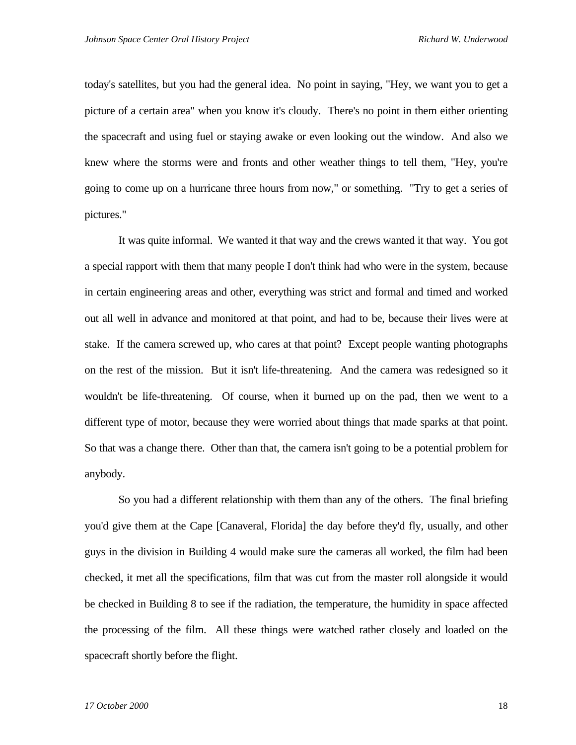today's satellites, but you had the general idea. No point in saying, "Hey, we want you to get a picture of a certain area" when you know it's cloudy. There's no point in them either orienting the spacecraft and using fuel or staying awake or even looking out the window. And also we knew where the storms were and fronts and other weather things to tell them, "Hey, you're going to come up on a hurricane three hours from now," or something. "Try to get a series of pictures."

It was quite informal. We wanted it that way and the crews wanted it that way. You got a special rapport with them that many people I don't think had who were in the system, because in certain engineering areas and other, everything was strict and formal and timed and worked out all well in advance and monitored at that point, and had to be, because their lives were at stake. If the camera screwed up, who cares at that point? Except people wanting photographs on the rest of the mission. But it isn't life-threatening. And the camera was redesigned so it wouldn't be life-threatening. Of course, when it burned up on the pad, then we went to a different type of motor, because they were worried about things that made sparks at that point. So that was a change there. Other than that, the camera isn't going to be a potential problem for anybody.

So you had a different relationship with them than any of the others. The final briefing you'd give them at the Cape [Canaveral, Florida] the day before they'd fly, usually, and other guys in the division in Building 4 would make sure the cameras all worked, the film had been checked, it met all the specifications, film that was cut from the master roll alongside it would be checked in Building 8 to see if the radiation, the temperature, the humidity in space affected the processing of the film. All these things were watched rather closely and loaded on the spacecraft shortly before the flight.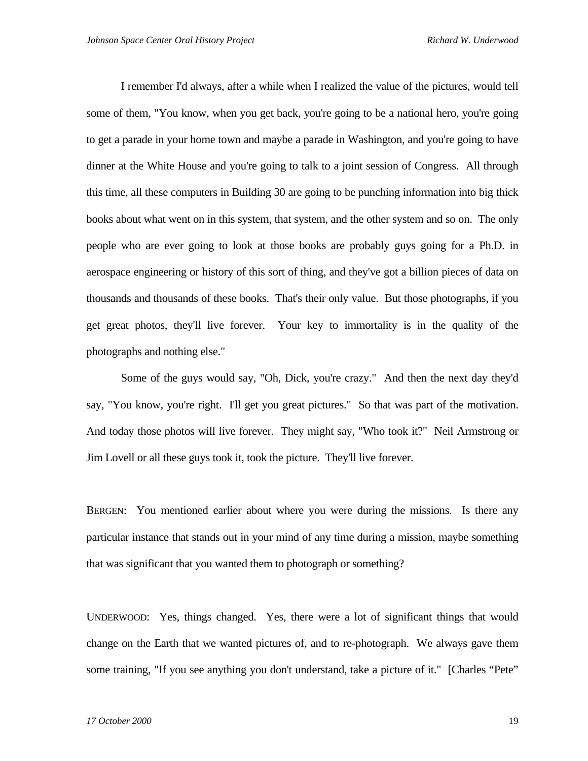I remember I'd always, after a while when I realized the value of the pictures, would tell some of them, "You know, when you get back, you're going to be a national hero, you're going to get a parade in your home town and maybe a parade in Washington, and you're going to have dinner at the White House and you're going to talk to a joint session of Congress. All through this time, all these computers in Building 30 are going to be punching information into big thick books about what went on in this system, that system, and the other system and so on. The only people who are ever going to look at those books are probably guys going for a Ph.D. in aerospace engineering or history of this sort of thing, and they've got a billion pieces of data on thousands and thousands of these books. That's their only value. But those photographs, if you get great photos, they'll live forever. Your key to immortality is in the quality of the photographs and nothing else."

Some of the guys would say, "Oh, Dick, you're crazy." And then the next day they'd say, "You know, you're right. I'll get you great pictures." So that was part of the motivation. And today those photos will live forever. They might say, "Who took it?" Neil Armstrong or Jim Lovell or all these guys took it, took the picture. They'll live forever.

BERGEN: You mentioned earlier about where you were during the missions. Is there any particular instance that stands out in your mind of any time during a mission, maybe something that was significant that you wanted them to photograph or something?

UNDERWOOD: Yes, things changed. Yes, there were a lot of significant things that would change on the Earth that we wanted pictures of, and to re-photograph. We always gave them some training, "If you see anything you don't understand, take a picture of it." [Charles "Pete"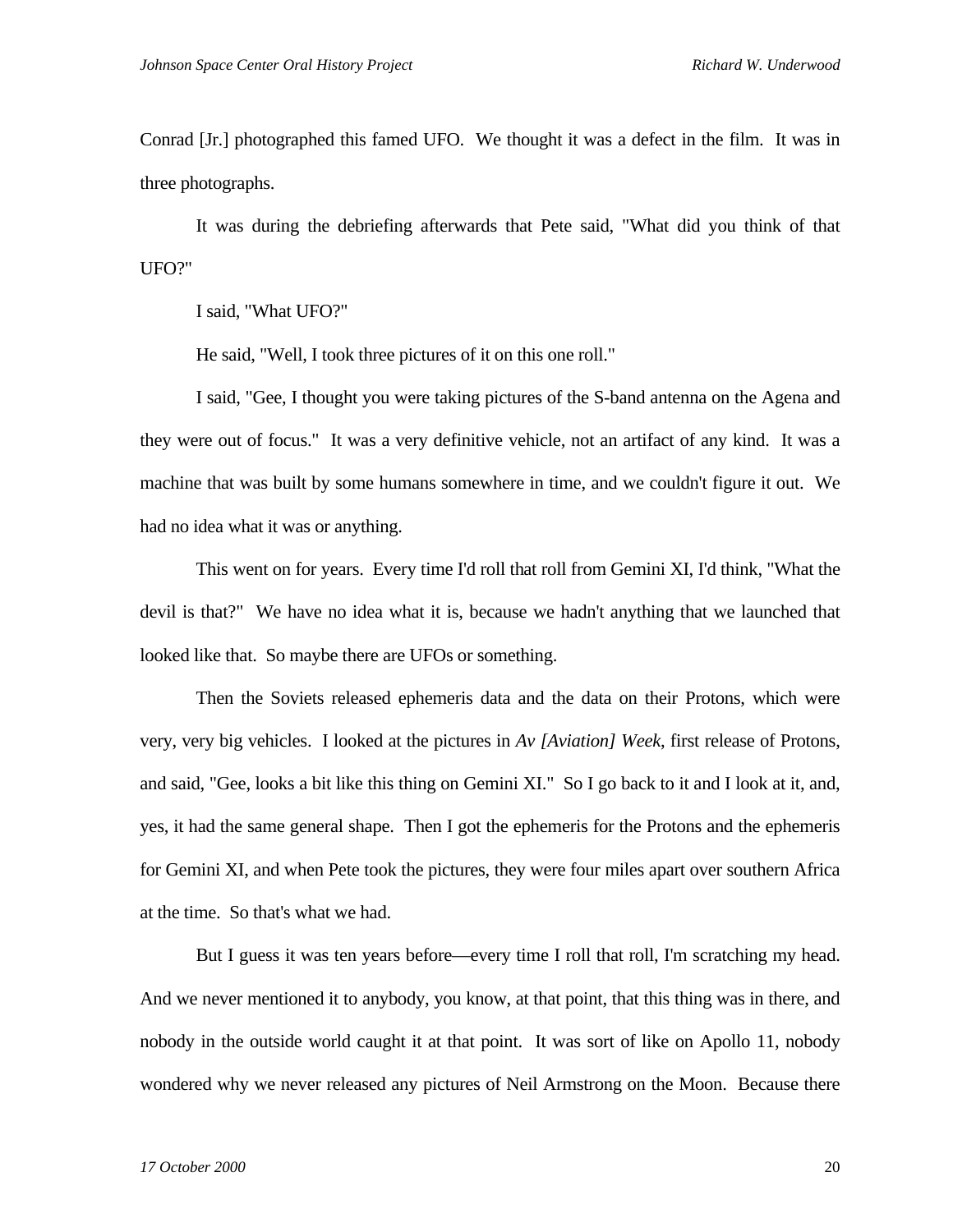Conrad [Jr.] photographed this famed UFO. We thought it was a defect in the film. It was in three photographs.

It was during the debriefing afterwards that Pete said, "What did you think of that UFO?"

I said, "What UFO?"

He said, "Well, I took three pictures of it on this one roll."

I said, "Gee, I thought you were taking pictures of the S-band antenna on the Agena and they were out of focus." It was a very definitive vehicle, not an artifact of any kind. It was a machine that was built by some humans somewhere in time, and we couldn't figure it out. We had no idea what it was or anything.

This went on for years. Every time I'd roll that roll from Gemini XI, I'd think, "What the devil is that?" We have no idea what it is, because we hadn't anything that we launched that looked like that. So maybe there are UFOs or something.

Then the Soviets released ephemeris data and the data on their Protons, which were very, very big vehicles. I looked at the pictures in *Av [Aviation] Week*, first release of Protons, and said, "Gee, looks a bit like this thing on Gemini XI." So I go back to it and I look at it, and, yes, it had the same general shape. Then I got the ephemeris for the Protons and the ephemeris for Gemini XI, and when Pete took the pictures, they were four miles apart over southern Africa at the time. So that's what we had.

But I guess it was ten years before—every time I roll that roll, I'm scratching my head. And we never mentioned it to anybody, you know, at that point, that this thing was in there, and nobody in the outside world caught it at that point. It was sort of like on Apollo 11, nobody wondered why we never released any pictures of Neil Armstrong on the Moon. Because there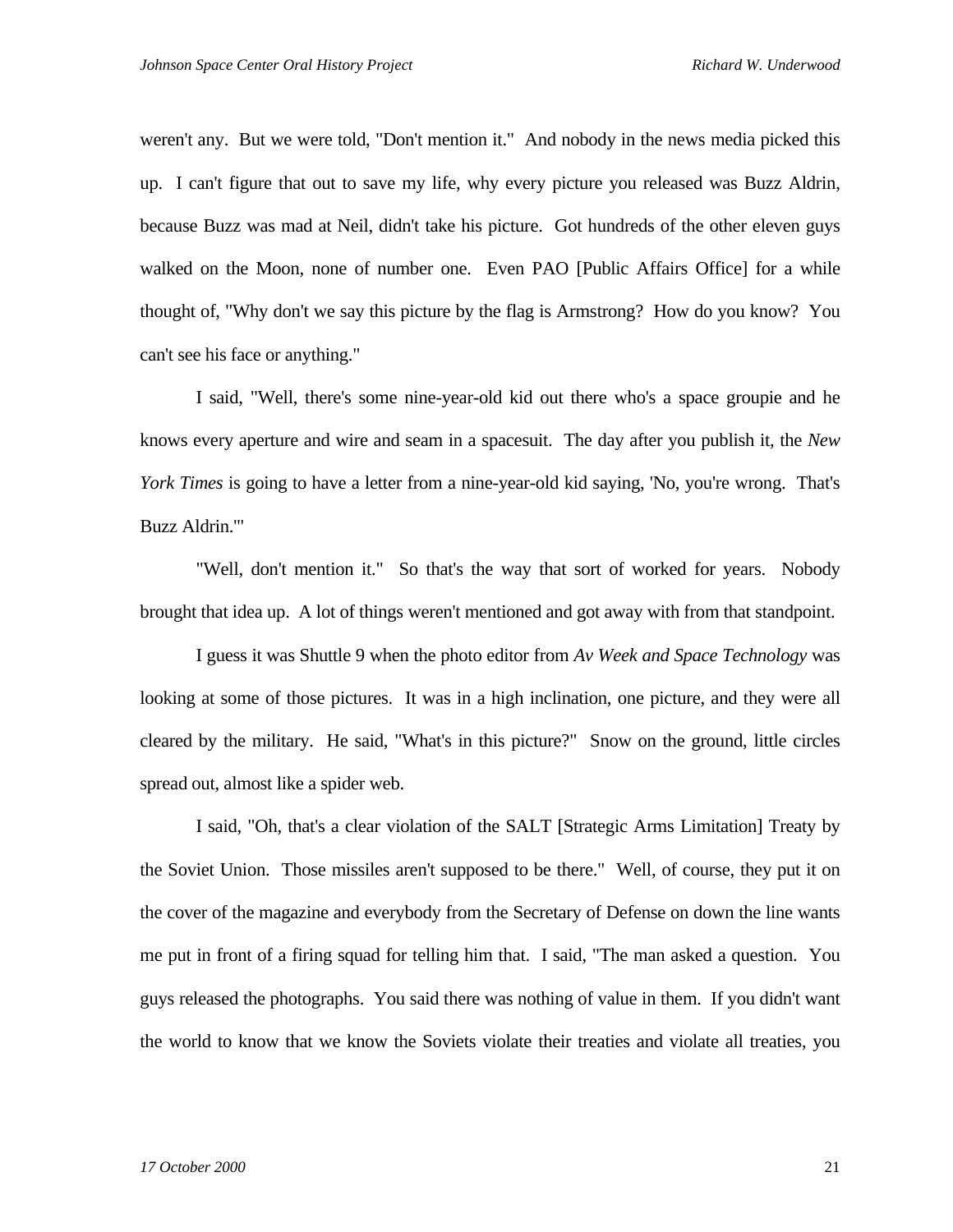weren't any. But we were told, "Don't mention it." And nobody in the news media picked this up. I can't figure that out to save my life, why every picture you released was Buzz Aldrin, because Buzz was mad at Neil, didn't take his picture. Got hundreds of the other eleven guys walked on the Moon, none of number one. Even PAO [Public Affairs Office] for a while thought of, "Why don't we say this picture by the flag is Armstrong? How do you know? You can't see his face or anything."

I said, "Well, there's some nine-year-old kid out there who's a space groupie and he knows every aperture and wire and seam in a spacesuit. The day after you publish it, the *New York Times* is going to have a letter from a nine-year-old kid saying, 'No, you're wrong. That's Buzz Aldrin.'"

"Well, don't mention it." So that's the way that sort of worked for years. Nobody brought that idea up. A lot of things weren't mentioned and got away with from that standpoint.

I guess it was Shuttle 9 when the photo editor from *Av Week and Space Technology* was looking at some of those pictures. It was in a high inclination, one picture, and they were all cleared by the military. He said, "What's in this picture?" Snow on the ground, little circles spread out, almost like a spider web.

I said, "Oh, that's a clear violation of the SALT [Strategic Arms Limitation] Treaty by the Soviet Union. Those missiles aren't supposed to be there." Well, of course, they put it on the cover of the magazine and everybody from the Secretary of Defense on down the line wants me put in front of a firing squad for telling him that. I said, "The man asked a question. You guys released the photographs. You said there was nothing of value in them. If you didn't want the world to know that we know the Soviets violate their treaties and violate all treaties, you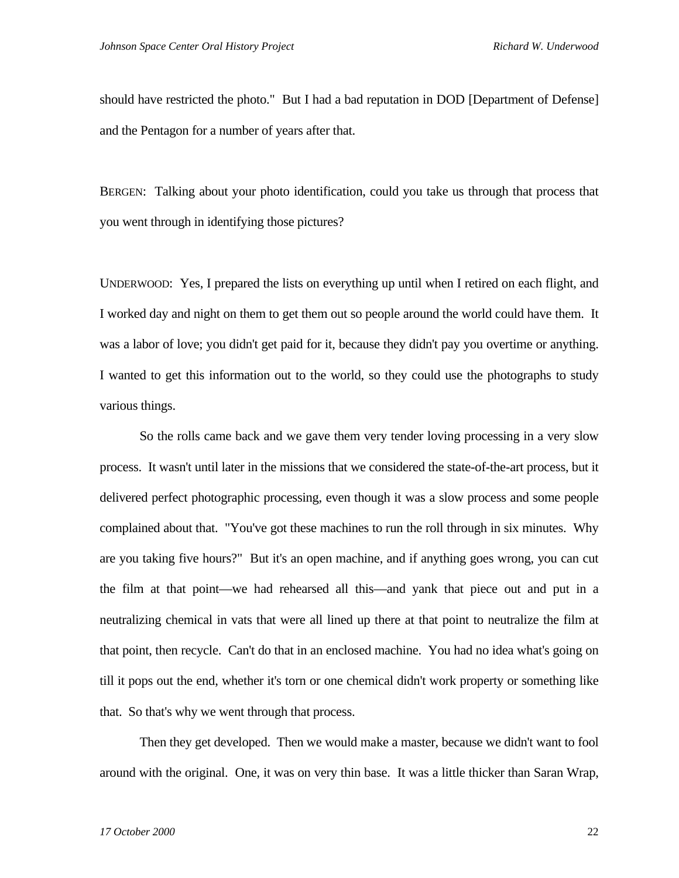should have restricted the photo." But I had a bad reputation in DOD [Department of Defense] and the Pentagon for a number of years after that.

BERGEN: Talking about your photo identification, could you take us through that process that you went through in identifying those pictures?

UNDERWOOD: Yes, I prepared the lists on everything up until when I retired on each flight, and I worked day and night on them to get them out so people around the world could have them. It was a labor of love; you didn't get paid for it, because they didn't pay you overtime or anything. I wanted to get this information out to the world, so they could use the photographs to study various things.

So the rolls came back and we gave them very tender loving processing in a very slow process. It wasn't until later in the missions that we considered the state-of-the-art process, but it delivered perfect photographic processing, even though it was a slow process and some people complained about that. "You've got these machines to run the roll through in six minutes. Why are you taking five hours?" But it's an open machine, and if anything goes wrong, you can cut the film at that point—we had rehearsed all this—and yank that piece out and put in a neutralizing chemical in vats that were all lined up there at that point to neutralize the film at that point, then recycle. Can't do that in an enclosed machine. You had no idea what's going on till it pops out the end, whether it's torn or one chemical didn't work property or something like that. So that's why we went through that process.

Then they get developed. Then we would make a master, because we didn't want to fool around with the original. One, it was on very thin base. It was a little thicker than Saran Wrap,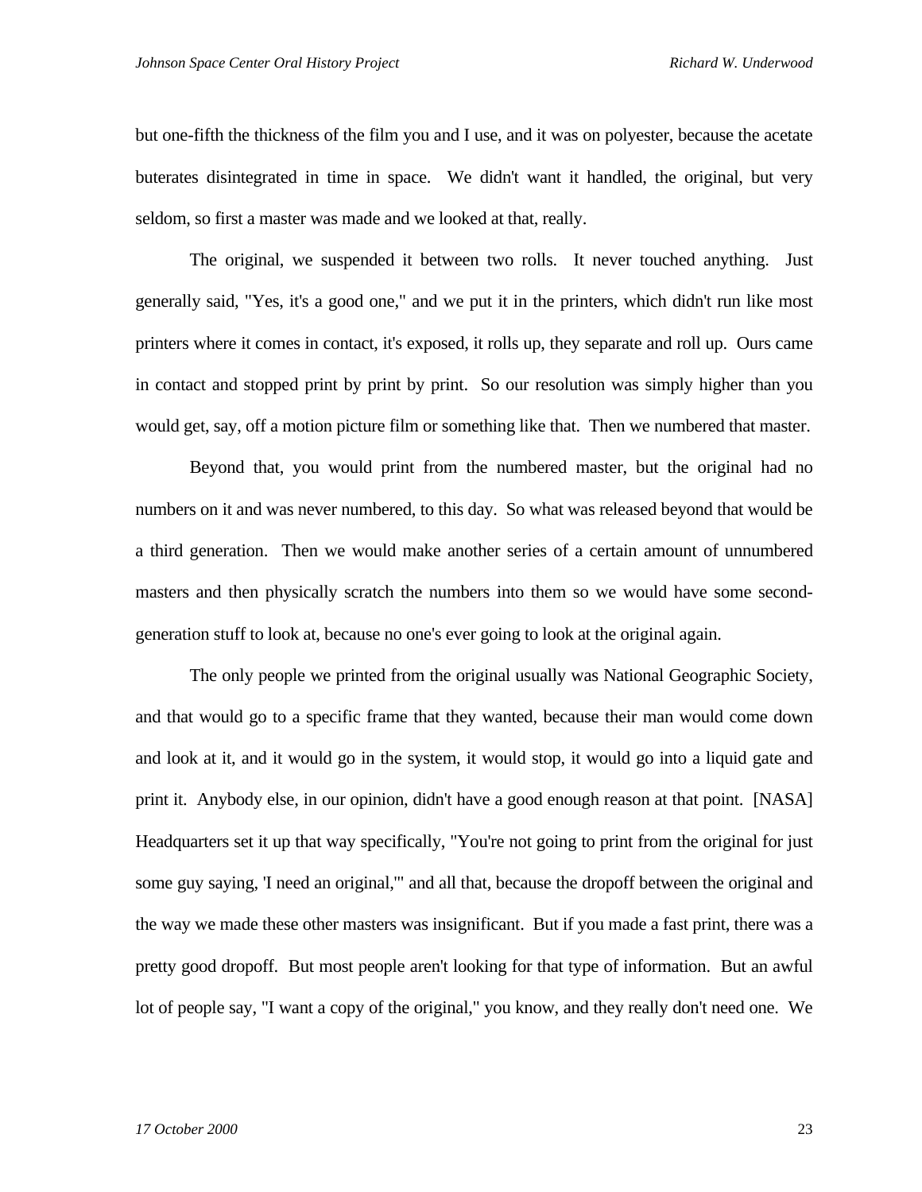but one-fifth the thickness of the film you and I use, and it was on polyester, because the acetate buterates disintegrated in time in space. We didn't want it handled, the original, but very seldom, so first a master was made and we looked at that, really.

The original, we suspended it between two rolls. It never touched anything. Just generally said, "Yes, it's a good one," and we put it in the printers, which didn't run like most printers where it comes in contact, it's exposed, it rolls up, they separate and roll up. Ours came in contact and stopped print by print by print. So our resolution was simply higher than you would get, say, off a motion picture film or something like that. Then we numbered that master.

Beyond that, you would print from the numbered master, but the original had no numbers on it and was never numbered, to this day. So what was released beyond that would be a third generation. Then we would make another series of a certain amount of unnumbered masters and then physically scratch the numbers into them so we would have some second-generation stuff to look at, because no one's ever going to look at the original again.

The only people we printed from the original usually was National Geographic Society, and that would go to a specific frame that they wanted, because their man would come down and look at it, and it would go in the system, it would stop, it would go into a liquid gate and print it. Anybody else, in our opinion, didn't have a good enough reason at that point. [NASA] Headquarters set it up that way specifically, "You're not going to print from the original for just some guy saying, 'I need an original,'" and all that, because the dropoff between the original and the way we made these other masters was insignificant. But if you made a fast print, there was a pretty good dropoff. But most people aren't looking for that type of information. But an awful lot of people say, "I want a copy of the original," you know, and they really don't need one. We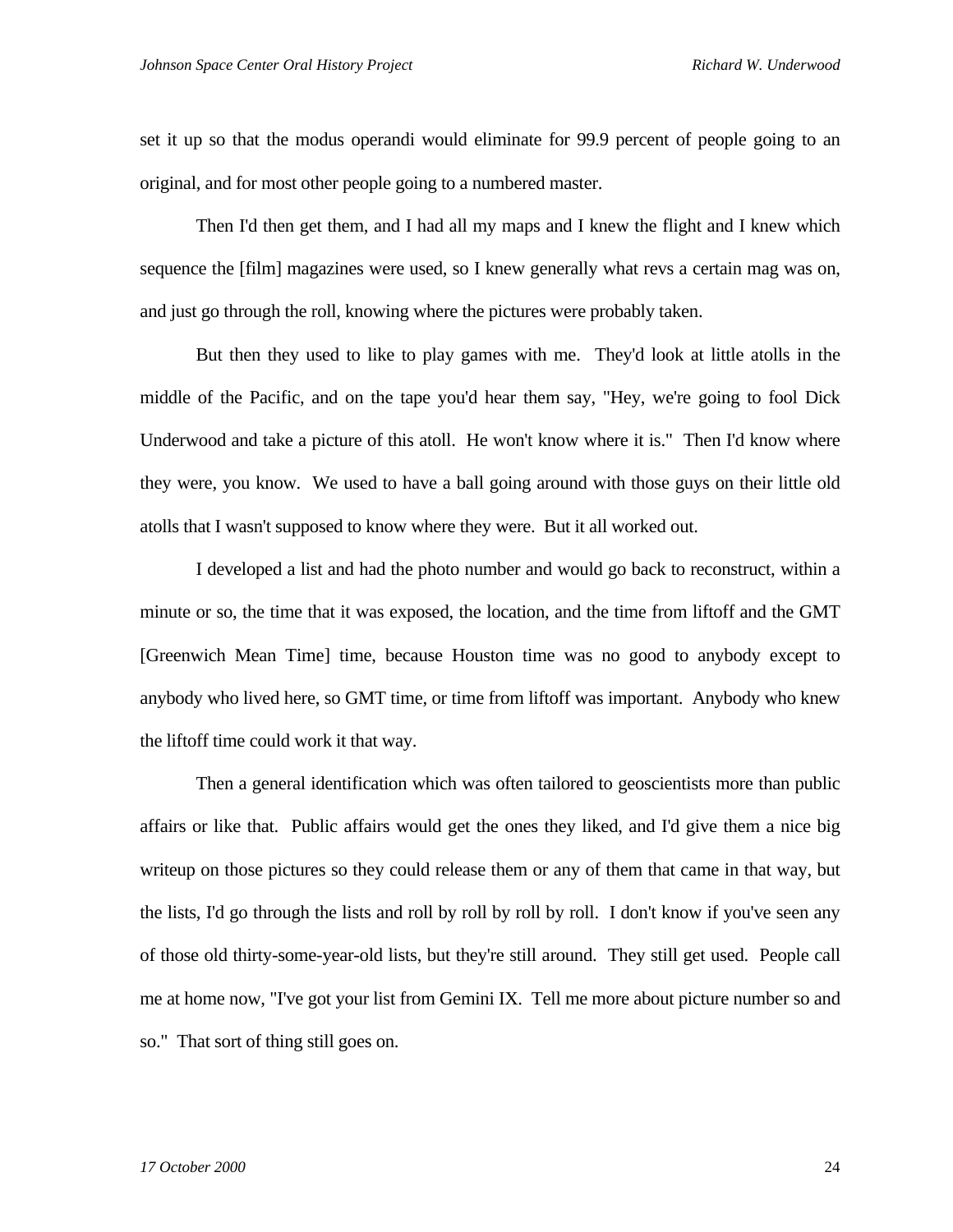set it up so that the modus operandi would eliminate for 99.9 percent of people going to an original, and for most other people going to a numbered master.

Then I'd then get them, and I had all my maps and I knew the flight and I knew which sequence the [film] magazines were used, so I knew generally what revs a certain mag was on, and just go through the roll, knowing where the pictures were probably taken.

But then they used to like to play games with me. They'd look at little atolls in the middle of the Pacific, and on the tape you'd hear them say, "Hey, we're going to fool Dick Underwood and take a picture of this atoll. He won't know where it is." Then I'd know where they were, you know. We used to have a ball going around with those guys on their little old atolls that I wasn't supposed to know where they were. But it all worked out.

I developed a list and had the photo number and would go back to reconstruct, within a minute or so, the time that it was exposed, the location, and the time from liftoff and the GMT [Greenwich Mean Time] time, because Houston time was no good to anybody except to anybody who lived here, so GMT time, or time from liftoff was important. Anybody who knew the liftoff time could work it that way.

Then a general identification which was often tailored to geoscientists more than public affairs or like that. Public affairs would get the ones they liked, and I'd give them a nice big writeup on those pictures so they could release them or any of them that came in that way, but the lists, I'd go through the lists and roll by roll by roll by roll. I don't know if you've seen any of those old thirty-some-year-old lists, but they're still around. They still get used. People call me at home now, "I've got your list from Gemini IX. Tell me more about picture number so and so." That sort of thing still goes on.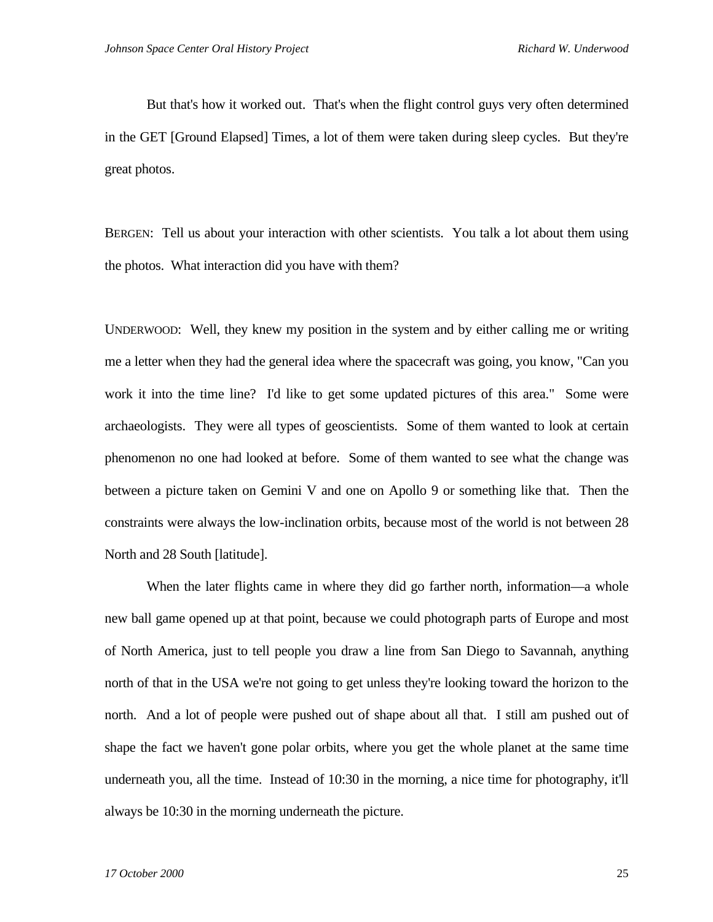But that's how it worked out. That's when the flight control guys very often determined in the GET [Ground Elapsed] Times, a lot of them were taken during sleep cycles. But they're great photos.

BERGEN: Tell us about your interaction with other scientists. You talk a lot about them using the photos. What interaction did you have with them?

UNDERWOOD: Well, they knew my position in the system and by either calling me or writing me a letter when they had the general idea where the spacecraft was going, you know, "Can you work it into the time line? I'd like to get some updated pictures of this area." Some were archaeologists. They were all types of geoscientists. Some of them wanted to look at certain phenomenon no one had looked at before. Some of them wanted to see what the change was between a picture taken on Gemini V and one on Apollo 9 or something like that. Then the constraints were always the low-inclination orbits, because most of the world is not between 28 North and 28 South [latitude].

When the later flights came in where they did go farther north, information—a whole new ball game opened up at that point, because we could photograph parts of Europe and most of North America, just to tell people you draw a line from San Diego to Savannah, anything north of that in the USA we're not going to get unless they're looking toward the horizon to the north. And a lot of people were pushed out of shape about all that. I still am pushed out of shape the fact we haven't gone polar orbits, where you get the whole planet at the same time underneath you, all the time. Instead of 10:30 in the morning, a nice time for photography, it'll always be 10:30 in the morning underneath the picture.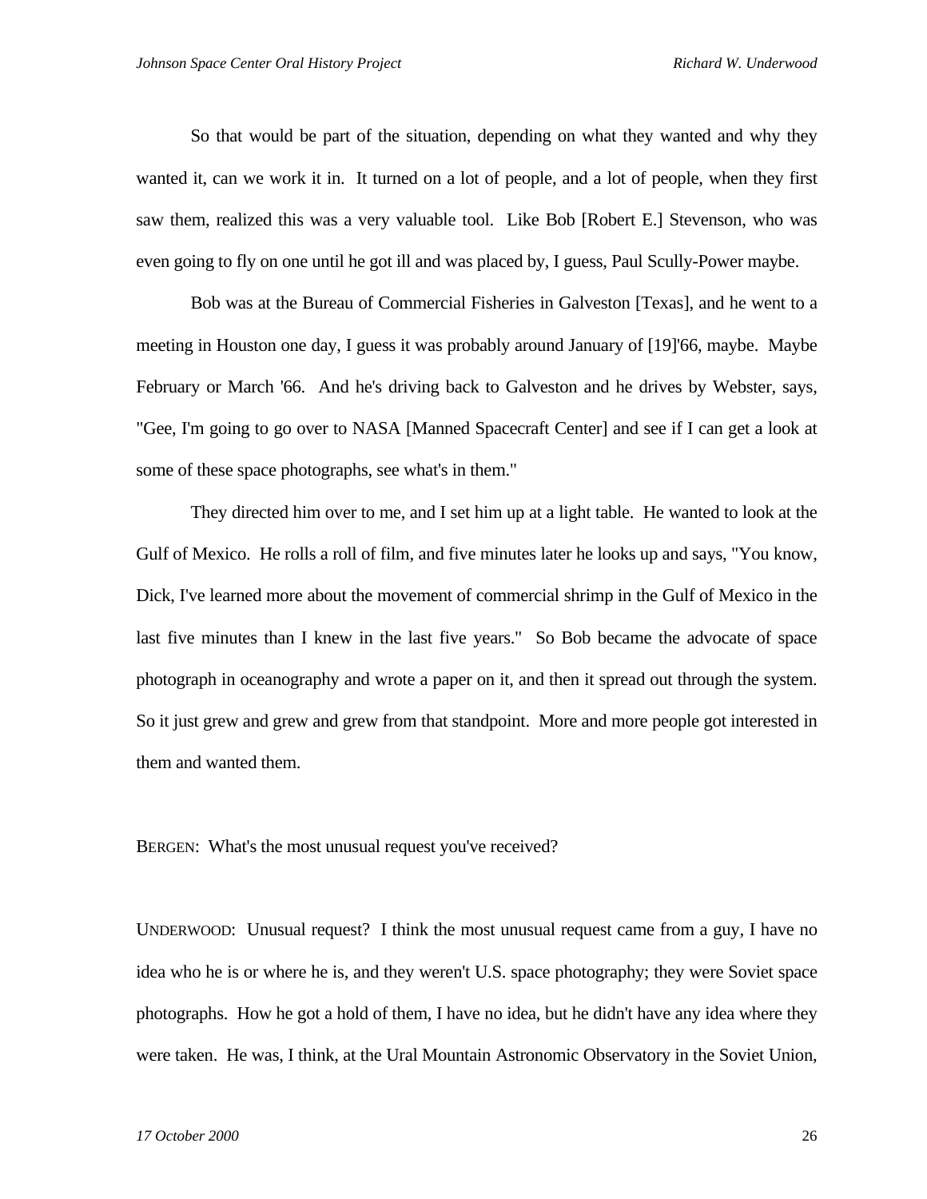So that would be part of the situation, depending on what they wanted and why they wanted it, can we work it in. It turned on a lot of people, and a lot of people, when they first saw them, realized this was a very valuable tool. Like Bob [Robert E.] Stevenson, who was even going to fly on one until he got ill and was placed by, I guess, Paul Scully-Power maybe.

Bob was at the Bureau of Commercial Fisheries in Galveston [Texas], and he went to a meeting in Houston one day, I guess it was probably around January of [19]'66, maybe. Maybe February or March '66. And he's driving back to Galveston and he drives by Webster, says, "Gee, I'm going to go over to NASA [Manned Spacecraft Center] and see if I can get a look at some of these space photographs, see what's in them."

They directed him over to me, and I set him up at a light table. He wanted to look at the Gulf of Mexico. He rolls a roll of film, and five minutes later he looks up and says, "You know, Dick, I've learned more about the movement of commercial shrimp in the Gulf of Mexico in the last five minutes than I knew in the last five years." So Bob became the advocate of space photograph in oceanography and wrote a paper on it, and then it spread out through the system. So it just grew and grew and grew from that standpoint. More and more people got interested in them and wanted them.

BERGEN: What's the most unusual request you've received?

UNDERWOOD: Unusual request? I think the most unusual request came from a guy, I have no idea who he is or where he is, and they weren't U.S. space photography; they were Soviet space photographs. How he got a hold of them, I have no idea, but he didn't have any idea where they were taken. He was, I think, at the Ural Mountain Astronomic Observatory in the Soviet Union,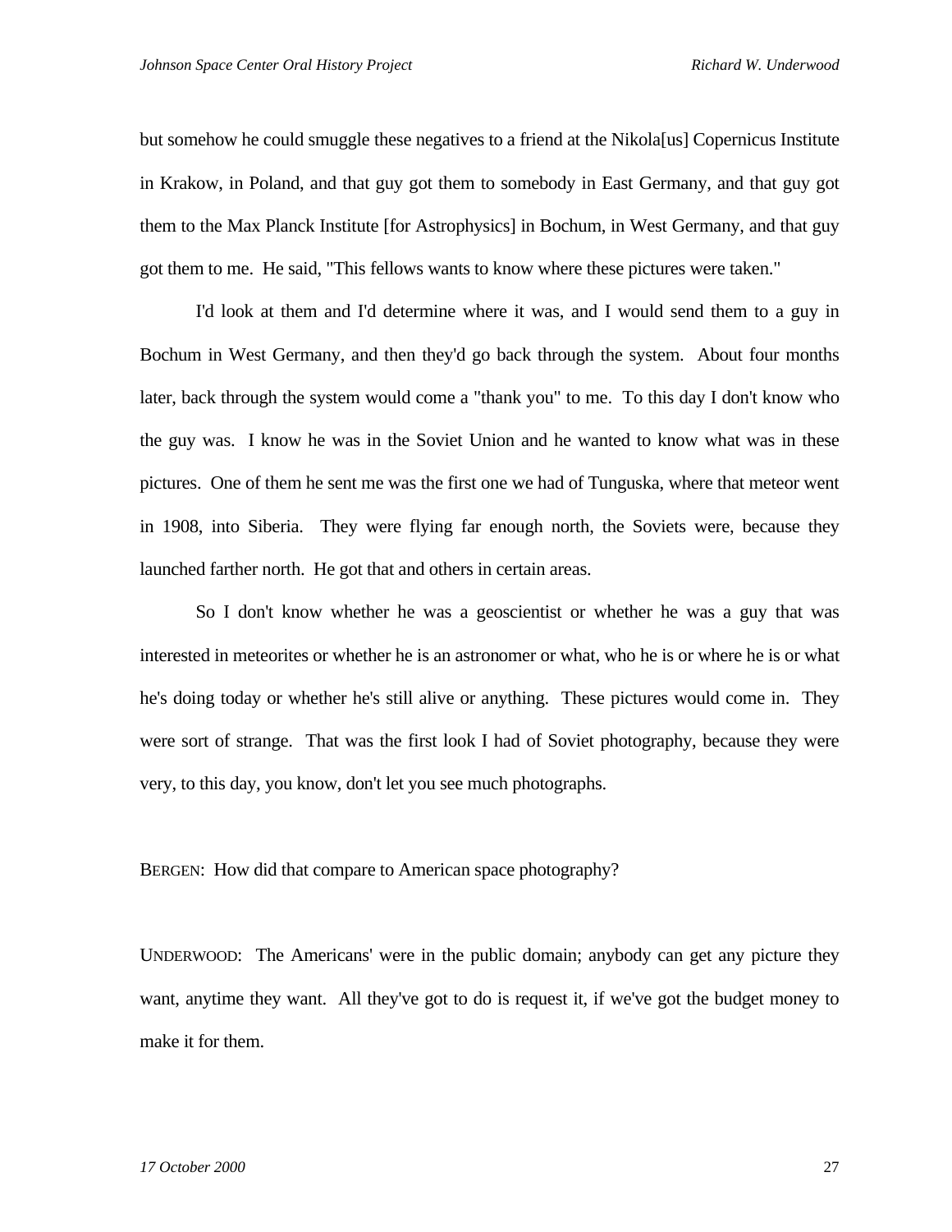but somehow he could smuggle these negatives to a friend at the Nikola[us] Copernicus Institute in Krakow, in Poland, and that guy got them to somebody in East Germany, and that guy got them to the Max Planck Institute [for Astrophysics] in Bochum, in West Germany, and that guy got them to me. He said, "This fellows wants to know where these pictures were taken."

I'd look at them and I'd determine where it was, and I would send them to a guy in Bochum in West Germany, and then they'd go back through the system. About four months later, back through the system would come a "thank you" to me. To this day I don't know who the guy was. I know he was in the Soviet Union and he wanted to know what was in these pictures. One of them he sent me was the first one we had of Tunguska, where that meteor went in 1908, into Siberia. They were flying far enough north, the Soviets were, because they launched farther north. He got that and others in certain areas.

So I don't know whether he was a geoscientist or whether he was a guy that was interested in meteorites or whether he is an astronomer or what, who he is or where he is or what he's doing today or whether he's still alive or anything. These pictures would come in. They were sort of strange. That was the first look I had of Soviet photography, because they were very, to this day, you know, don't let you see much photographs.

BERGEN: How did that compare to American space photography?

UNDERWOOD: The Americans' were in the public domain; anybody can get any picture they want, anytime they want. All they've got to do is request it, if we've got the budget money to make it for them.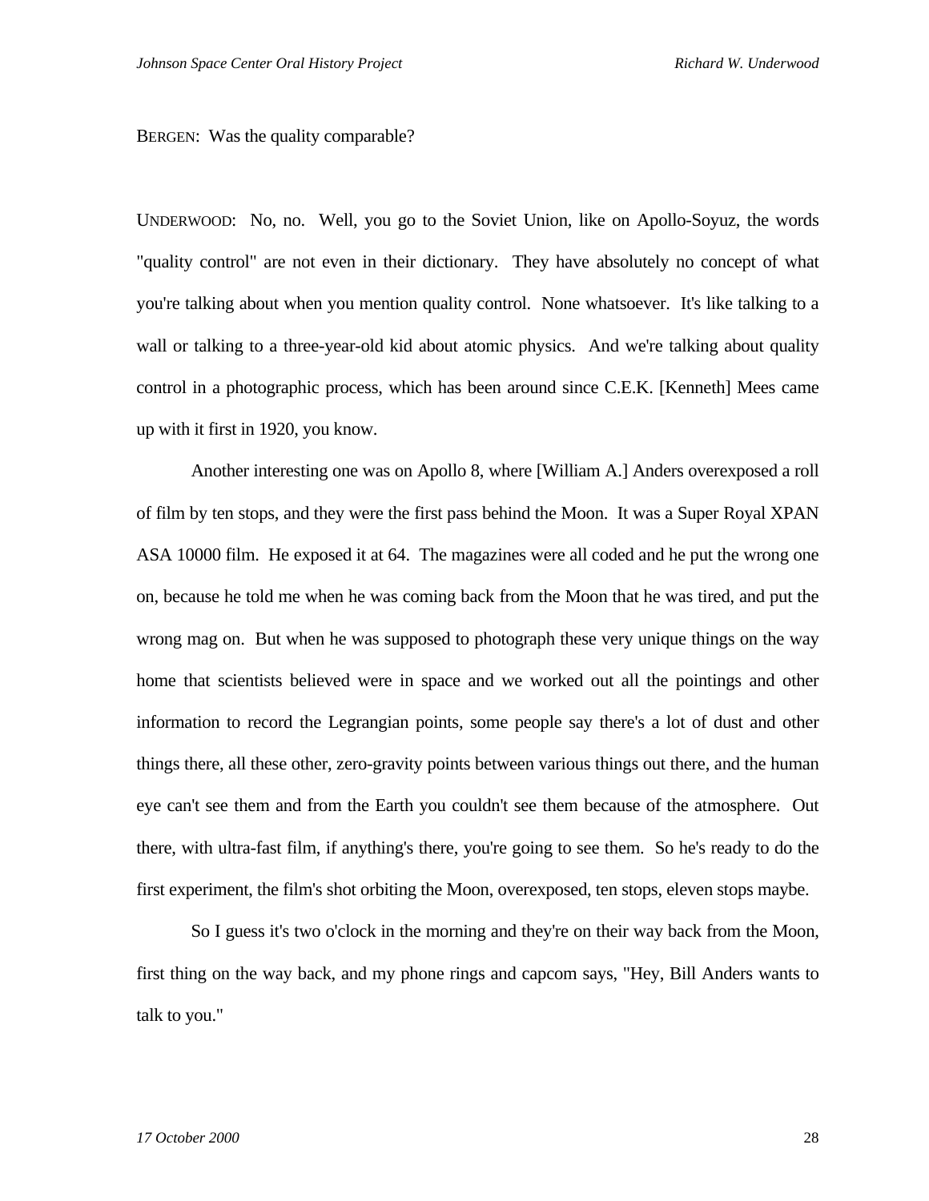BERGEN: Was the quality comparable?

UNDERWOOD: No, no. Well, you go to the Soviet Union, like on Apollo-Soyuz, the words "quality control" are not even in their dictionary. They have absolutely no concept of what you're talking about when you mention quality control. None whatsoever. It's like talking to a wall or talking to a three-year-old kid about atomic physics. And we're talking about quality control in a photographic process, which has been around since C.E.K. [Kenneth] Mees came up with it first in 1920, you know.

Another interesting one was on Apollo 8, where [William A.] Anders overexposed a roll of film by ten stops, and they were the first pass behind the Moon. It was a Super Royal XPAN ASA 10000 film. He exposed it at 64. The magazines were all coded and he put the wrong one on, because he told me when he was coming back from the Moon that he was tired, and put the wrong mag on. But when he was supposed to photograph these very unique things on the way home that scientists believed were in space and we worked out all the pointings and other information to record the Legrangian points, some people say there's a lot of dust and other things there, all these other, zero-gravity points between various things out there, and the human eye can't see them and from the Earth you couldn't see them because of the atmosphere. Out there, with ultra-fast film, if anything's there, you're going to see them. So he's ready to do the first experiment, the film's shot orbiting the Moon, overexposed, ten stops, eleven stops maybe.

So I guess it's two o'clock in the morning and they're on their way back from the Moon, first thing on the way back, and my phone rings and capcom says, "Hey, Bill Anders wants to talk to you."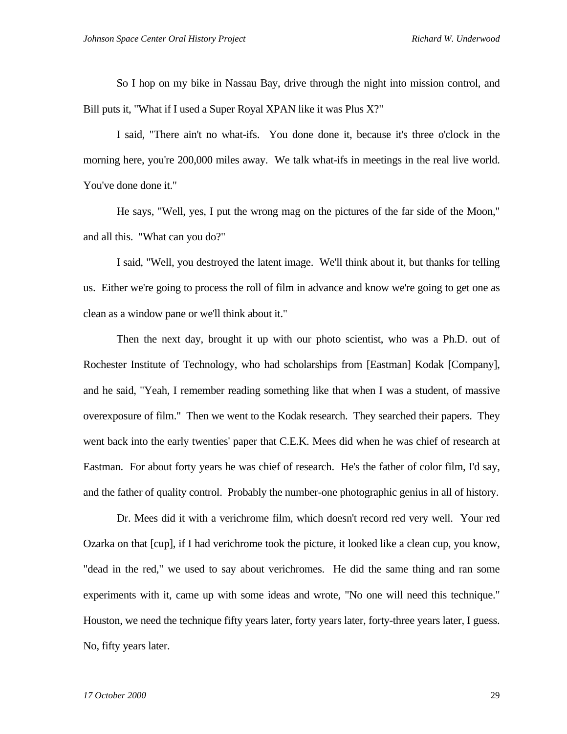So I hop on my bike in Nassau Bay, drive through the night into mission control, and Bill puts it, "What if I used a Super Royal XPAN like it was Plus X?"

I said, "There ain't no what-ifs. You done done it, because it's three o'clock in the morning here, you're 200,000 miles away. We talk what-ifs in meetings in the real live world. You've done done it."

He says, "Well, yes, I put the wrong mag on the pictures of the far side of the Moon," and all this. "What can you do?"

I said, "Well, you destroyed the latent image. We'll think about it, but thanks for telling us. Either we're going to process the roll of film in advance and know we're going to get one as clean as a window pane or we'll think about it."

Then the next day, brought it up with our photo scientist, who was a Ph.D. out of Rochester Institute of Technology, who had scholarships from [Eastman] Kodak [Company], and he said, "Yeah, I remember reading something like that when I was a student, of massive overexposure of film." Then we went to the Kodak research. They searched their papers. They went back into the early twenties' paper that C.E.K. Mees did when he was chief of research at Eastman. For about forty years he was chief of research. He's the father of color film, I'd say, and the father of quality control. Probably the number-one photographic genius in all of history.

Dr. Mees did it with a verichrome film, which doesn't record red very well. Your red Ozarka on that [cup], if I had verichrome took the picture, it looked like a clean cup, you know, "dead in the red," we used to say about verichromes. He did the same thing and ran some experiments with it, came up with some ideas and wrote, "No one will need this technique." Houston, we need the technique fifty years later, forty years later, forty-three years later, I guess. No, fifty years later.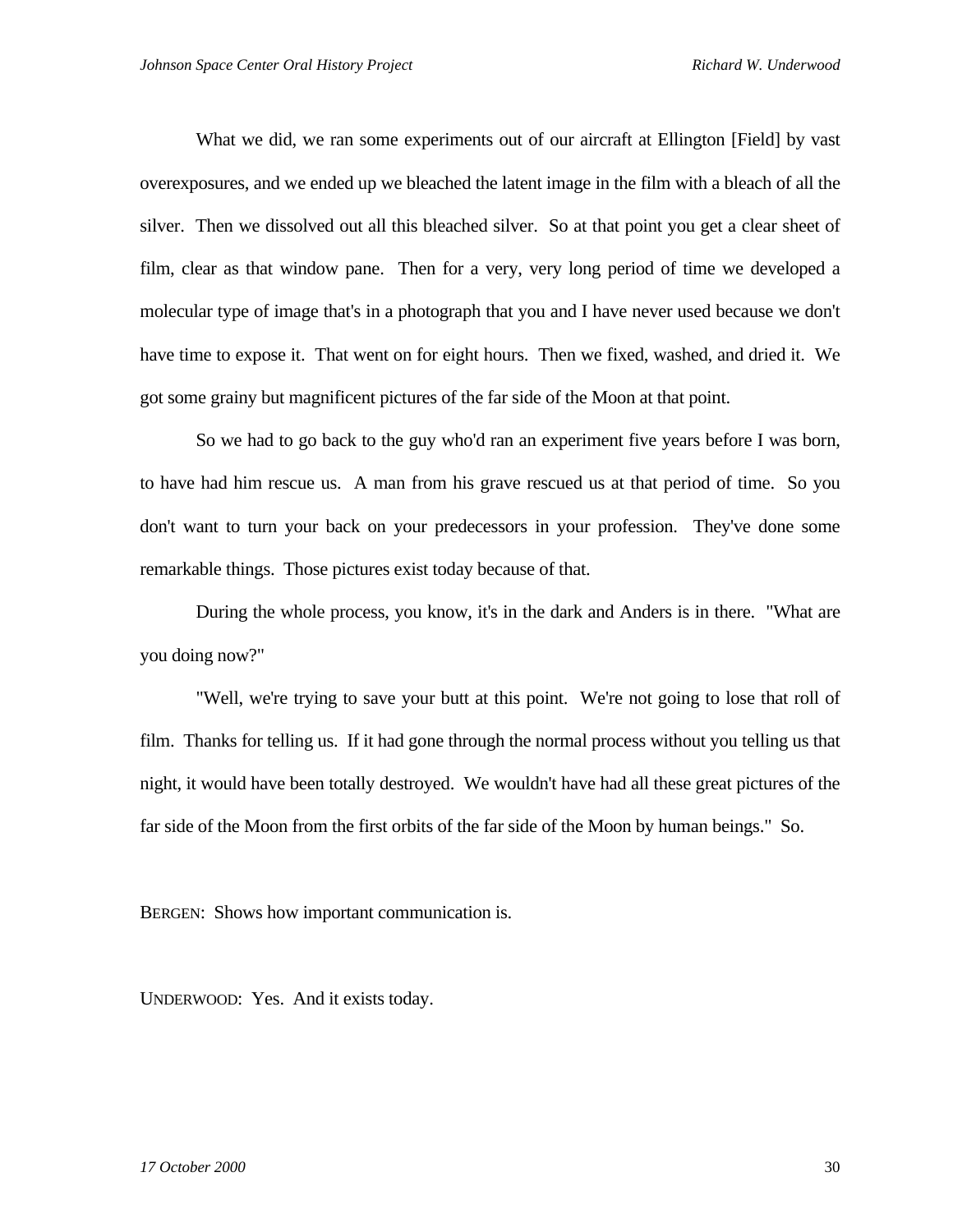What we did, we ran some experiments out of our aircraft at Ellington [Field] by vast overexposures, and we ended up we bleached the latent image in the film with a bleach of all the silver. Then we dissolved out all this bleached silver. So at that point you get a clear sheet of film, clear as that window pane. Then for a very, very long period of time we developed a molecular type of image that's in a photograph that you and I have never used because we don't have time to expose it. That went on for eight hours. Then we fixed, washed, and dried it. We got some grainy but magnificent pictures of the far side of the Moon at that point.

So we had to go back to the guy who'd ran an experiment five years before I was born, to have had him rescue us. A man from his grave rescued us at that period of time. So you don't want to turn your back on your predecessors in your profession. They've done some remarkable things. Those pictures exist today because of that.

During the whole process, you know, it's in the dark and Anders is in there. "What are you doing now?"

"Well, we're trying to save your butt at this point. We're not going to lose that roll of film. Thanks for telling us. If it had gone through the normal process without you telling us that night, it would have been totally destroyed. We wouldn't have had all these great pictures of the far side of the Moon from the first orbits of the far side of the Moon by human beings." So.

BERGEN: Shows how important communication is.

UNDERWOOD: Yes. And it exists today.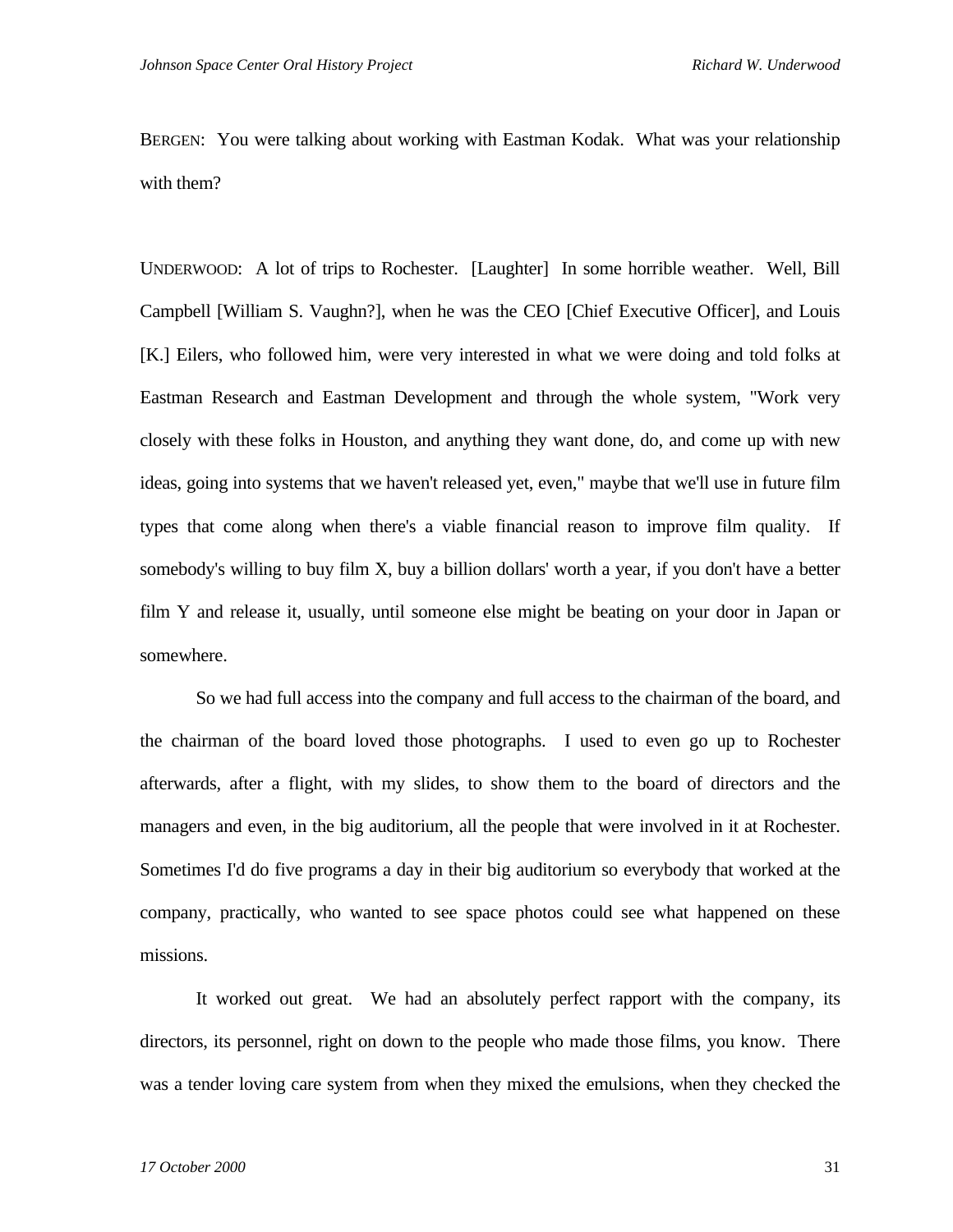BERGEN: You were talking about working with Eastman Kodak. What was your relationship with them?

UNDERWOOD: A lot of trips to Rochester. [Laughter] In some horrible weather. Well, Bill Campbell [William S. Vaughn?], when he was the CEO [Chief Executive Officer], and Louis [K.] Eilers, who followed him, were very interested in what we were doing and told folks at Eastman Research and Eastman Development and through the whole system, "Work very closely with these folks in Houston, and anything they want done, do, and come up with new ideas, going into systems that we haven't released yet, even," maybe that we'll use in future film types that come along when there's a viable financial reason to improve film quality. If somebody's willing to buy film X, buy a billion dollars' worth a year, if you don't have a better film Y and release it, usually, until someone else might be beating on your door in Japan or somewhere.

So we had full access into the company and full access to the chairman of the board, and the chairman of the board loved those photographs. I used to even go up to Rochester afterwards, after a flight, with my slides, to show them to the board of directors and the managers and even, in the big auditorium, all the people that were involved in it at Rochester. Sometimes I'd do five programs a day in their big auditorium so everybody that worked at the company, practically, who wanted to see space photos could see what happened on these missions.

It worked out great. We had an absolutely perfect rapport with the company, its directors, its personnel, right on down to the people who made those films, you know. There was a tender loving care system from when they mixed the emulsions, when they checked the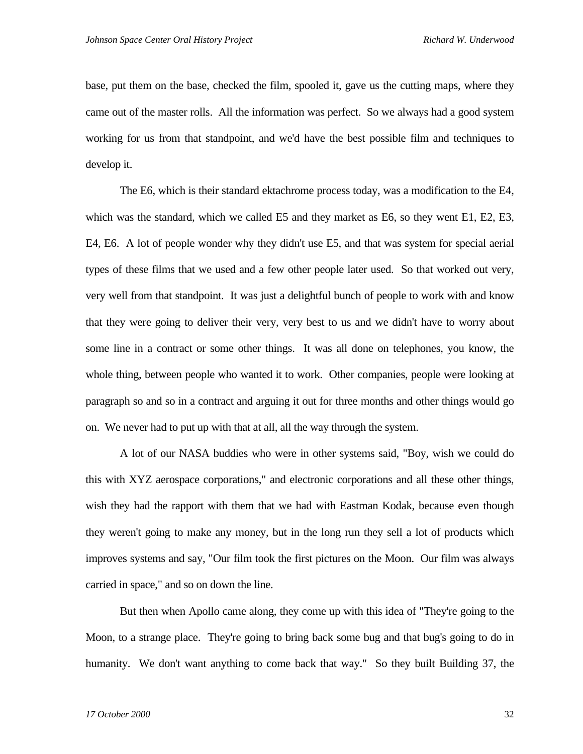base, put them on the base, checked the film, spooled it, gave us the cutting maps, where they came out of the master rolls. All the information was perfect. So we always had a good system working for us from that standpoint, and we'd have the best possible film and techniques to develop it.

The E6, which is their standard ektachrome process today, was a modification to the E4, which was the standard, which we called E5 and they market as E6, so they went E1, E2, E3, E4, E6. A lot of people wonder why they didn't use E5, and that was system for special aerial types of these films that we used and a few other people later used. So that worked out very, very well from that standpoint. It was just a delightful bunch of people to work with and know that they were going to deliver their very, very best to us and we didn't have to worry about some line in a contract or some other things. It was all done on telephones, you know, the whole thing, between people who wanted it to work. Other companies, people were looking at paragraph so and so in a contract and arguing it out for three months and other things would go on. We never had to put up with that at all, all the way through the system.

A lot of our NASA buddies who were in other systems said, "Boy, wish we could do this with XYZ aerospace corporations," and electronic corporations and all these other things, wish they had the rapport with them that we had with Eastman Kodak, because even though they weren't going to make any money, but in the long run they sell a lot of products which improves systems and say, "Our film took the first pictures on the Moon. Our film was always carried in space," and so on down the line.

But then when Apollo came along, they come up with this idea of "They're going to the Moon, to a strange place. They're going to bring back some bug and that bug's going to do in humanity. We don't want anything to come back that way." So they built Building 37, the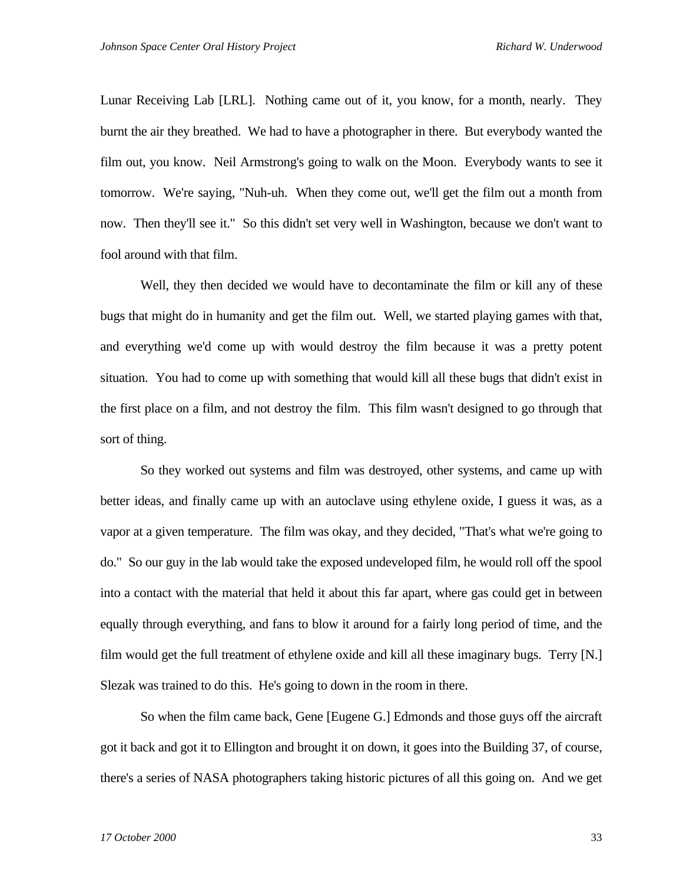Lunar Receiving Lab [LRL]. Nothing came out of it, you know, for a month, nearly. They burnt the air they breathed. We had to have a photographer in there. But everybody wanted the film out, you know. Neil Armstrong's going to walk on the Moon. Everybody wants to see it tomorrow. We're saying, "Nuh-uh. When they come out, we'll get the film out a month from now. Then they'll see it." So this didn't set very well in Washington, because we don't want to fool around with that film.

Well, they then decided we would have to decontaminate the film or kill any of these bugs that might do in humanity and get the film out. Well, we started playing games with that, and everything we'd come up with would destroy the film because it was a pretty potent situation. You had to come up with something that would kill all these bugs that didn't exist in the first place on a film, and not destroy the film. This film wasn't designed to go through that sort of thing.

So they worked out systems and film was destroyed, other systems, and came up with better ideas, and finally came up with an autoclave using ethylene oxide, I guess it was, as a vapor at a given temperature. The film was okay, and they decided, "That's what we're going to do." So our guy in the lab would take the exposed undeveloped film, he would roll off the spool into a contact with the material that held it about this far apart, where gas could get in between equally through everything, and fans to blow it around for a fairly long period of time, and the film would get the full treatment of ethylene oxide and kill all these imaginary bugs. Terry [N.] Slezak was trained to do this. He's going to down in the room in there.

So when the film came back, Gene [Eugene G.] Edmonds and those guys off the aircraft got it back and got it to Ellington and brought it on down, it goes into the Building 37, of course, there's a series of NASA photographers taking historic pictures of all this going on. And we get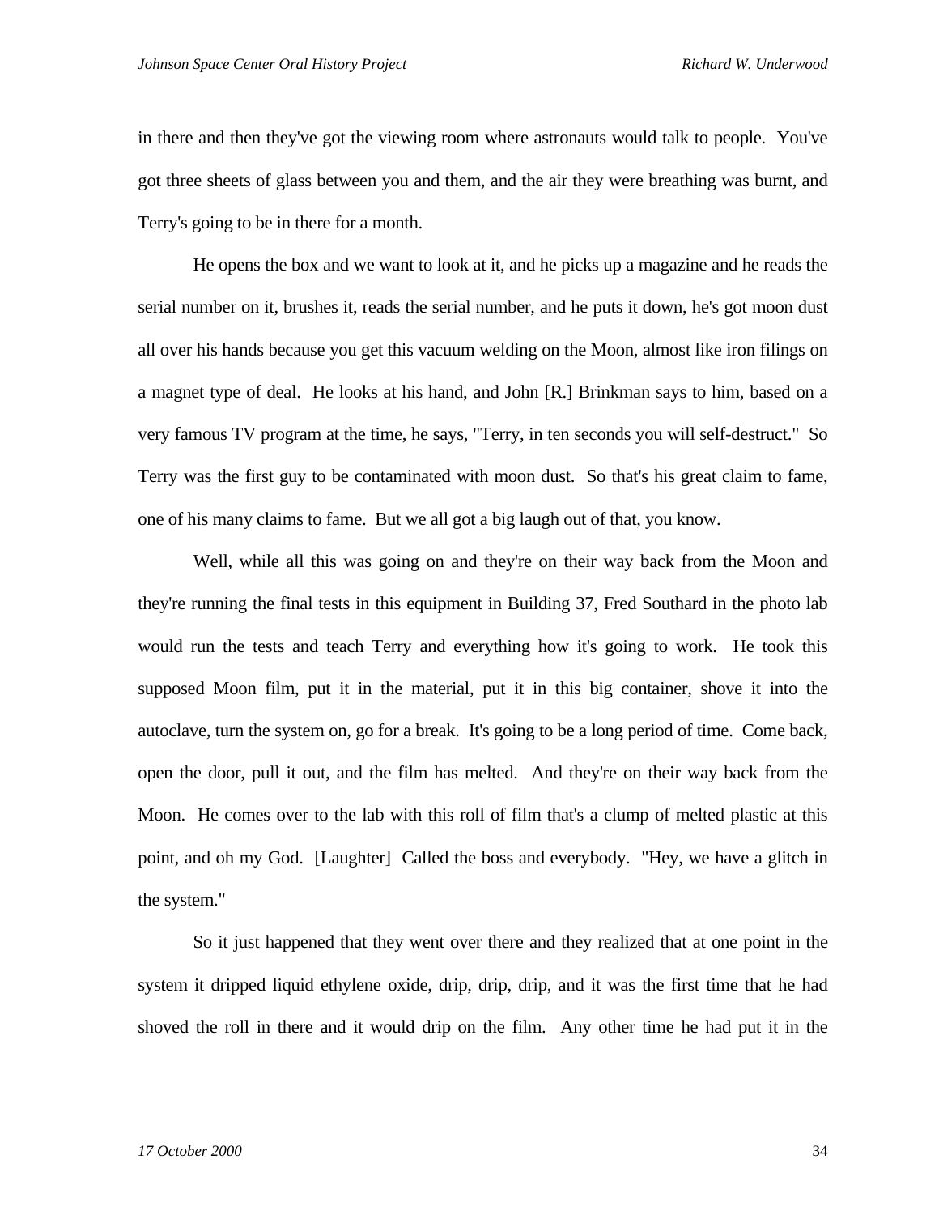in there and then they've got the viewing room where astronauts would talk to people. You've got three sheets of glass between you and them, and the air they were breathing was burnt, and Terry's going to be in there for a month.

He opens the box and we want to look at it, and he picks up a magazine and he reads the serial number on it, brushes it, reads the serial number, and he puts it down, he's got moon dust all over his hands because you get this vacuum welding on the Moon, almost like iron filings on a magnet type of deal. He looks at his hand, and John [R.] Brinkman says to him, based on a very famous TV program at the time, he says, "Terry, in ten seconds you will self-destruct." So Terry was the first guy to be contaminated with moon dust. So that's his great claim to fame, one of his many claims to fame. But we all got a big laugh out of that, you know.

Well, while all this was going on and they're on their way back from the Moon and they're running the final tests in this equipment in Building 37, Fred Southard in the photo lab would run the tests and teach Terry and everything how it's going to work. He took this supposed Moon film, put it in the material, put it in this big container, shove it into the autoclave, turn the system on, go for a break. It's going to be a long period of time. Come back, open the door, pull it out, and the film has melted. And they're on their way back from the Moon. He comes over to the lab with this roll of film that's a clump of melted plastic at this point, and oh my God. [Laughter] Called the boss and everybody. "Hey, we have a glitch in the system."

So it just happened that they went over there and they realized that at one point in the system it dripped liquid ethylene oxide, drip, drip, drip, and it was the first time that he had shoved the roll in there and it would drip on the film. Any other time he had put it in the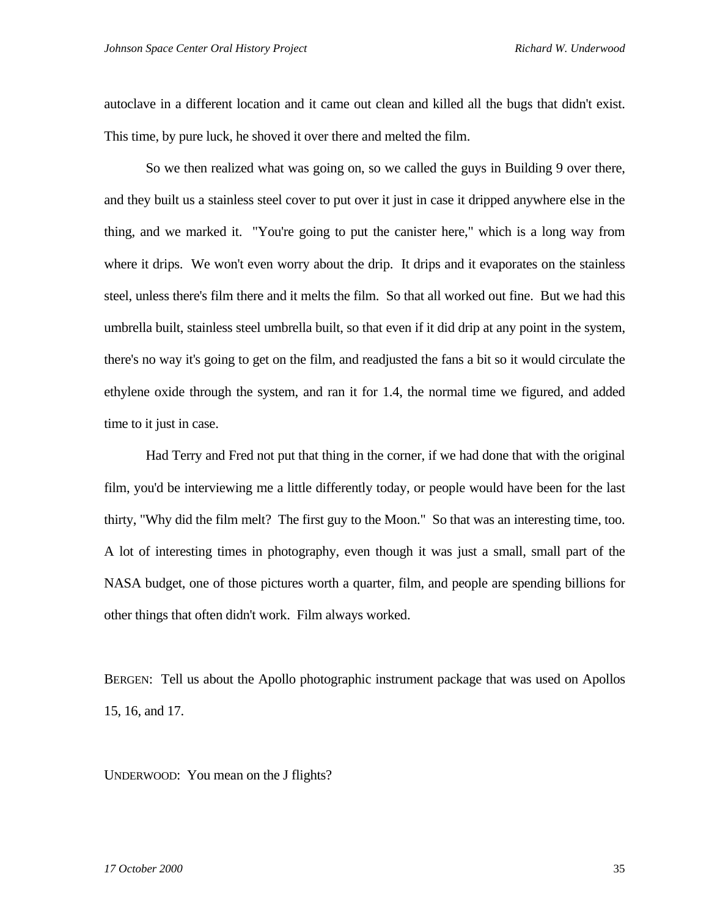autoclave in a different location and it came out clean and killed all the bugs that didn't exist. This time, by pure luck, he shoved it over there and melted the film.

So we then realized what was going on, so we called the guys in Building 9 over there, and they built us a stainless steel cover to put over it just in case it dripped anywhere else in the thing, and we marked it. "You're going to put the canister here," which is a long way from where it drips. We won't even worry about the drip. It drips and it evaporates on the stainless steel, unless there's film there and it melts the film. So that all worked out fine. But we had this umbrella built, stainless steel umbrella built, so that even if it did drip at any point in the system, there's no way it's going to get on the film, and readjusted the fans a bit so it would circulate the ethylene oxide through the system, and ran it for 1.4, the normal time we figured, and added time to it just in case.

Had Terry and Fred not put that thing in the corner, if we had done that with the original film, you'd be interviewing me a little differently today, or people would have been for the last thirty, "Why did the film melt? The first guy to the Moon." So that was an interesting time, too. A lot of interesting times in photography, even though it was just a small, small part of the NASA budget, one of those pictures worth a quarter, film, and people are spending billions for other things that often didn't work. Film always worked.

BERGEN: Tell us about the Apollo photographic instrument package that was used on Apollos 15, 16, and 17.

UNDERWOOD: You mean on the J flights?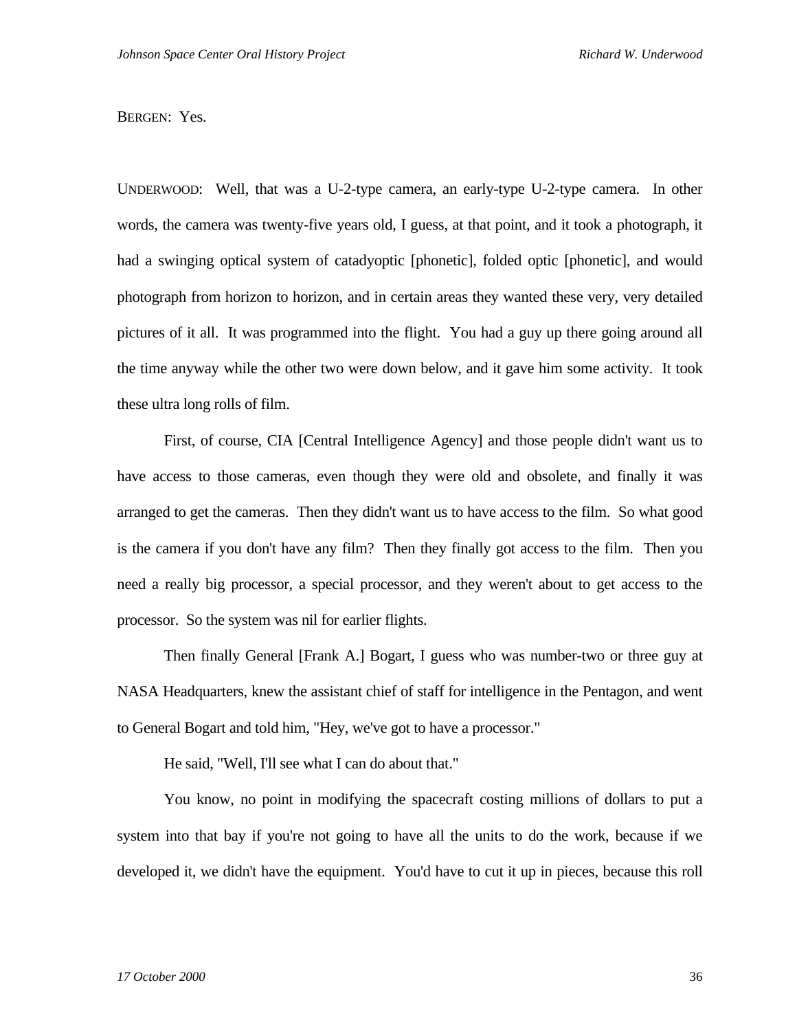BERGEN: Yes.

UNDERWOOD: Well, that was a U-2-type camera, an early-type U-2-type camera. In other words, the camera was twenty-five years old, I guess, at that point, and it took a photograph, it had a swinging optical system of catadyoptic [phonetic], folded optic [phonetic], and would photograph from horizon to horizon, and in certain areas they wanted these very, very detailed pictures of it all. It was programmed into the flight. You had a guy up there going around all the time anyway while the other two were down below, and it gave him some activity. It took these ultra long rolls of film.

First, of course, CIA [Central Intelligence Agency] and those people didn't want us to have access to those cameras, even though they were old and obsolete, and finally it was arranged to get the cameras. Then they didn't want us to have access to the film. So what good is the camera if you don't have any film? Then they finally got access to the film. Then you need a really big processor, a special processor, and they weren't about to get access to the processor. So the system was nil for earlier flights.

Then finally General [Frank A.] Bogart, I guess who was number-two or three guy at NASA Headquarters, knew the assistant chief of staff for intelligence in the Pentagon, and went to General Bogart and told him, "Hey, we've got to have a processor."

He said, "Well, I'll see what I can do about that."

You know, no point in modifying the spacecraft costing millions of dollars to put a system into that bay if you're not going to have all the units to do the work, because if we developed it, we didn't have the equipment. You'd have to cut it up in pieces, because this roll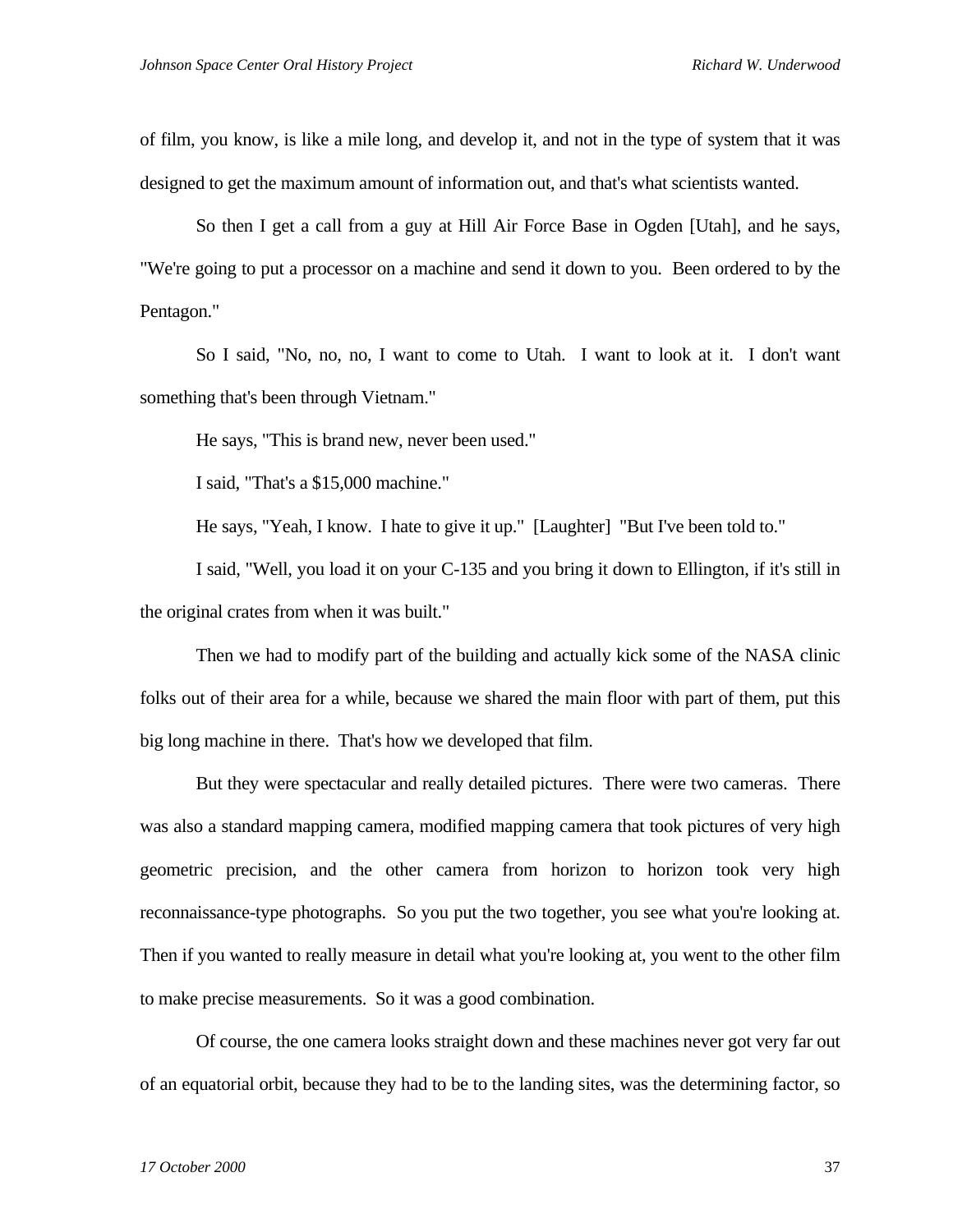of film, you know, is like a mile long, and develop it, and not in the type of system that it was designed to get the maximum amount of information out, and that's what scientists wanted.

So then I get a call from a guy at Hill Air Force Base in Ogden [Utah], and he says, "We're going to put a processor on a machine and send it down to you. Been ordered to by the Pentagon."

So I said, "No, no, no, I want to come to Utah. I want to look at it. I don't want something that's been through Vietnam."

He says, "This is brand new, never been used."

I said, "That's a $15,000 machine."

He says, "Yeah, I know. I hate to give it up." [Laughter] "But I've been told to."

I said, "Well, you load it on your C-135 and you bring it down to Ellington, if it's still in the original crates from when it was built."

Then we had to modify part of the building and actually kick some of the NASA clinic folks out of their area for a while, because we shared the main floor with part of them, put this big long machine in there. That's how we developed that film.

But they were spectacular and really detailed pictures. There were two cameras. There was also a standard mapping camera, modified mapping camera that took pictures of very high geometric precision, and the other camera from horizon to horizon took very high reconnaissance-type photographs. So you put the two together, you see what you're looking at. Then if you wanted to really measure in detail what you're looking at, you went to the other film to make precise measurements. So it was a good combination.

Of course, the one camera looks straight down and these machines never got very far out of an equatorial orbit, because they had to be to the landing sites, was the determining factor, so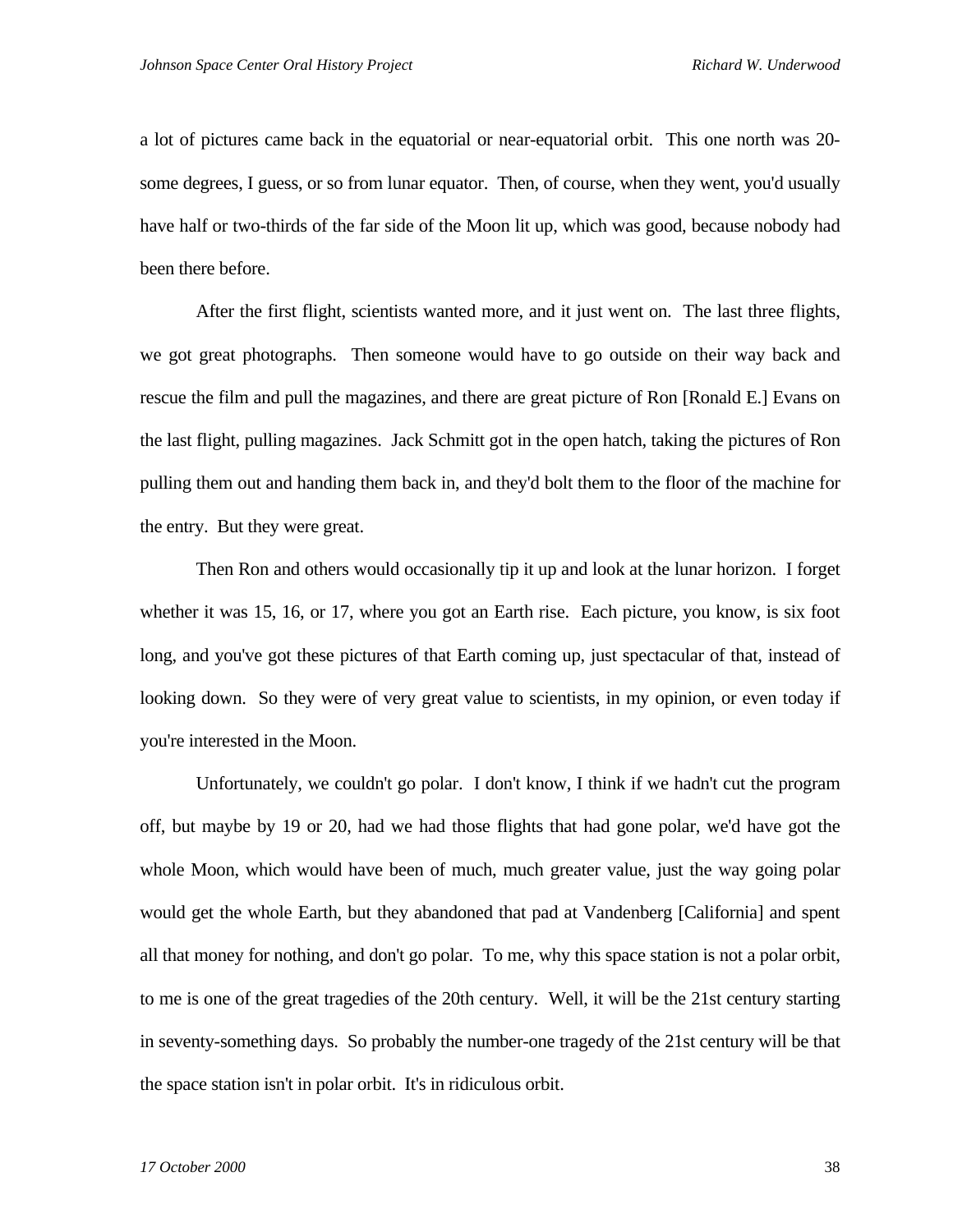a lot of pictures came back in the equatorial or near-equatorial orbit. This one north was 20-some degrees, I guess, or so from lunar equator. Then, of course, when they went, you'd usually have half or two-thirds of the far side of the Moon lit up, which was good, because nobody had been there before.

After the first flight, scientists wanted more, and it just went on. The last three flights, we got great photographs. Then someone would have to go outside on their way back and rescue the film and pull the magazines, and there are great picture of Ron [Ronald E.] Evans on the last flight, pulling magazines. Jack Schmitt got in the open hatch, taking the pictures of Ron pulling them out and handing them back in, and they'd bolt them to the floor of the machine for the entry. But they were great.

Then Ron and others would occasionally tip it up and look at the lunar horizon. I forget whether it was 15, 16, or 17, where you got an Earth rise. Each picture, you know, is six foot long, and you've got these pictures of that Earth coming up, just spectacular of that, instead of looking down. So they were of very great value to scientists, in my opinion, or even today if you're interested in the Moon.

Unfortunately, we couldn't go polar. I don't know, I think if we hadn't cut the program off, but maybe by 19 or 20, had we had those flights that had gone polar, we'd have got the whole Moon, which would have been of much, much greater value, just the way going polar would get the whole Earth, but they abandoned that pad at Vandenberg [California] and spent all that money for nothing, and don't go polar. To me, why this space station is not a polar orbit, to me is one of the great tragedies of the 20th century. Well, it will be the 21st century starting in seventy-something days. So probably the number-one tragedy of the 21st century will be that the space station isn't in polar orbit. It's in ridiculous orbit.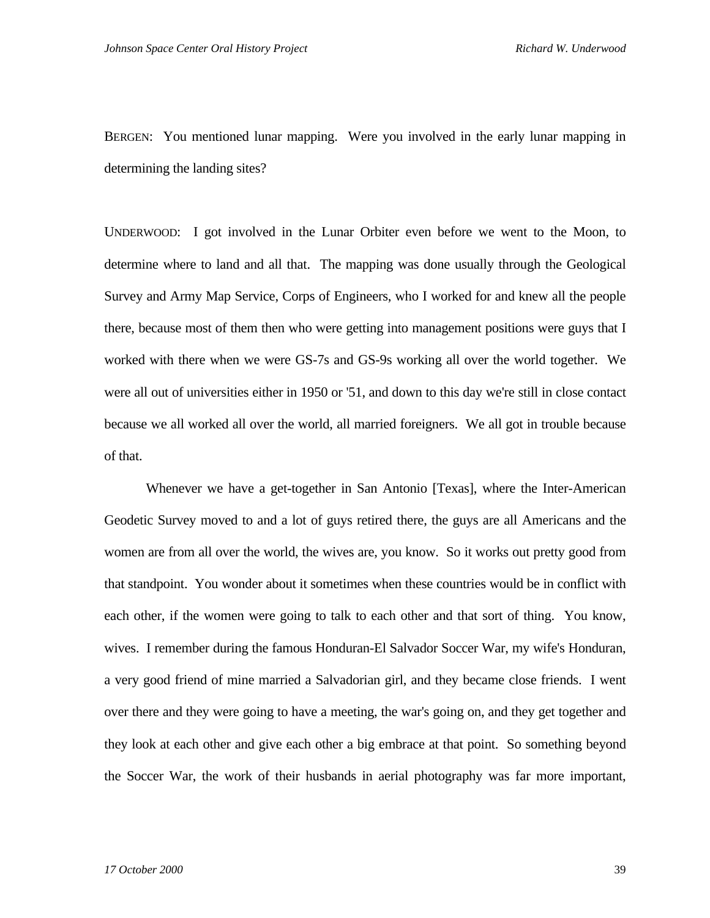BERGEN: You mentioned lunar mapping. Were you involved in the early lunar mapping in determining the landing sites?

UNDERWOOD: I got involved in the Lunar Orbiter even before we went to the Moon, to determine where to land and all that. The mapping was done usually through the Geological Survey and Army Map Service, Corps of Engineers, who I worked for and knew all the people there, because most of them then who were getting into management positions were guys that I worked with there when we were GS-7s and GS-9s working all over the world together. We were all out of universities either in 1950 or '51, and down to this day we're still in close contact because we all worked all over the world, all married foreigners. We all got in trouble because of that.

Whenever we have a get-together in San Antonio [Texas], where the Inter-American Geodetic Survey moved to and a lot of guys retired there, the guys are all Americans and the women are from all over the world, the wives are, you know. So it works out pretty good from that standpoint. You wonder about it sometimes when these countries would be in conflict with each other, if the women were going to talk to each other and that sort of thing. You know, wives. I remember during the famous Honduran-El Salvador Soccer War, my wife's Honduran, a very good friend of mine married a Salvadorian girl, and they became close friends. I went over there and they were going to have a meeting, the war's going on, and they get together and they look at each other and give each other a big embrace at that point. So something beyond the Soccer War, the work of their husbands in aerial photography was far more important,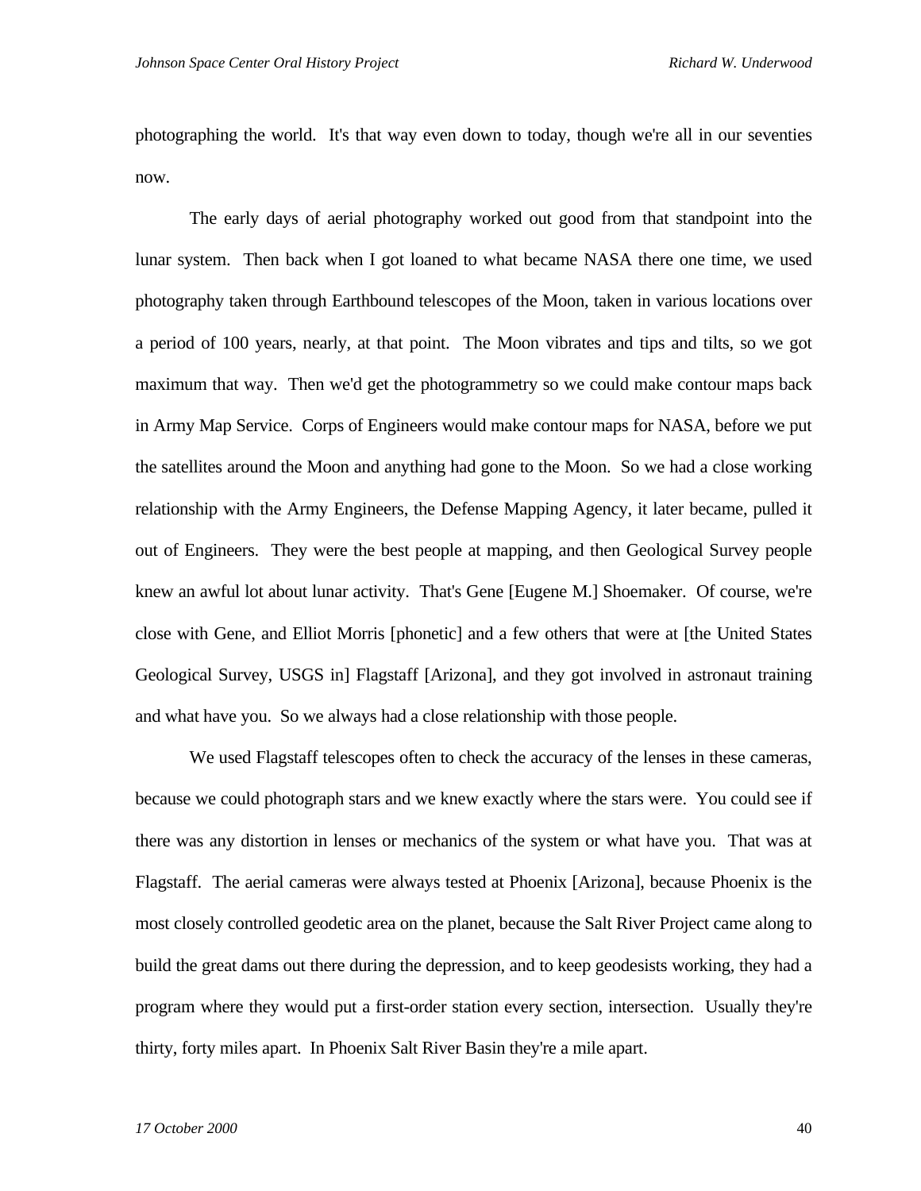photographing the world. It's that way even down to today, though we're all in our seventies now.

The early days of aerial photography worked out good from that standpoint into the lunar system. Then back when I got loaned to what became NASA there one time, we used photography taken through Earthbound telescopes of the Moon, taken in various locations over a period of 100 years, nearly, at that point. The Moon vibrates and tips and tilts, so we got maximum that way. Then we'd get the photogrammetry so we could make contour maps back in Army Map Service. Corps of Engineers would make contour maps for NASA, before we put the satellites around the Moon and anything had gone to the Moon. So we had a close working relationship with the Army Engineers, the Defense Mapping Agency, it later became, pulled it out of Engineers. They were the best people at mapping, and then Geological Survey people knew an awful lot about lunar activity. That's Gene [Eugene M.] Shoemaker. Of course, we're close with Gene, and Elliot Morris [phonetic] and a few others that were at [the United States Geological Survey, USGS in] Flagstaff [Arizona], and they got involved in astronaut training and what have you. So we always had a close relationship with those people.

We used Flagstaff telescopes often to check the accuracy of the lenses in these cameras, because we could photograph stars and we knew exactly where the stars were. You could see if there was any distortion in lenses or mechanics of the system or what have you. That was at Flagstaff. The aerial cameras were always tested at Phoenix [Arizona], because Phoenix is the most closely controlled geodetic area on the planet, because the Salt River Project came along to build the great dams out there during the depression, and to keep geodesists working, they had a program where they would put a first-order station every section, intersection. Usually they're thirty, forty miles apart. In Phoenix Salt River Basin they're a mile apart.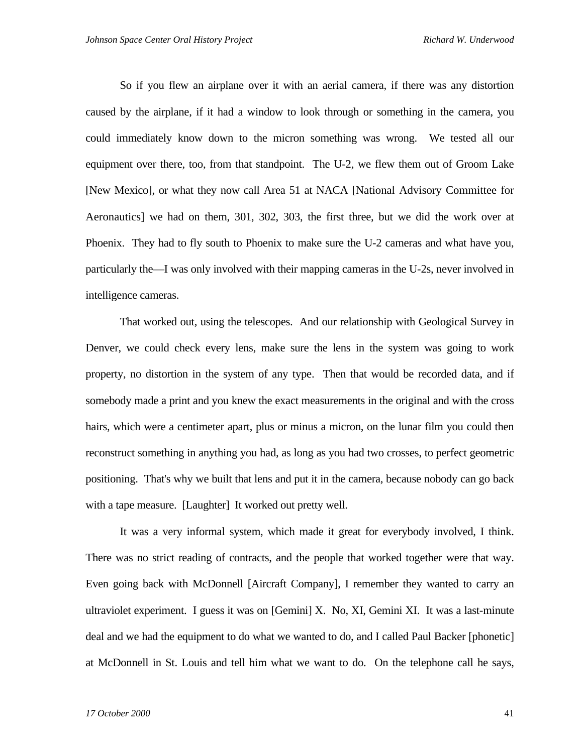So if you flew an airplane over it with an aerial camera, if there was any distortion caused by the airplane, if it had a window to look through or something in the camera, you could immediately know down to the micron something was wrong. We tested all our equipment over there, too, from that standpoint. The U-2, we flew them out of Groom Lake [New Mexico], or what they now call Area 51 at NACA [National Advisory Committee for Aeronautics] we had on them, 301, 302, 303, the first three, but we did the work over at Phoenix. They had to fly south to Phoenix to make sure the U-2 cameras and what have you, particularly the—I was only involved with their mapping cameras in the U-2s, never involved in intelligence cameras.

That worked out, using the telescopes. And our relationship with Geological Survey in Denver, we could check every lens, make sure the lens in the system was going to work property, no distortion in the system of any type. Then that would be recorded data, and if somebody made a print and you knew the exact measurements in the original and with the cross hairs, which were a centimeter apart, plus or minus a micron, on the lunar film you could then reconstruct something in anything you had, as long as you had two crosses, to perfect geometric positioning. That's why we built that lens and put it in the camera, because nobody can go back with a tape measure. [Laughter] It worked out pretty well.

It was a very informal system, which made it great for everybody involved, I think. There was no strict reading of contracts, and the people that worked together were that way. Even going back with McDonnell [Aircraft Company], I remember they wanted to carry an ultraviolet experiment. I guess it was on [Gemini] X. No, XI, Gemini XI. It was a last-minute deal and we had the equipment to do what we wanted to do, and I called Paul Backer [phonetic] at McDonnell in St. Louis and tell him what we want to do. On the telephone call he says,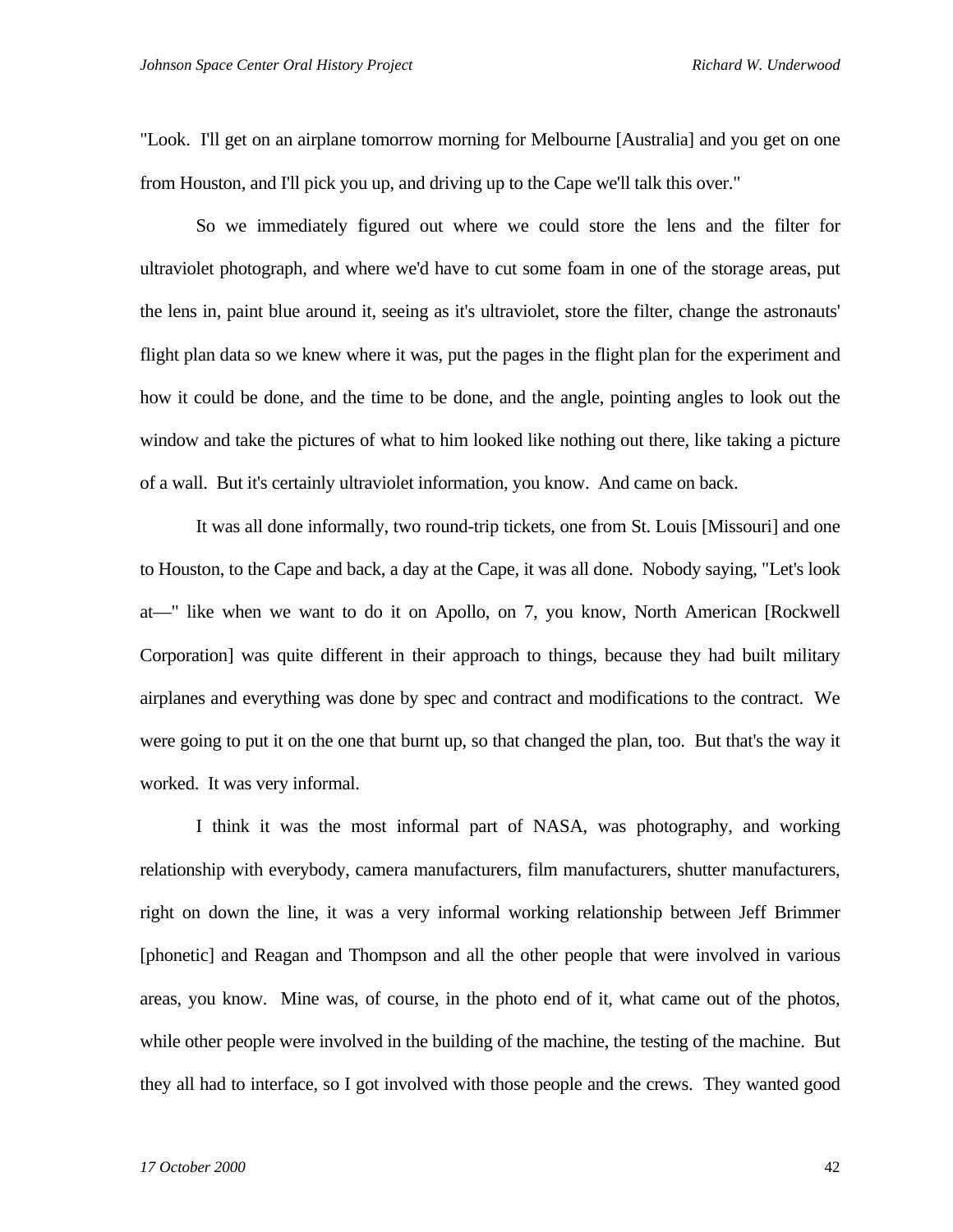"Look. I'll get on an airplane tomorrow morning for Melbourne [Australia] and you get on one from Houston, and I'll pick you up, and driving up to the Cape we'll talk this over."

So we immediately figured out where we could store the lens and the filter for ultraviolet photograph, and where we'd have to cut some foam in one of the storage areas, put the lens in, paint blue around it, seeing as it's ultraviolet, store the filter, change the astronauts' flight plan data so we knew where it was, put the pages in the flight plan for the experiment and how it could be done, and the time to be done, and the angle, pointing angles to look out the window and take the pictures of what to him looked like nothing out there, like taking a picture of a wall. But it's certainly ultraviolet information, you know. And came on back.

It was all done informally, two round-trip tickets, one from St. Louis [Missouri] and one to Houston, to the Cape and back, a day at the Cape, it was all done. Nobody saying, "Let's look at—" like when we want to do it on Apollo, on 7, you know, North American [Rockwell Corporation] was quite different in their approach to things, because they had built military airplanes and everything was done by spec and contract and modifications to the contract. We were going to put it on the one that burnt up, so that changed the plan, too. But that's the way it worked. It was very informal.

I think it was the most informal part of NASA, was photography, and working relationship with everybody, camera manufacturers, film manufacturers, shutter manufacturers, right on down the line, it was a very informal working relationship between Jeff Brimmer [phonetic] and Reagan and Thompson and all the other people that were involved in various areas, you know. Mine was, of course, in the photo end of it, what came out of the photos, while other people were involved in the building of the machine, the testing of the machine. But they all had to interface, so I got involved with those people and the crews. They wanted good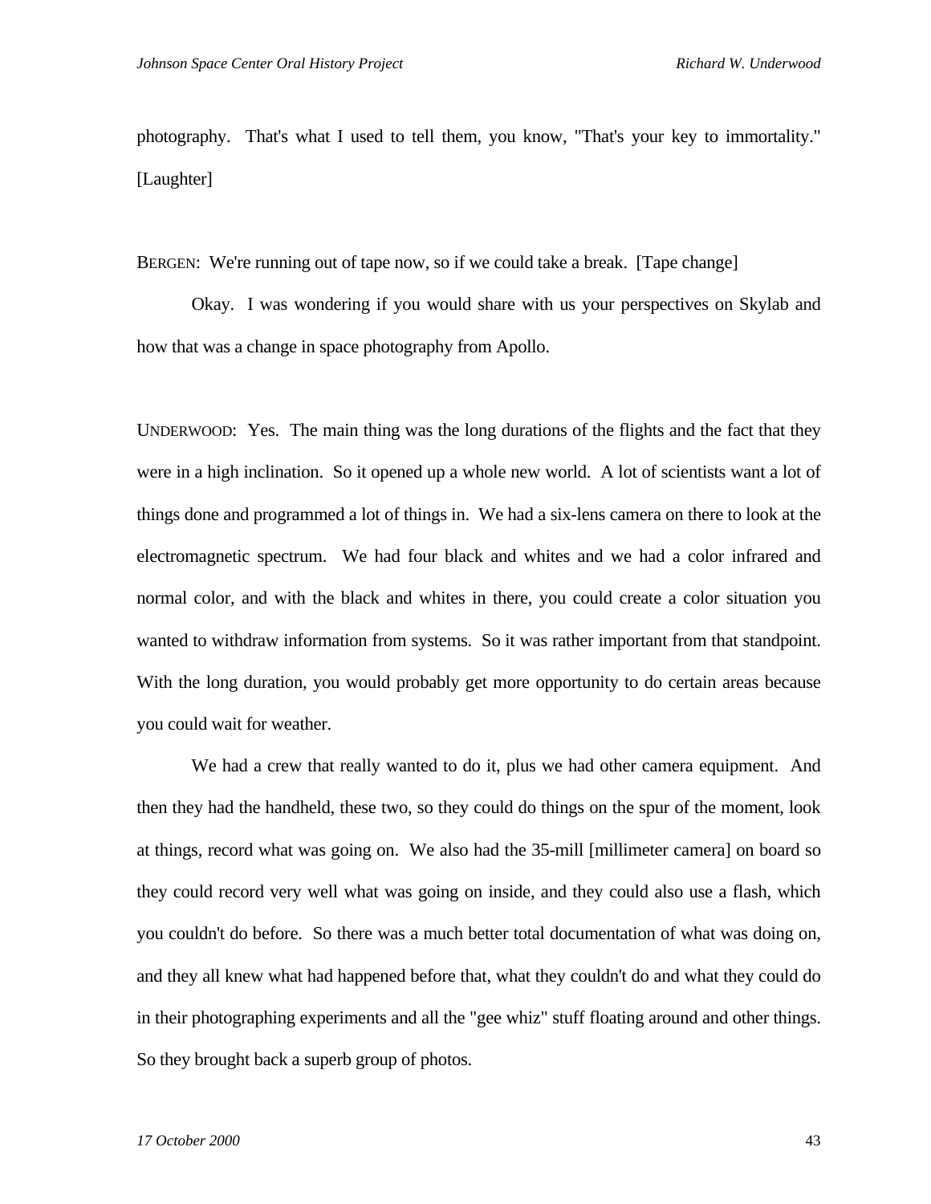photography. That's what I used to tell them, you know, "That's your key to immortality." [Laughter]

BERGEN: We're running out of tape now, so if we could take a break. [Tape change]

Okay. I was wondering if you would share with us your perspectives on Skylab and how that was a change in space photography from Apollo.

UNDERWOOD: Yes. The main thing was the long durations of the flights and the fact that they were in a high inclination. So it opened up a whole new world. A lot of scientists want a lot of things done and programmed a lot of things in. We had a six-lens camera on there to look at the electromagnetic spectrum. We had four black and whites and we had a color infrared and normal color, and with the black and whites in there, you could create a color situation you wanted to withdraw information from systems. So it was rather important from that standpoint. With the long duration, you would probably get more opportunity to do certain areas because you could wait for weather.

We had a crew that really wanted to do it, plus we had other camera equipment. And then they had the handheld, these two, so they could do things on the spur of the moment, look at things, record what was going on. We also had the 35-mill [millimeter camera] on board so they could record very well what was going on inside, and they could also use a flash, which you couldn't do before. So there was a much better total documentation of what was doing on, and they all knew what had happened before that, what they couldn't do and what they could do in their photographing experiments and all the "gee whiz" stuff floating around and other things. So they brought back a superb group of photos.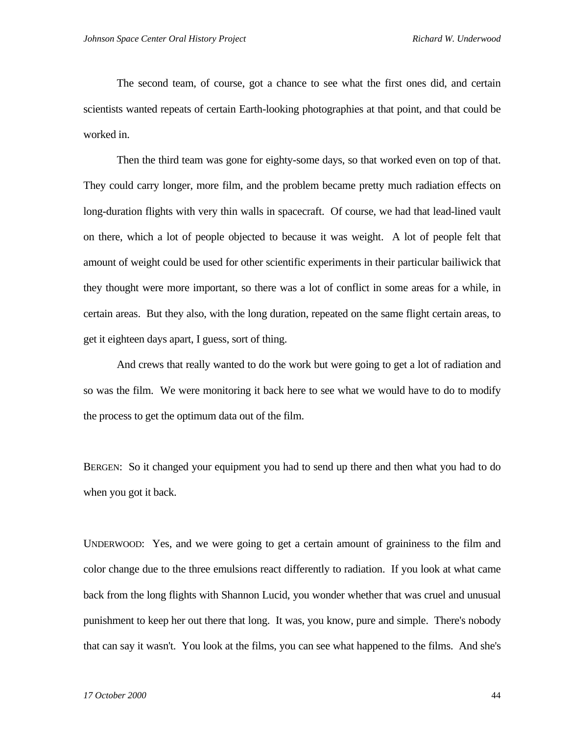The second team, of course, got a chance to see what the first ones did, and certain scientists wanted repeats of certain Earth-looking photographies at that point, and that could be worked in.

Then the third team was gone for eighty-some days, so that worked even on top of that. They could carry longer, more film, and the problem became pretty much radiation effects on long-duration flights with very thin walls in spacecraft. Of course, we had that lead-lined vault on there, which a lot of people objected to because it was weight. A lot of people felt that amount of weight could be used for other scientific experiments in their particular bailiwick that they thought were more important, so there was a lot of conflict in some areas for a while, in certain areas. But they also, with the long duration, repeated on the same flight certain areas, to get it eighteen days apart, I guess, sort of thing.

And crews that really wanted to do the work but were going to get a lot of radiation and so was the film. We were monitoring it back here to see what we would have to do to modify the process to get the optimum data out of the film.

BERGEN: So it changed your equipment you had to send up there and then what you had to do when you got it back.

UNDERWOOD: Yes, and we were going to get a certain amount of graininess to the film and color change due to the three emulsions react differently to radiation. If you look at what came back from the long flights with Shannon Lucid, you wonder whether that was cruel and unusual punishment to keep her out there that long. It was, you know, pure and simple. There's nobody that can say it wasn't. You look at the films, you can see what happened to the films. And she's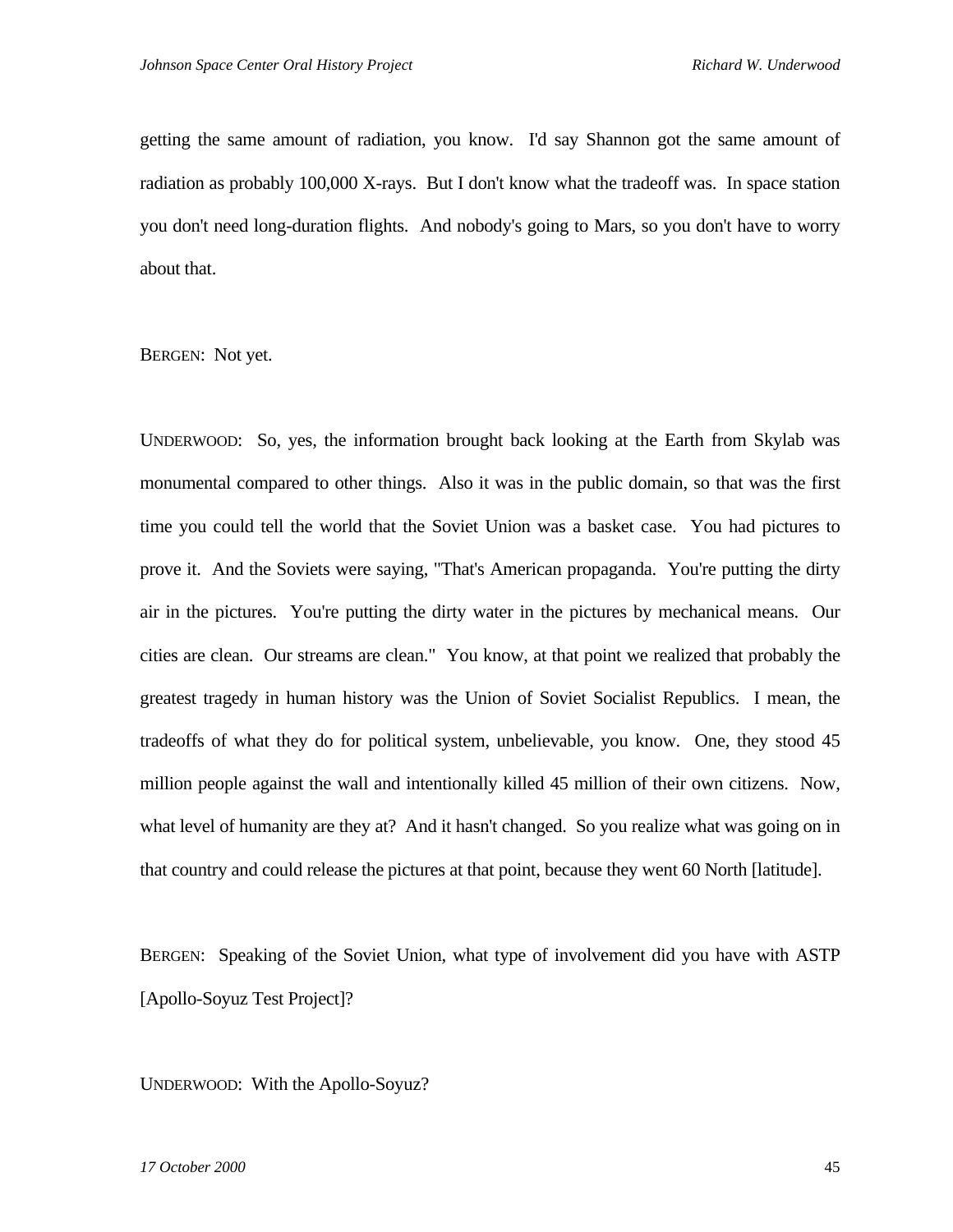getting the same amount of radiation, you know. I'd say Shannon got the same amount of radiation as probably 100,000 X-rays. But I don't know what the tradeoff was. In space station you don't need long-duration flights. And nobody's going to Mars, so you don't have to worry about that.

BERGEN: Not yet.

UNDERWOOD: So, yes, the information brought back looking at the Earth from Skylab was monumental compared to other things. Also it was in the public domain, so that was the first time you could tell the world that the Soviet Union was a basket case. You had pictures to prove it. And the Soviets were saying, "That's American propaganda. You're putting the dirty air in the pictures. You're putting the dirty water in the pictures by mechanical means. Our cities are clean. Our streams are clean." You know, at that point we realized that probably the greatest tragedy in human history was the Union of Soviet Socialist Republics. I mean, the tradeoffs of what they do for political system, unbelievable, you know. One, they stood 45 million people against the wall and intentionally killed 45 million of their own citizens. Now, what level of humanity are they at? And it hasn't changed. So you realize what was going on in that country and could release the pictures at that point, because they went 60 North [latitude].

BERGEN: Speaking of the Soviet Union, what type of involvement did you have with ASTP [Apollo-Soyuz Test Project]?

UNDERWOOD: With the Apollo-Soyuz?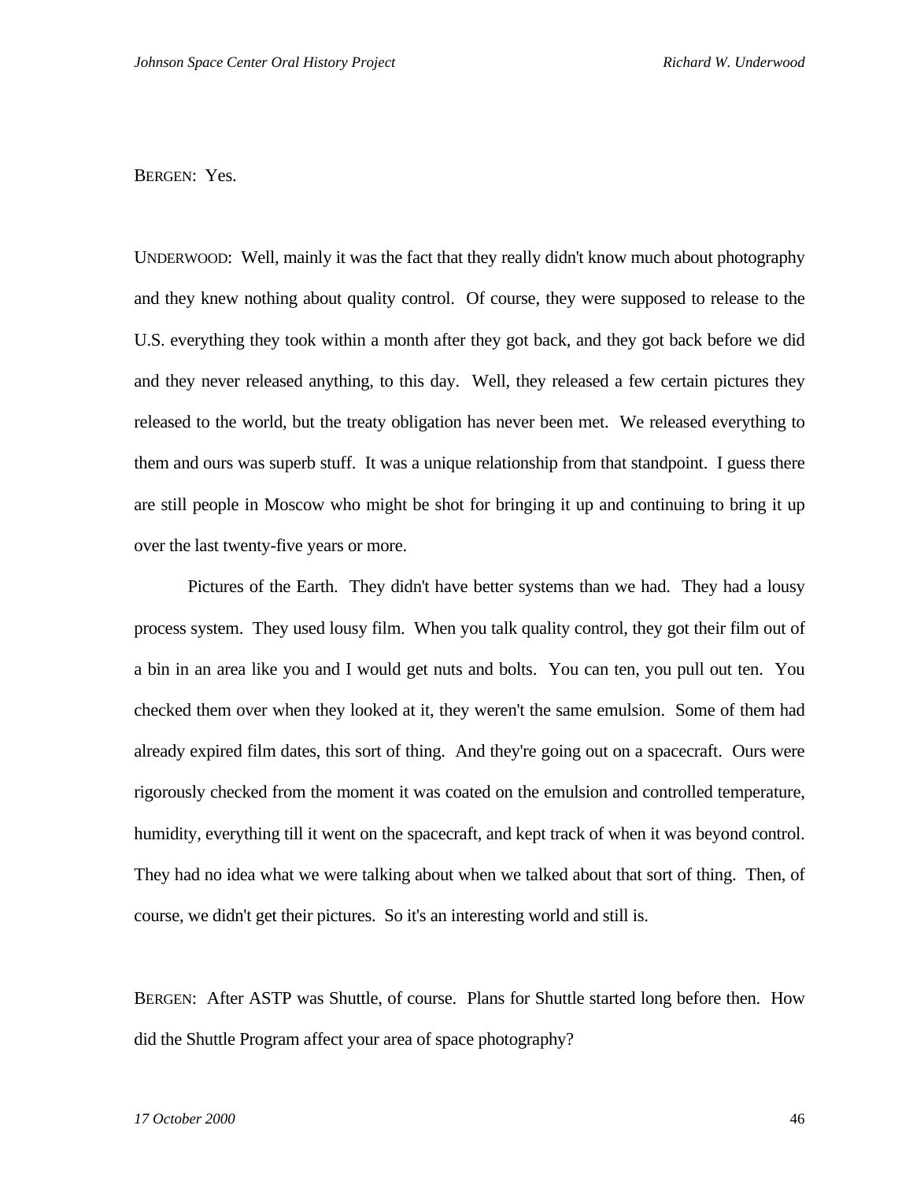BERGEN: Yes.

UNDERWOOD: Well, mainly it was the fact that they really didn't know much about photography and they knew nothing about quality control. Of course, they were supposed to release to the U.S. everything they took within a month after they got back, and they got back before we did and they never released anything, to this day. Well, they released a few certain pictures they released to the world, but the treaty obligation has never been met. We released everything to them and ours was superb stuff. It was a unique relationship from that standpoint. I guess there are still people in Moscow who might be shot for bringing it up and continuing to bring it up over the last twenty-five years or more.

Pictures of the Earth. They didn't have better systems than we had. They had a lousy process system. They used lousy film. When you talk quality control, they got their film out of a bin in an area like you and I would get nuts and bolts. You can ten, you pull out ten. You checked them over when they looked at it, they weren't the same emulsion. Some of them had already expired film dates, this sort of thing. And they're going out on a spacecraft. Ours were rigorously checked from the moment it was coated on the emulsion and controlled temperature, humidity, everything till it went on the spacecraft, and kept track of when it was beyond control. They had no idea what we were talking about when we talked about that sort of thing. Then, of course, we didn't get their pictures. So it's an interesting world and still is.

BERGEN: After ASTP was Shuttle, of course. Plans for Shuttle started long before then. How did the Shuttle Program affect your area of space photography?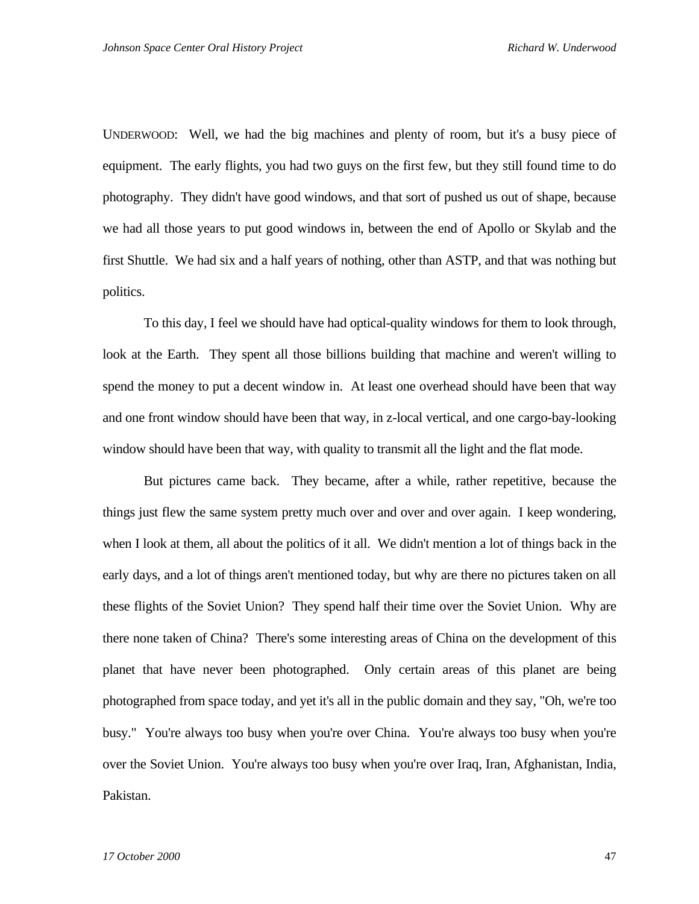UNDERWOOD: Well, we had the big machines and plenty of room, but it's a busy piece of equipment. The early flights, you had two guys on the first few, but they still found time to do photography. They didn't have good windows, and that sort of pushed us out of shape, because we had all those years to put good windows in, between the end of Apollo or Skylab and the first Shuttle. We had six and a half years of nothing, other than ASTP, and that was nothing but politics.

To this day, I feel we should have had optical-quality windows for them to look through, look at the Earth. They spent all those billions building that machine and weren't willing to spend the money to put a decent window in. At least one overhead should have been that way and one front window should have been that way, in z-local vertical, and one cargo-bay-looking window should have been that way, with quality to transmit all the light and the flat mode.

But pictures came back. They became, after a while, rather repetitive, because the things just flew the same system pretty much over and over and over again. I keep wondering, when I look at them, all about the politics of it all. We didn't mention a lot of things back in the early days, and a lot of things aren't mentioned today, but why are there no pictures taken on all these flights of the Soviet Union? They spend half their time over the Soviet Union. Why are there none taken of China? There's some interesting areas of China on the development of this planet that have never been photographed. Only certain areas of this planet are being photographed from space today, and yet it's all in the public domain and they say, "Oh, we're too busy." You're always too busy when you're over China. You're always too busy when you're over the Soviet Union. You're always too busy when you're over Iraq, Iran, Afghanistan, India, Pakistan.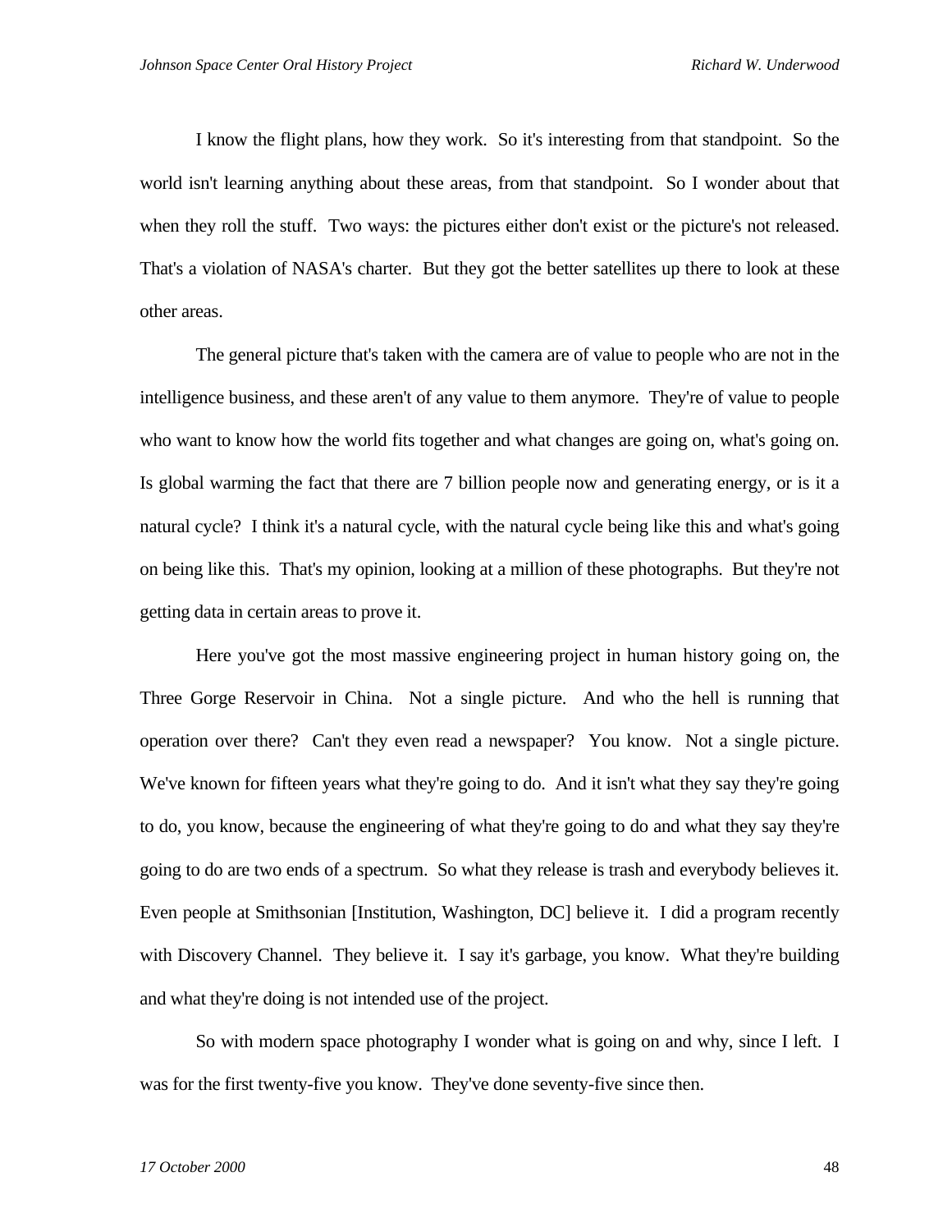I know the flight plans, how they work. So it's interesting from that standpoint. So the world isn't learning anything about these areas, from that standpoint. So I wonder about that when they roll the stuff. Two ways: the pictures either don't exist or the picture's not released. That's a violation of NASA's charter. But they got the better satellites up there to look at these other areas.

The general picture that's taken with the camera are of value to people who are not in the intelligence business, and these aren't of any value to them anymore. They're of value to people who want to know how the world fits together and what changes are going on, what's going on. Is global warming the fact that there are 7 billion people now and generating energy, or is it a natural cycle? I think it's a natural cycle, with the natural cycle being like this and what's going on being like this. That's my opinion, looking at a million of these photographs. But they're not getting data in certain areas to prove it.

Here you've got the most massive engineering project in human history going on, the Three Gorge Reservoir in China. Not a single picture. And who the hell is running that operation over there? Can't they even read a newspaper? You know. Not a single picture. We've known for fifteen years what they're going to do. And it isn't what they say they're going to do, you know, because the engineering of what they're going to do and what they say they're going to do are two ends of a spectrum. So what they release is trash and everybody believes it. Even people at Smithsonian [Institution, Washington, DC] believe it. I did a program recently with Discovery Channel. They believe it. I say it's garbage, you know. What they're building and what they're doing is not intended use of the project.

So with modern space photography I wonder what is going on and why, since I left. I was for the first twenty-five you know. They've done seventy-five since then.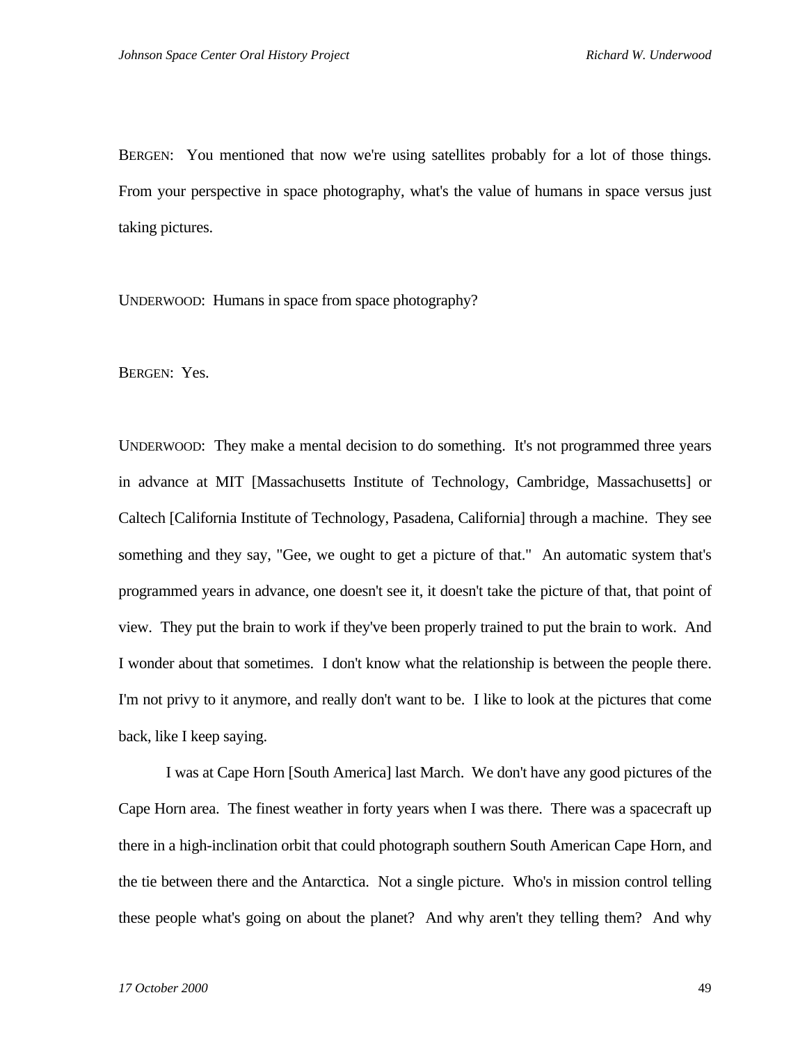BERGEN: You mentioned that now we're using satellites probably for a lot of those things. From your perspective in space photography, what's the value of humans in space versus just taking pictures.

UNDERWOOD: Humans in space from space photography?

BERGEN: Yes.

UNDERWOOD: They make a mental decision to do something. It's not programmed three years in advance at MIT [Massachusetts Institute of Technology, Cambridge, Massachusetts] or Caltech [California Institute of Technology, Pasadena, California] through a machine. They see something and they say, "Gee, we ought to get a picture of that." An automatic system that's programmed years in advance, one doesn't see it, it doesn't take the picture of that, that point of view. They put the brain to work if they've been properly trained to put the brain to work. And I wonder about that sometimes. I don't know what the relationship is between the people there. I'm not privy to it anymore, and really don't want to be. I like to look at the pictures that come back, like I keep saying.

I was at Cape Horn [South America] last March. We don't have any good pictures of the Cape Horn area. The finest weather in forty years when I was there. There was a spacecraft up there in a high-inclination orbit that could photograph southern South American Cape Horn, and the tie between there and the Antarctica. Not a single picture. Who's in mission control telling these people what's going on about the planet? And why aren't they telling them? And why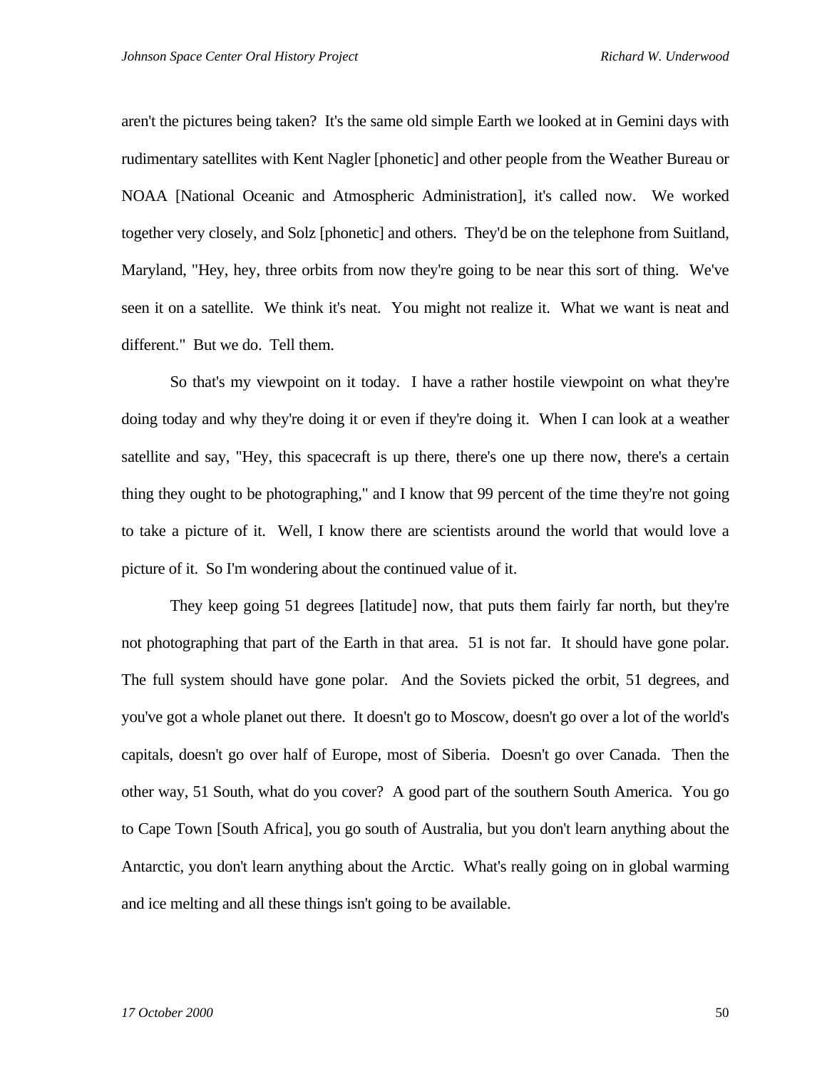aren't the pictures being taken? It's the same old simple Earth we looked at in Gemini days with rudimentary satellites with Kent Nagler [phonetic] and other people from the Weather Bureau or NOAA [National Oceanic and Atmospheric Administration], it's called now. We worked together very closely, and Solz [phonetic] and others. They'd be on the telephone from Suitland, Maryland, "Hey, hey, three orbits from now they're going to be near this sort of thing. We've seen it on a satellite. We think it's neat. You might not realize it. What we want is neat and different." But we do. Tell them.

So that's my viewpoint on it today. I have a rather hostile viewpoint on what they're doing today and why they're doing it or even if they're doing it. When I can look at a weather satellite and say, "Hey, this spacecraft is up there, there's one up there now, there's a certain thing they ought to be photographing," and I know that 99 percent of the time they're not going to take a picture of it. Well, I know there are scientists around the world that would love a picture of it. So I'm wondering about the continued value of it.

They keep going 51 degrees [latitude] now, that puts them fairly far north, but they're not photographing that part of the Earth in that area. 51 is not far. It should have gone polar. The full system should have gone polar. And the Soviets picked the orbit, 51 degrees, and you've got a whole planet out there. It doesn't go to Moscow, doesn't go over a lot of the world's capitals, doesn't go over half of Europe, most of Siberia. Doesn't go over Canada. Then the other way, 51 South, what do you cover? A good part of the southern South America. You go to Cape Town [South Africa], you go south of Australia, but you don't learn anything about the Antarctic, you don't learn anything about the Arctic. What's really going on in global warming and ice melting and all these things isn't going to be available.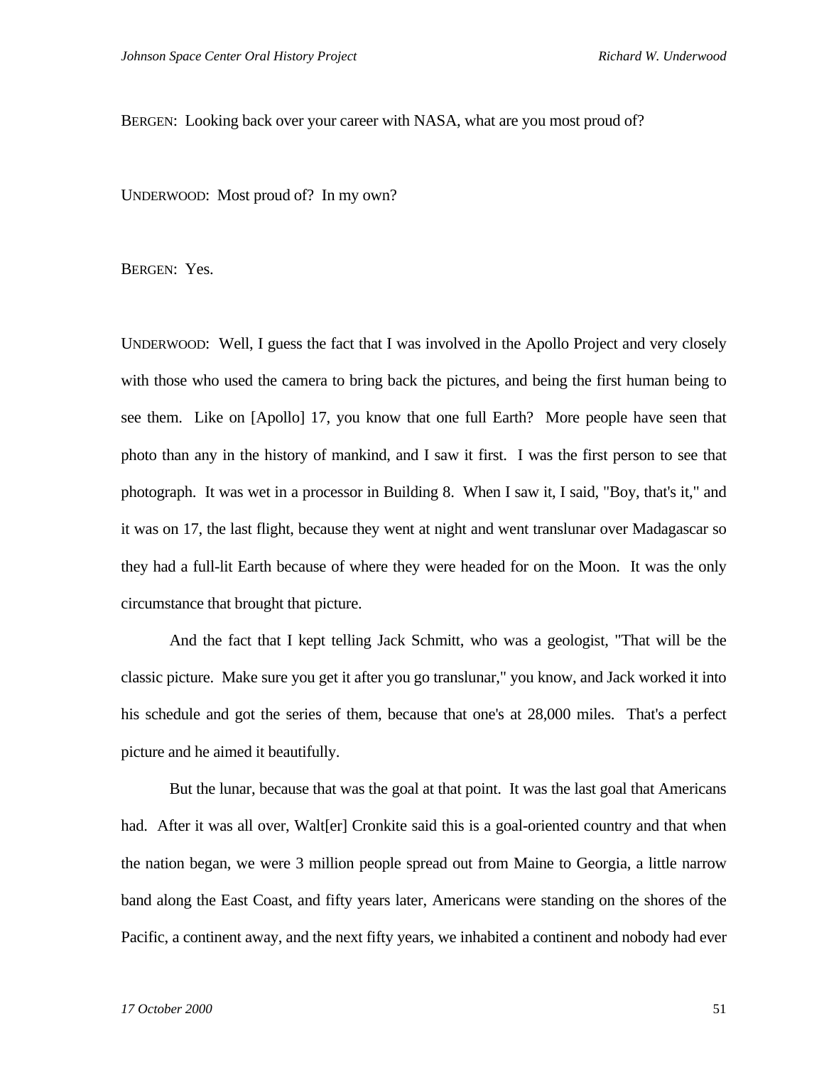BERGEN: Looking back over your career with NASA, what are you most proud of?

UNDERWOOD: Most proud of? In my own?

BERGEN: Yes.

UNDERWOOD: Well, I guess the fact that I was involved in the Apollo Project and very closely with those who used the camera to bring back the pictures, and being the first human being to see them. Like on [Apollo] 17, you know that one full Earth? More people have seen that photo than any in the history of mankind, and I saw it first. I was the first person to see that photograph. It was wet in a processor in Building 8. When I saw it, I said, "Boy, that's it," and it was on 17, the last flight, because they went at night and went translunar over Madagascar so they had a full-lit Earth because of where they were headed for on the Moon. It was the only circumstance that brought that picture.

And the fact that I kept telling Jack Schmitt, who was a geologist, "That will be the classic picture. Make sure you get it after you go translunar," you know, and Jack worked it into his schedule and got the series of them, because that one's at 28,000 miles. That's a perfect picture and he aimed it beautifully.

But the lunar, because that was the goal at that point. It was the last goal that Americans had. After it was all over, Walt[er] Cronkite said this is a goal-oriented country and that when the nation began, we were 3 million people spread out from Maine to Georgia, a little narrow band along the East Coast, and fifty years later, Americans were standing on the shores of the Pacific, a continent away, and the next fifty years, we inhabited a continent and nobody had ever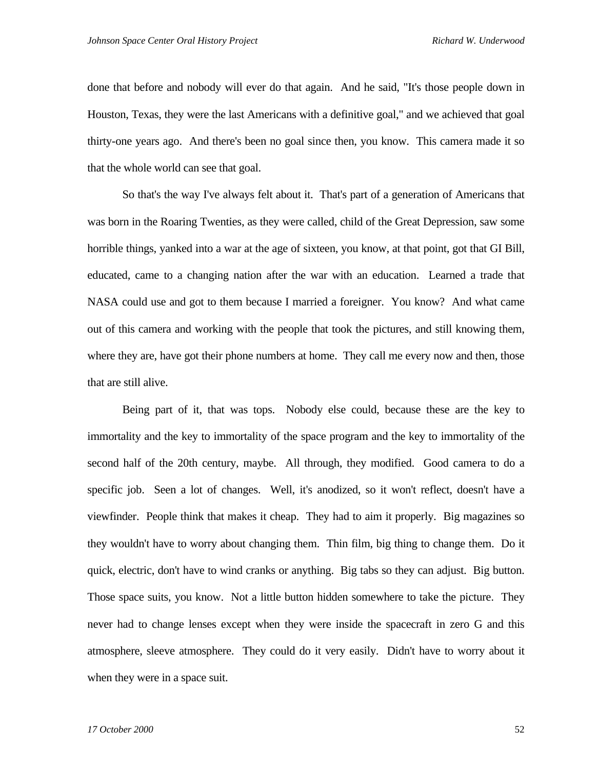done that before and nobody will ever do that again. And he said, "It's those people down in Houston, Texas, they were the last Americans with a definitive goal," and we achieved that goal thirty-one years ago. And there's been no goal since then, you know. This camera made it so that the whole world can see that goal.

So that's the way I've always felt about it. That's part of a generation of Americans that was born in the Roaring Twenties, as they were called, child of the Great Depression, saw some horrible things, yanked into a war at the age of sixteen, you know, at that point, got that GI Bill, educated, came to a changing nation after the war with an education. Learned a trade that NASA could use and got to them because I married a foreigner. You know? And what came out of this camera and working with the people that took the pictures, and still knowing them, where they are, have got their phone numbers at home. They call me every now and then, those that are still alive.

Being part of it, that was tops. Nobody else could, because these are the key to immortality and the key to immortality of the space program and the key to immortality of the second half of the 20th century, maybe. All through, they modified. Good camera to do a specific job. Seen a lot of changes. Well, it's anodized, so it won't reflect, doesn't have a viewfinder. People think that makes it cheap. They had to aim it properly. Big magazines so they wouldn't have to worry about changing them. Thin film, big thing to change them. Do it quick, electric, don't have to wind cranks or anything. Big tabs so they can adjust. Big button. Those space suits, you know. Not a little button hidden somewhere to take the picture. They never had to change lenses except when they were inside the spacecraft in zero G and this atmosphere, sleeve atmosphere. They could do it very easily. Didn't have to worry about it when they were in a space suit.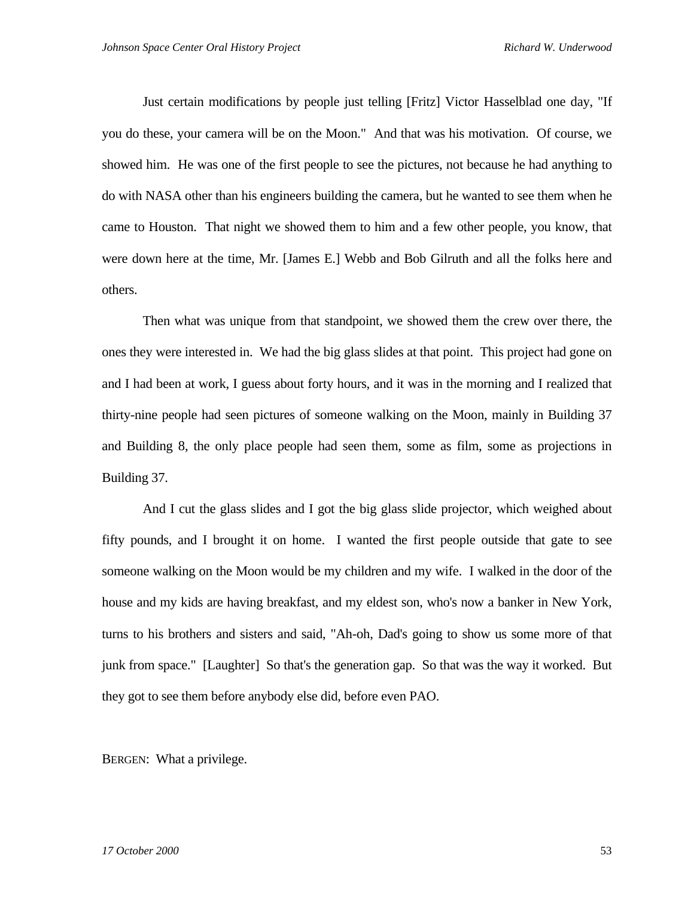Just certain modifications by people just telling [Fritz] Victor Hasselblad one day, "If you do these, your camera will be on the Moon." And that was his motivation. Of course, we showed him. He was one of the first people to see the pictures, not because he had anything to do with NASA other than his engineers building the camera, but he wanted to see them when he came to Houston. That night we showed them to him and a few other people, you know, that were down here at the time, Mr. [James E.] Webb and Bob Gilruth and all the folks here and others.

Then what was unique from that standpoint, we showed them the crew over there, the ones they were interested in. We had the big glass slides at that point. This project had gone on and I had been at work, I guess about forty hours, and it was in the morning and I realized that thirty-nine people had seen pictures of someone walking on the Moon, mainly in Building 37 and Building 8, the only place people had seen them, some as film, some as projections in Building 37.

And I cut the glass slides and I got the big glass slide projector, which weighed about fifty pounds, and I brought it on home. I wanted the first people outside that gate to see someone walking on the Moon would be my children and my wife. I walked in the door of the house and my kids are having breakfast, and my eldest son, who's now a banker in New York, turns to his brothers and sisters and said, "Ah-oh, Dad's going to show us some more of that junk from space." [Laughter] So that's the generation gap. So that was the way it worked. But they got to see them before anybody else did, before even PAO.

BERGEN: What a privilege.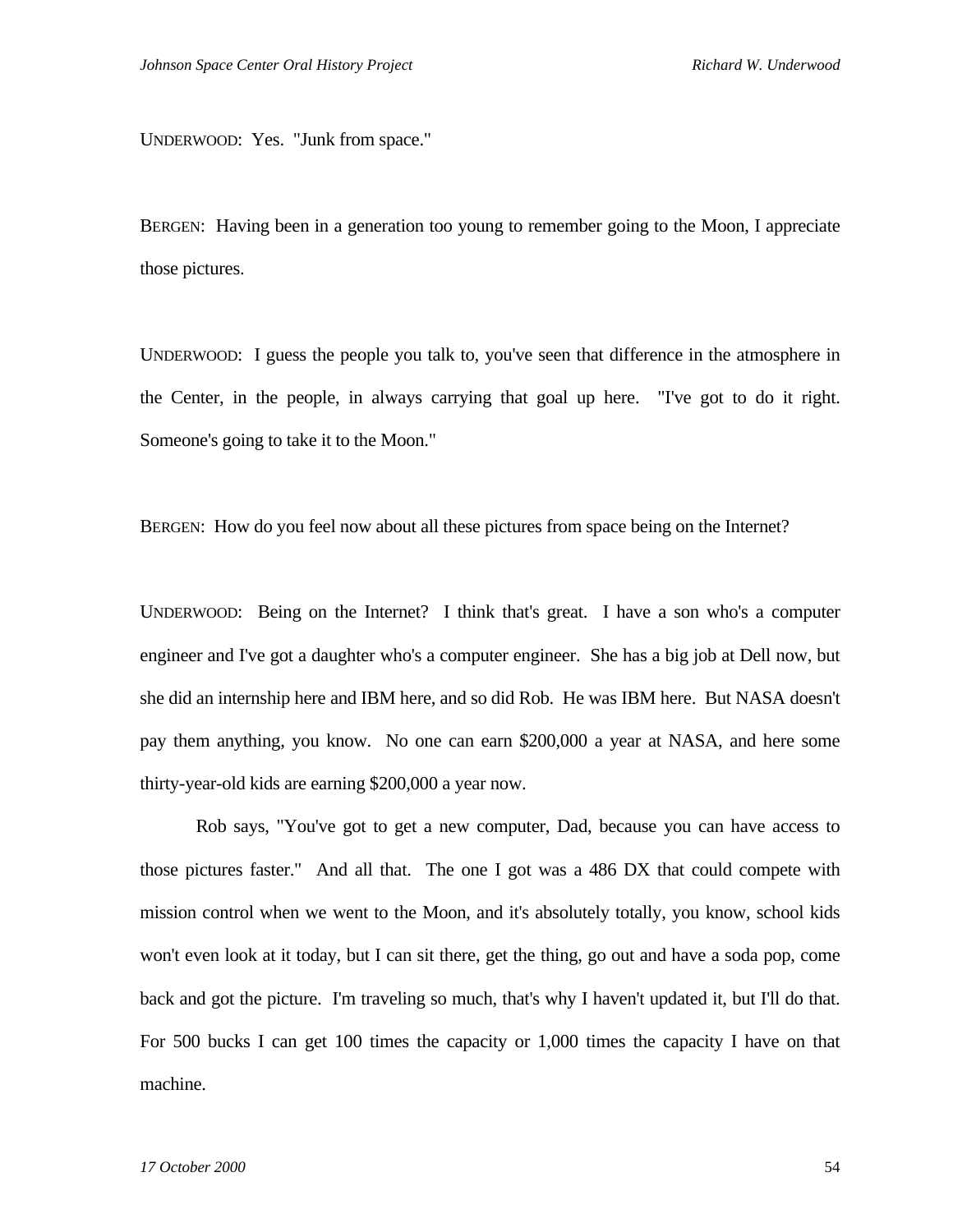UNDERWOOD: Yes. "Junk from space."

BERGEN: Having been in a generation too young to remember going to the Moon, I appreciate those pictures.

UNDERWOOD: I guess the people you talk to, you've seen that difference in the atmosphere in the Center, in the people, in always carrying that goal up here. "I've got to do it right. Someone's going to take it to the Moon."

BERGEN: How do you feel now about all these pictures from space being on the Internet?

UNDERWOOD: Being on the Internet? I think that's great. I have a son who's a computer engineer and I've got a daughter who's a computer engineer. She has a big job at Dell now, but she did an internship here and IBM here, and so did Rob. He was IBM here. But NASA doesn't pay them anything, you know. No one can earn $200,000 a year at NASA, and here some thirty-year-old kids are earning $200,000 a year now.

Rob says, "You've got to get a new computer, Dad, because you can have access to those pictures faster." And all that. The one I got was a 486 DX that could compete with mission control when we went to the Moon, and it's absolutely totally, you know, school kids won't even look at it today, but I can sit there, get the thing, go out and have a soda pop, come back and got the picture. I'm traveling so much, that's why I haven't updated it, but I'll do that. For 500 bucks I can get 100 times the capacity or 1,000 times the capacity I have on that machine.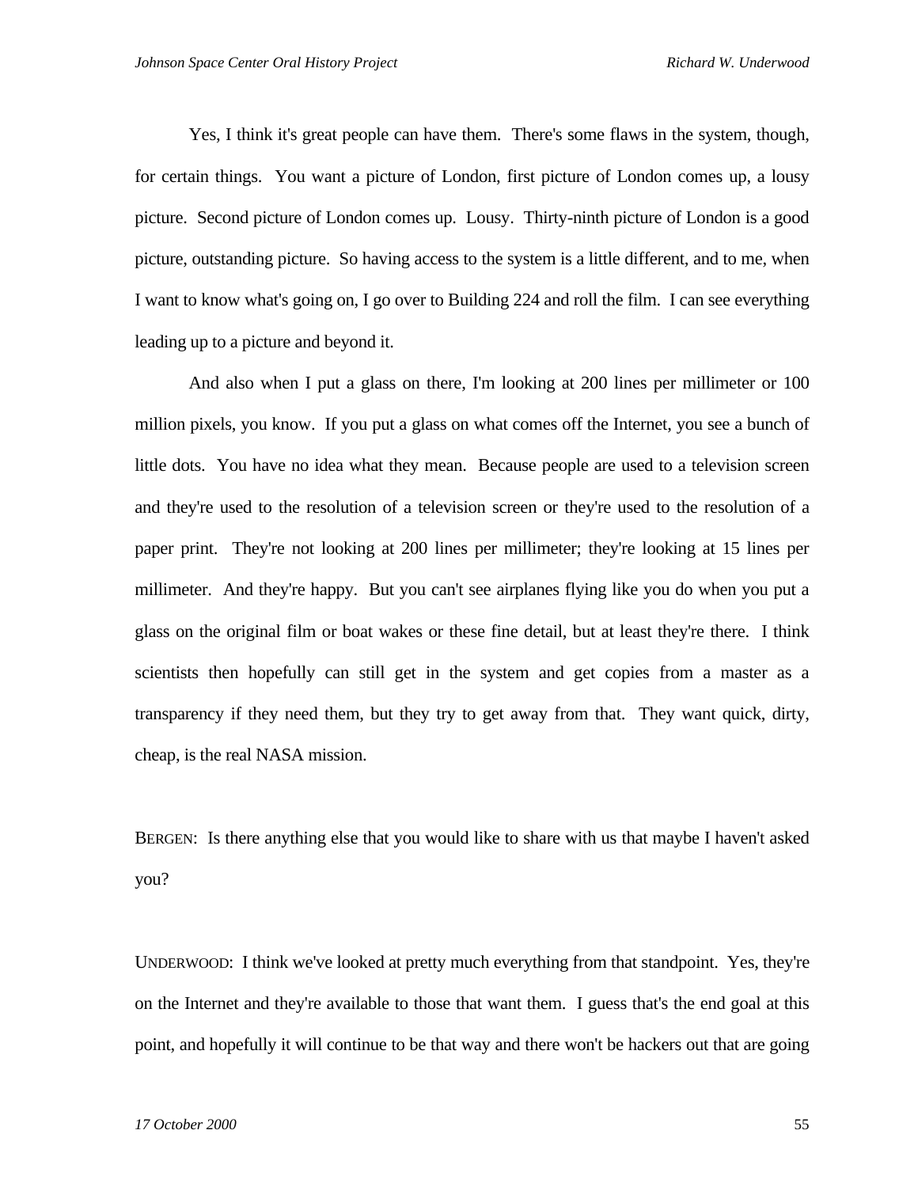Yes, I think it's great people can have them. There's some flaws in the system, though, for certain things. You want a picture of London, first picture of London comes up, a lousy picture. Second picture of London comes up. Lousy. Thirty-ninth picture of London is a good picture, outstanding picture. So having access to the system is a little different, and to me, when I want to know what's going on, I go over to Building 224 and roll the film. I can see everything leading up to a picture and beyond it.

And also when I put a glass on there, I'm looking at 200 lines per millimeter or 100 million pixels, you know. If you put a glass on what comes off the Internet, you see a bunch of little dots. You have no idea what they mean. Because people are used to a television screen and they're used to the resolution of a television screen or they're used to the resolution of a paper print. They're not looking at 200 lines per millimeter; they're looking at 15 lines per millimeter. And they're happy. But you can't see airplanes flying like you do when you put a glass on the original film or boat wakes or these fine detail, but at least they're there. I think scientists then hopefully can still get in the system and get copies from a master as a transparency if they need them, but they try to get away from that. They want quick, dirty, cheap, is the real NASA mission.

BERGEN: Is there anything else that you would like to share with us that maybe I haven't asked you?

UNDERWOOD: I think we've looked at pretty much everything from that standpoint. Yes, they're on the Internet and they're available to those that want them. I guess that's the end goal at this point, and hopefully it will continue to be that way and there won't be hackers out that are going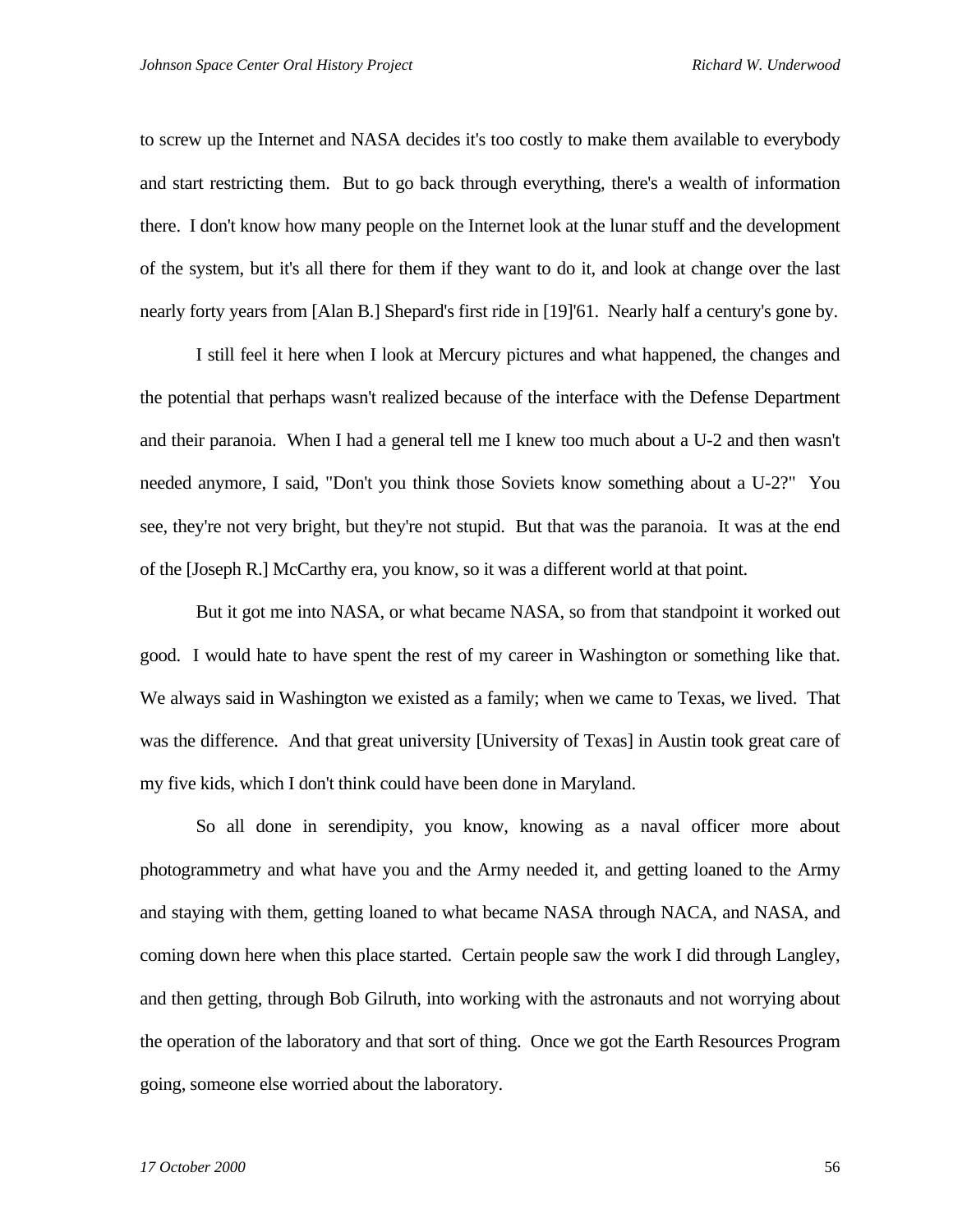to screw up the Internet and NASA decides it's too costly to make them available to everybody and start restricting them. But to go back through everything, there's a wealth of information there. I don't know how many people on the Internet look at the lunar stuff and the development of the system, but it's all there for them if they want to do it, and look at change over the last nearly forty years from [Alan B.] Shepard's first ride in [19]'61. Nearly half a century's gone by.

I still feel it here when I look at Mercury pictures and what happened, the changes and the potential that perhaps wasn't realized because of the interface with the Defense Department and their paranoia. When I had a general tell me I knew too much about a U-2 and then wasn't needed anymore, I said, "Don't you think those Soviets know something about a U-2?" You see, they're not very bright, but they're not stupid. But that was the paranoia. It was at the end of the [Joseph R.] McCarthy era, you know, so it was a different world at that point.

But it got me into NASA, or what became NASA, so from that standpoint it worked out good. I would hate to have spent the rest of my career in Washington or something like that. We always said in Washington we existed as a family; when we came to Texas, we lived. That was the difference. And that great university [University of Texas] in Austin took great care of my five kids, which I don't think could have been done in Maryland.

So all done in serendipity, you know, knowing as a naval officer more about photogrammetry and what have you and the Army needed it, and getting loaned to the Army and staying with them, getting loaned to what became NASA through NACA, and NASA, and coming down here when this place started. Certain people saw the work I did through Langley, and then getting, through Bob Gilruth, into working with the astronauts and not worrying about the operation of the laboratory and that sort of thing. Once we got the Earth Resources Program going, someone else worried about the laboratory.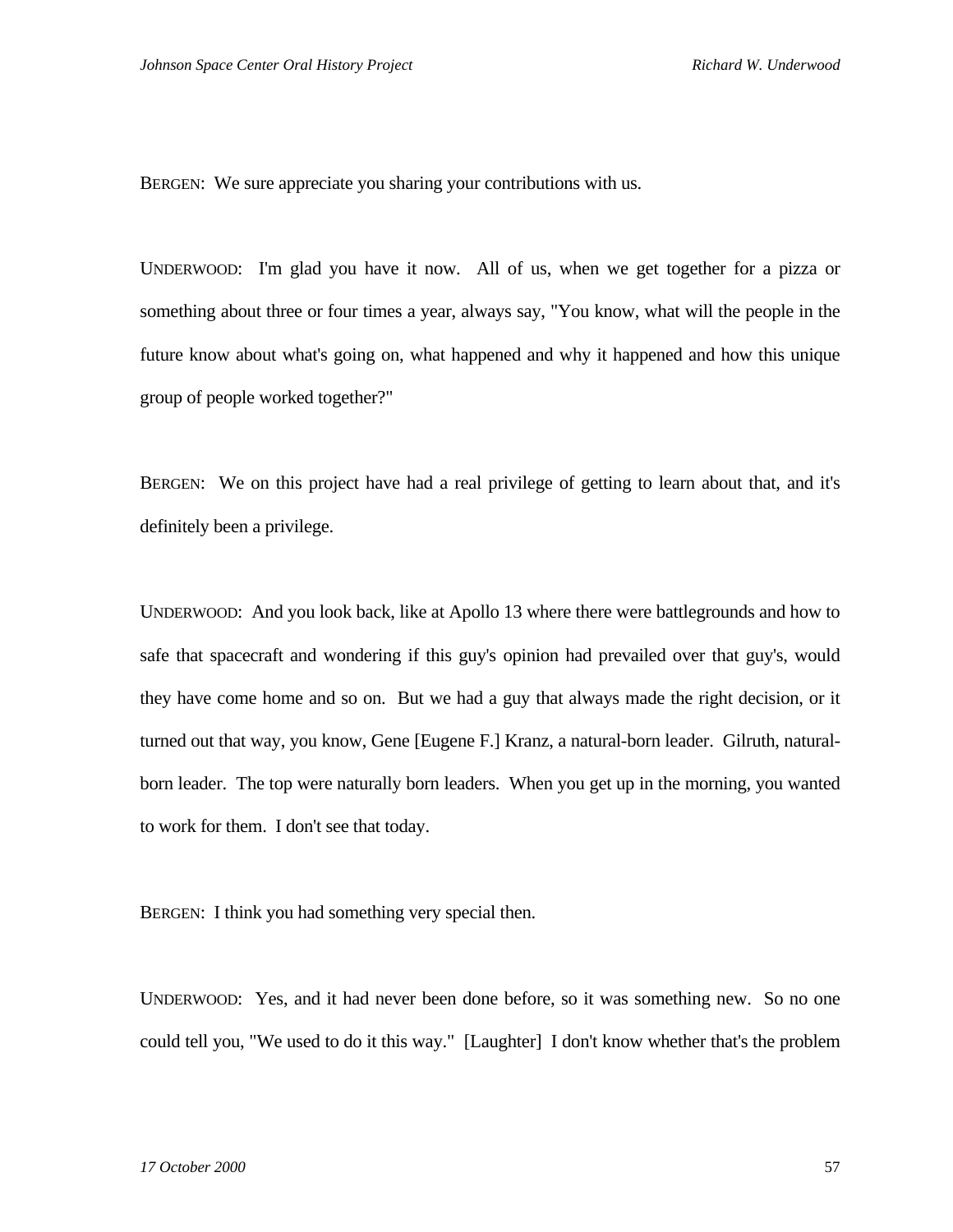BERGEN: We sure appreciate you sharing your contributions with us.

UNDERWOOD: I'm glad you have it now. All of us, when we get together for a pizza or something about three or four times a year, always say, "You know, what will the people in the future know about what's going on, what happened and why it happened and how this unique group of people worked together?"

BERGEN: We on this project have had a real privilege of getting to learn about that, and it's definitely been a privilege.

UNDERWOOD: And you look back, like at Apollo 13 where there were battlegrounds and how to safe that spacecraft and wondering if this guy's opinion had prevailed over that guy's, would they have come home and so on. But we had a guy that always made the right decision, or it turned out that way, you know, Gene [Eugene F.] Kranz, a natural-born leader. Gilruth, natural-born leader. The top were naturally born leaders. When you get up in the morning, you wanted to work for them. I don't see that today.

BERGEN: I think you had something very special then.

UNDERWOOD: Yes, and it had never been done before, so it was something new. So no one could tell you, "We used to do it this way." [Laughter] I don't know whether that's the problem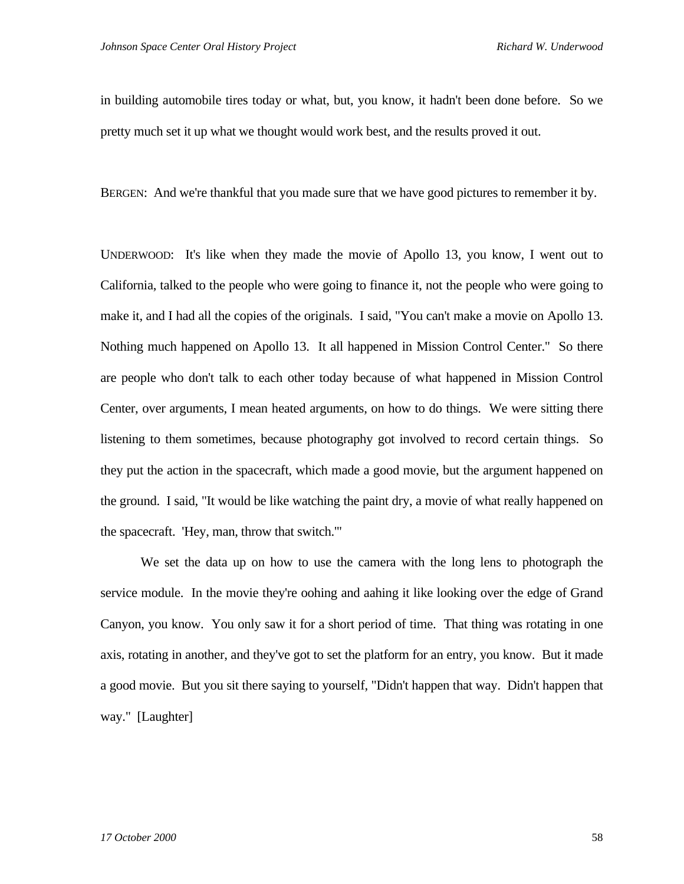in building automobile tires today or what, but, you know, it hadn't been done before. So we pretty much set it up what we thought would work best, and the results proved it out.

BERGEN: And we're thankful that you made sure that we have good pictures to remember it by.

UNDERWOOD: It's like when they made the movie of Apollo 13, you know, I went out to California, talked to the people who were going to finance it, not the people who were going to make it, and I had all the copies of the originals. I said, "You can't make a movie on Apollo 13. Nothing much happened on Apollo 13. It all happened in Mission Control Center." So there are people who don't talk to each other today because of what happened in Mission Control Center, over arguments, I mean heated arguments, on how to do things. We were sitting there listening to them sometimes, because photography got involved to record certain things. So they put the action in the spacecraft, which made a good movie, but the argument happened on the ground. I said, "It would be like watching the paint dry, a movie of what really happened on the spacecraft. 'Hey, man, throw that switch.'"

We set the data up on how to use the camera with the long lens to photograph the service module. In the movie they're oohing and aahing it like looking over the edge of Grand Canyon, you know. You only saw it for a short period of time. That thing was rotating in one axis, rotating in another, and they've got to set the platform for an entry, you know. But it made a good movie. But you sit there saying to yourself, "Didn't happen that way. Didn't happen that way." [Laughter]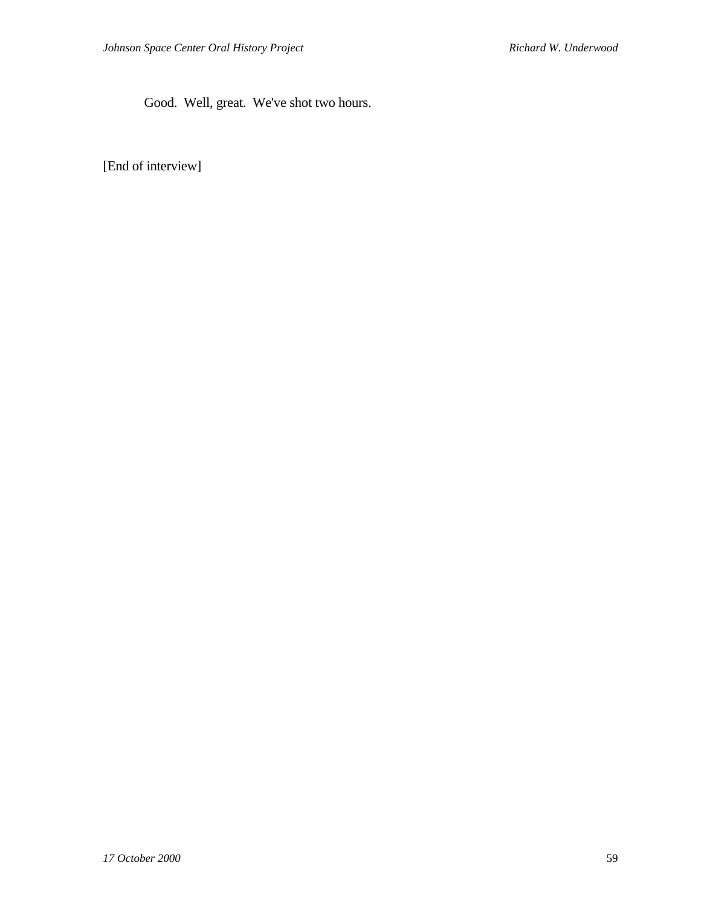Good. Well, great. We've shot two hours.

[End of interview]